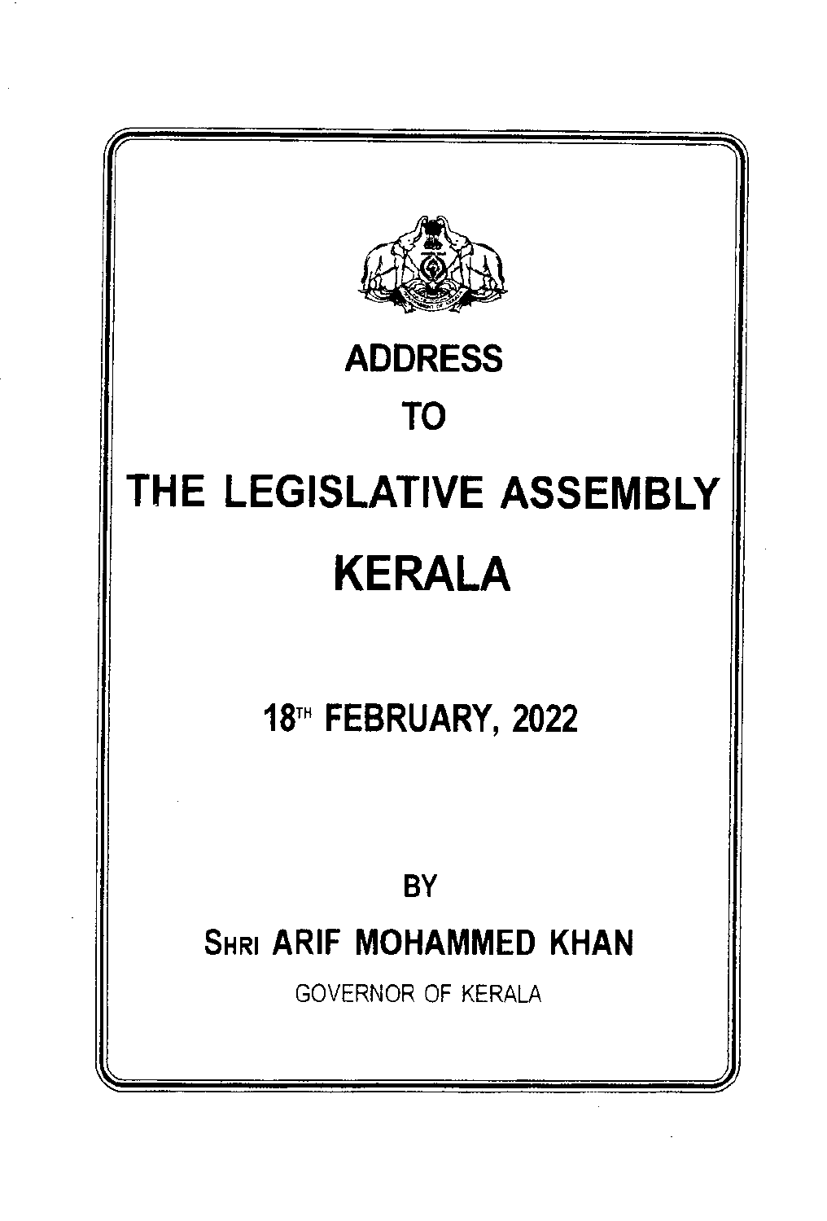# ADDRESS

# TO

# THE LEGISLATIVE ASSEMBLY

# KERALA

## 18TH FEBRUARY, 2022

BY

**SHRI ARIF MOHAMMED KHAN**

GOVERNOR OF KERALA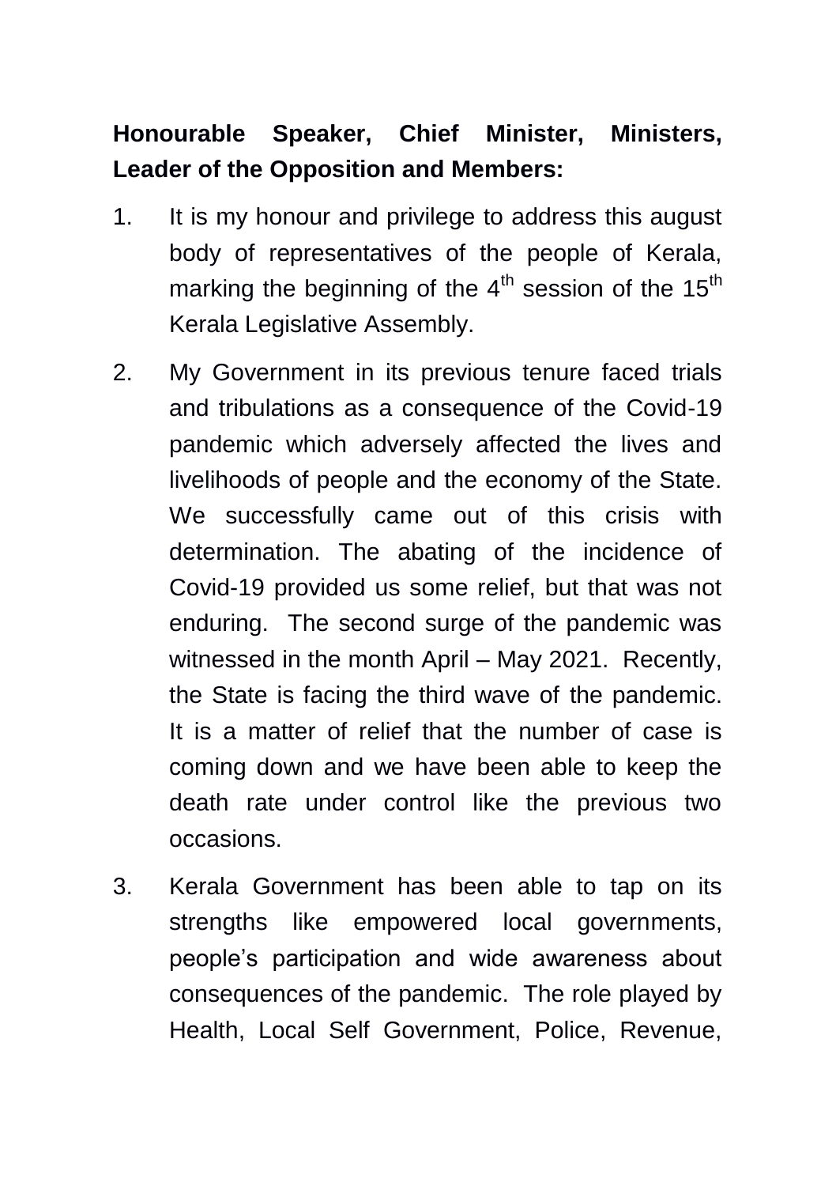**Honourable Speaker, Chief Minister, Ministers, Leader of the Opposition and Members:**

1. It is my honour and privilege to address this august body of representatives of the people of Kerala, marking the beginning of the 4th session of the 15th Kerala Legislative Assembly.

2. My Government in its previous tenure faced trials and tribulations as a consequence of the Covid-19 pandemic which adversely affected the lives and livelihoods of people and the economy of the State. We successfully came out of this crisis with determination. The abating of the incidence of Covid-19 provided us some relief, but that was not enduring. The second surge of the pandemic was witnessed in the month April – May 2021. Recently, the State is facing the third wave of the pandemic. It is a matter of relief that the number of case is coming down and we have been able to keep the death rate under control like the previous two occasions.

3. Kerala Government has been able to tap on its strengths like empowered local governments, people's participation and wide awareness about consequences of the pandemic. The role played by Health, Local Self Government, Police, Revenue,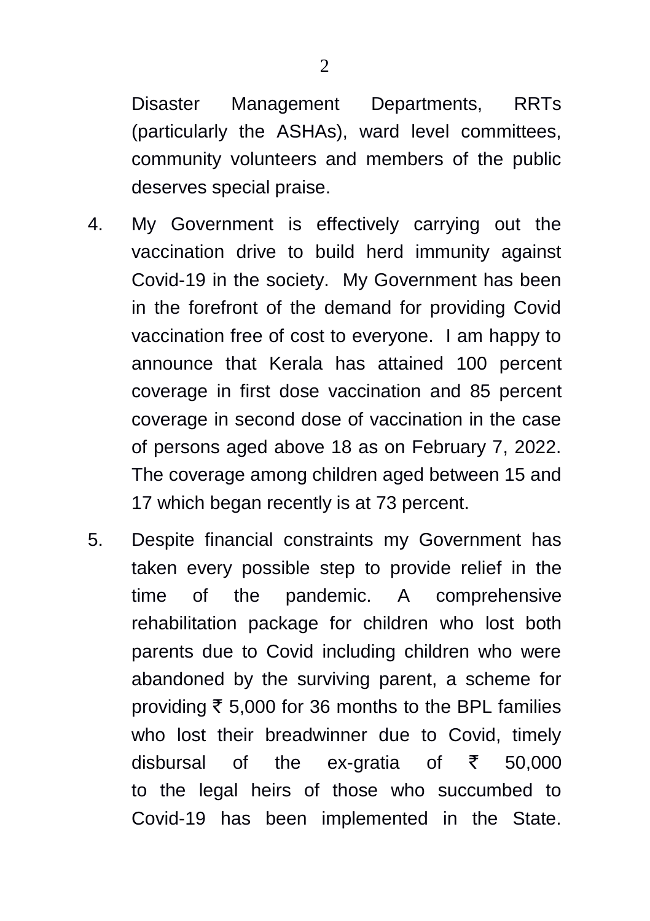Disaster Management Departments, RRTs (particularly the ASHAs), ward level committees, community volunteers and members of the public deserves special praise.

4. My Government is effectively carrying out the vaccination drive to build herd immunity against Covid-19 in the society. My Government has been in the forefront of the demand for providing Covid vaccination free of cost to everyone. I am happy to announce that Kerala has attained 100 percent coverage in first dose vaccination and 85 percent coverage in second dose of vaccination in the case of persons aged above 18 as on February 7, 2022. The coverage among children aged between 15 and 17 which began recently is at 73 percent.

5. Despite financial constraints my Government has taken every possible step to provide relief in the time of the pandemic. A comprehensive rehabilitation package for children who lost both parents due to Covid including children who were abandoned by the surviving parent, a scheme for providing ₹ 5,000 for 36 months to the BPL families who lost their breadwinner due to Covid, timely disbursal of the ex-gratia of ₹ 50,000 to the legal heirs of those who succumbed to Covid-19 has been implemented in the State.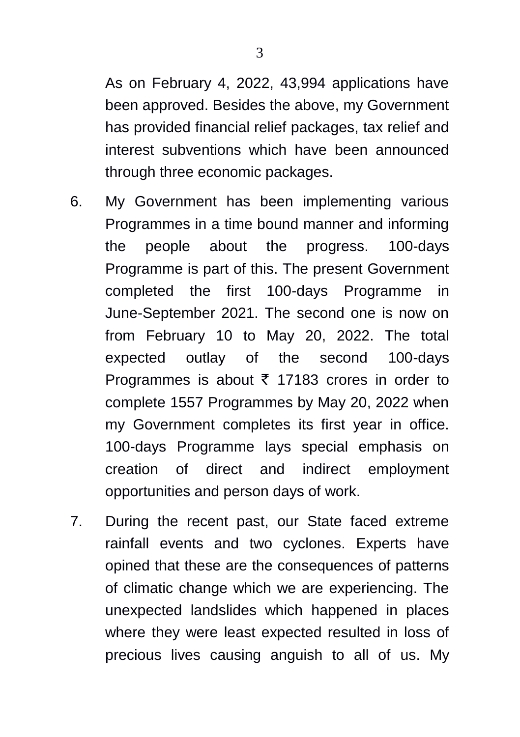As on February 4, 2022, 43,994 applications have been approved. Besides the above, my Government has provided financial relief packages, tax relief and interest subventions which have been announced through three economic packages.

6. My Government has been implementing various Programmes in a time bound manner and informing the people about the progress. 100-days Programme is part of this. The present Government completed the first 100-days Programme in June-September 2021. The second one is now on from February 10 to May 20, 2022. The total expected outlay of the second 100-days Programmes is about ₹ 17183 crores in order to complete 1557 Programmes by May 20, 2022 when my Government completes its first year in office. 100-days Programme lays special emphasis on creation of direct and indirect employment opportunities and person days of work.

7. During the recent past, our State faced extreme rainfall events and two cyclones. Experts have opined that these are the consequences of patterns of climatic change which we are experiencing. The unexpected landslides which happened in places where they were least expected resulted in loss of precious lives causing anguish to all of us. My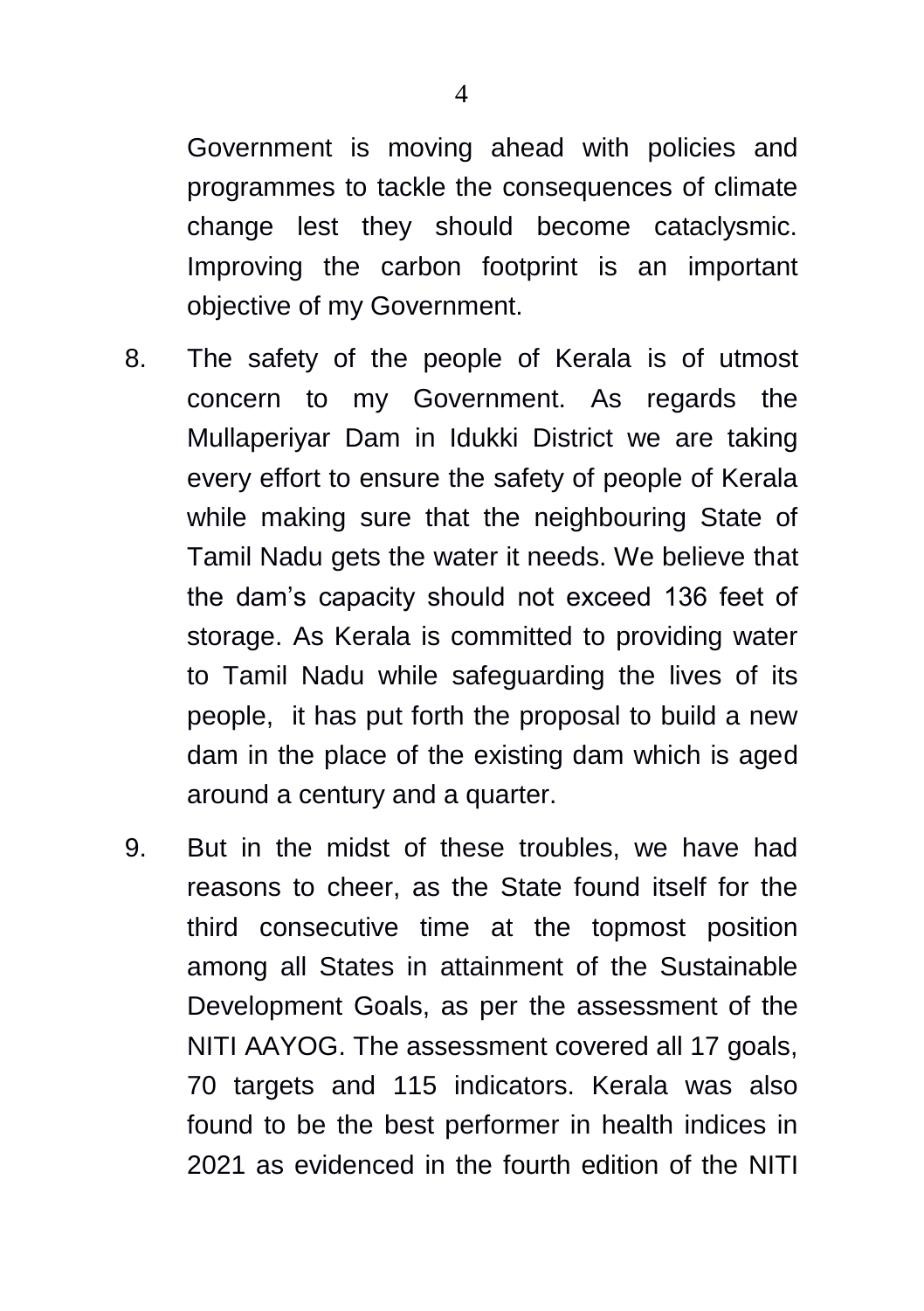Government is moving ahead with policies and programmes to tackle the consequences of climate change lest they should become cataclysmic. Improving the carbon footprint is an important objective of my Government.

8. The safety of the people of Kerala is of utmost concern to my Government. As regards the Mullaperiyar Dam in Idukki District we are taking every effort to ensure the safety of people of Kerala while making sure that the neighbouring State of Tamil Nadu gets the water it needs. We believe that the dam's capacity should not exceed 136 feet of storage. As Kerala is committed to providing water to Tamil Nadu while safeguarding the lives of its people, it has put forth the proposal to build a new dam in the place of the existing dam which is aged around a century and a quarter.

9. But in the midst of these troubles, we have had reasons to cheer, as the State found itself for the third consecutive time at the topmost position among all States in attainment of the Sustainable Development Goals, as per the assessment of the NITI AAYOG. The assessment covered all 17 goals, 70 targets and 115 indicators. Kerala was also found to be the best performer in health indices in 2021 as evidenced in the fourth edition of the NITI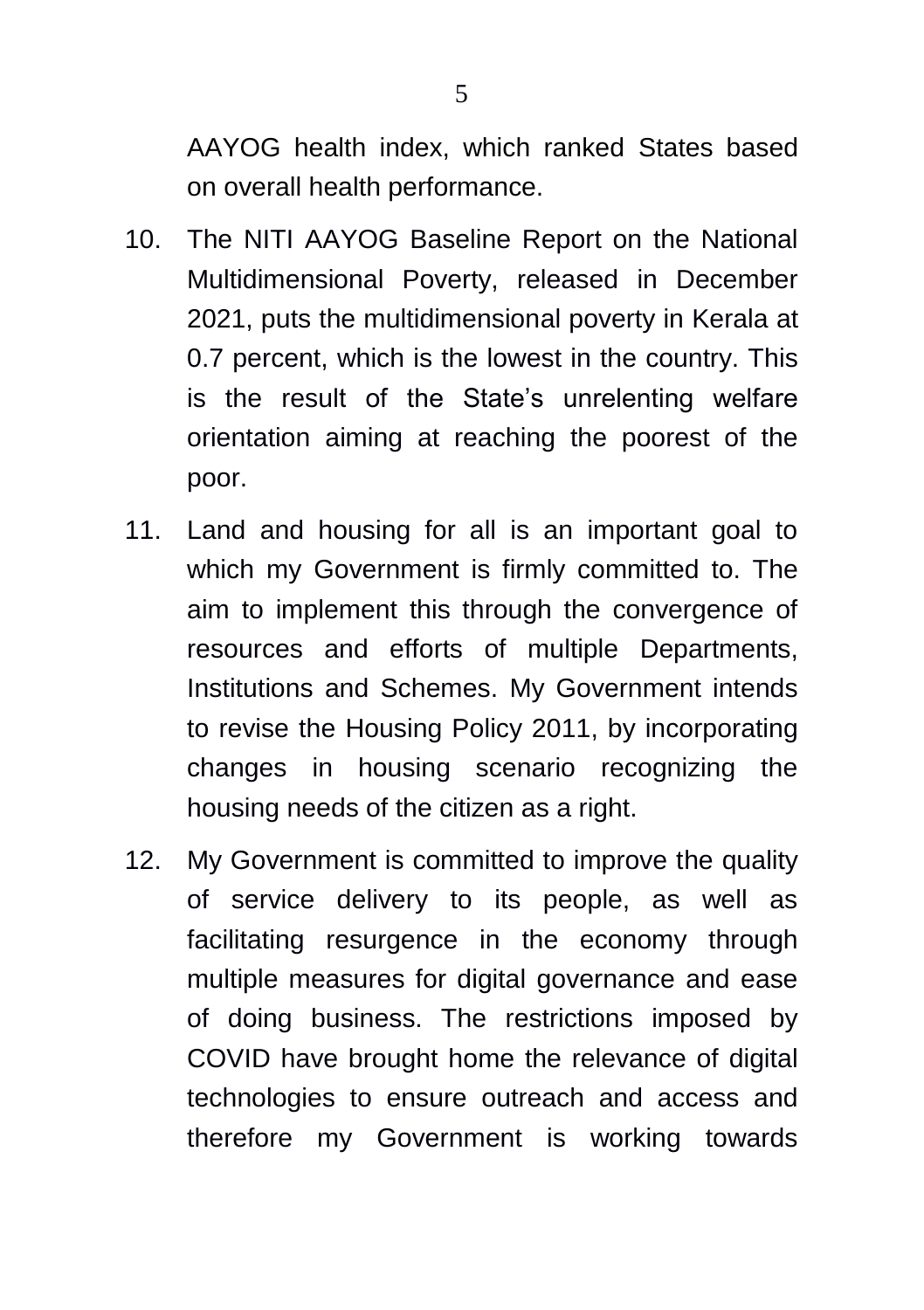AAYOG health index, which ranked States based on overall health performance.

10. The NITI AAYOG Baseline Report on the National Multidimensional Poverty, released in December 2021, puts the multidimensional poverty in Kerala at 0.7 percent, which is the lowest in the country. This is the result of the State's unrelenting welfare orientation aiming at reaching the poorest of the poor.

11. Land and housing for all is an important goal to which my Government is firmly committed to. The aim to implement this through the convergence of resources and efforts of multiple Departments, Institutions and Schemes. My Government intends to revise the Housing Policy 2011, by incorporating changes in housing scenario recognizing the housing needs of the citizen as a right.

12. My Government is committed to improve the quality of service delivery to its people, as well as facilitating resurgence in the economy through multiple measures for digital governance and ease of doing business. The restrictions imposed by COVID have brought home the relevance of digital technologies to ensure outreach and access and therefore my Government is working towards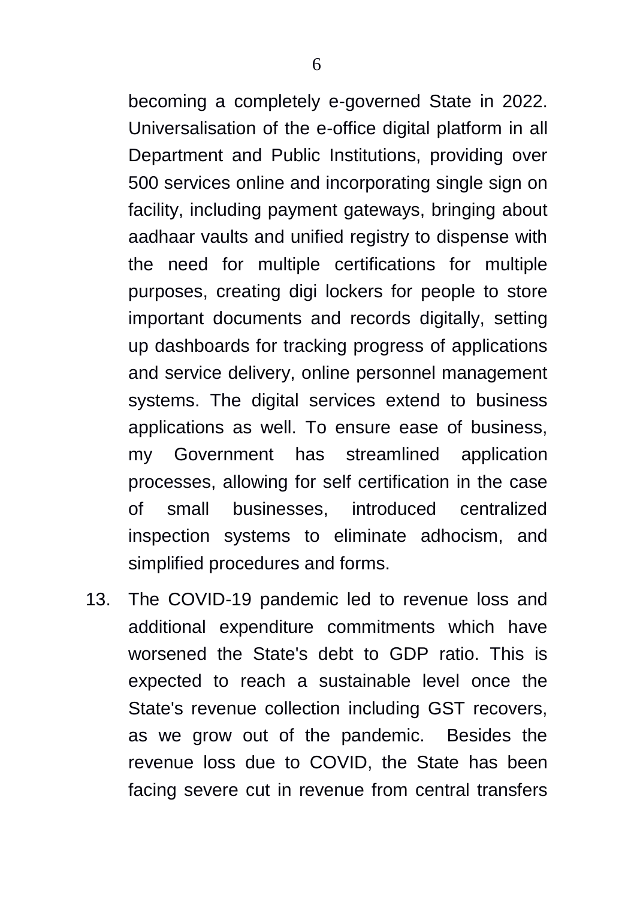becoming a completely e-governed State in 2022. Universalisation of the e-office digital platform in all Department and Public Institutions, providing over 500 services online and incorporating single sign on facility, including payment gateways, bringing about aadhaar vaults and unified registry to dispense with the need for multiple certifications for multiple purposes, creating digi lockers for people to store important documents and records digitally, setting up dashboards for tracking progress of applications and service delivery, online personnel management systems. The digital services extend to business applications as well. To ensure ease of business, my Government has streamlined application processes, allowing for self certification in the case of small businesses, introduced centralized inspection systems to eliminate adhocism, and simplified procedures and forms.

13. The COVID-19 pandemic led to revenue loss and additional expenditure commitments which have worsened the State's debt to GDP ratio. This is expected to reach a sustainable level once the State's revenue collection including GST recovers, as we grow out of the pandemic. Besides the revenue loss due to COVID, the State has been facing severe cut in revenue from central transfers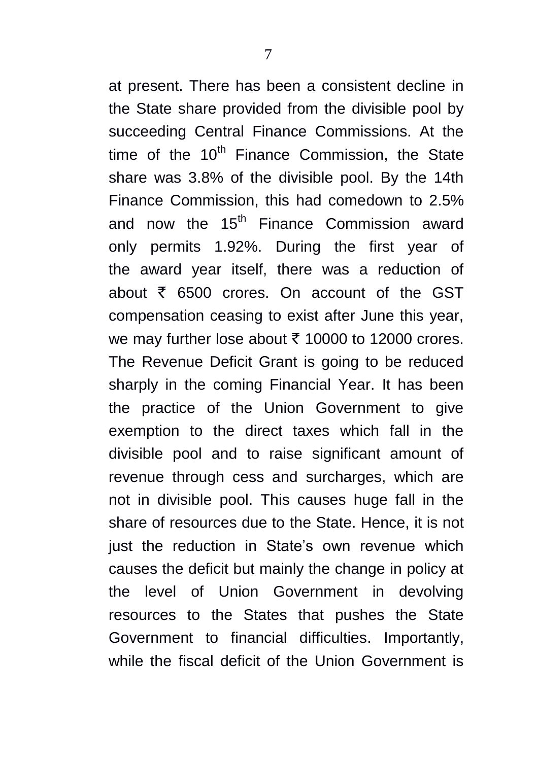at present. There has been a consistent decline in the State share provided from the divisible pool by succeeding Central Finance Commissions. At the time of the 10th Finance Commission, the State share was 3.8% of the divisible pool. By the 14th Finance Commission, this had comedown to 2.5% and now the 15th Finance Commission award only permits 1.92%. During the first year of the award year itself, there was a reduction of about ₹ 6500 crores. On account of the GST compensation ceasing to exist after June this year, we may further lose about ₹ 10000 to 12000 crores. The Revenue Deficit Grant is going to be reduced sharply in the coming Financial Year. It has been the practice of the Union Government to give exemption to the direct taxes which fall in the divisible pool and to raise significant amount of revenue through cess and surcharges, which are not in divisible pool. This causes huge fall in the share of resources due to the State. Hence, it is not just the reduction in State's own revenue which causes the deficit but mainly the change in policy at the level of Union Government in devolving resources to the States that pushes the State Government to financial difficulties. Importantly, while the fiscal deficit of the Union Government is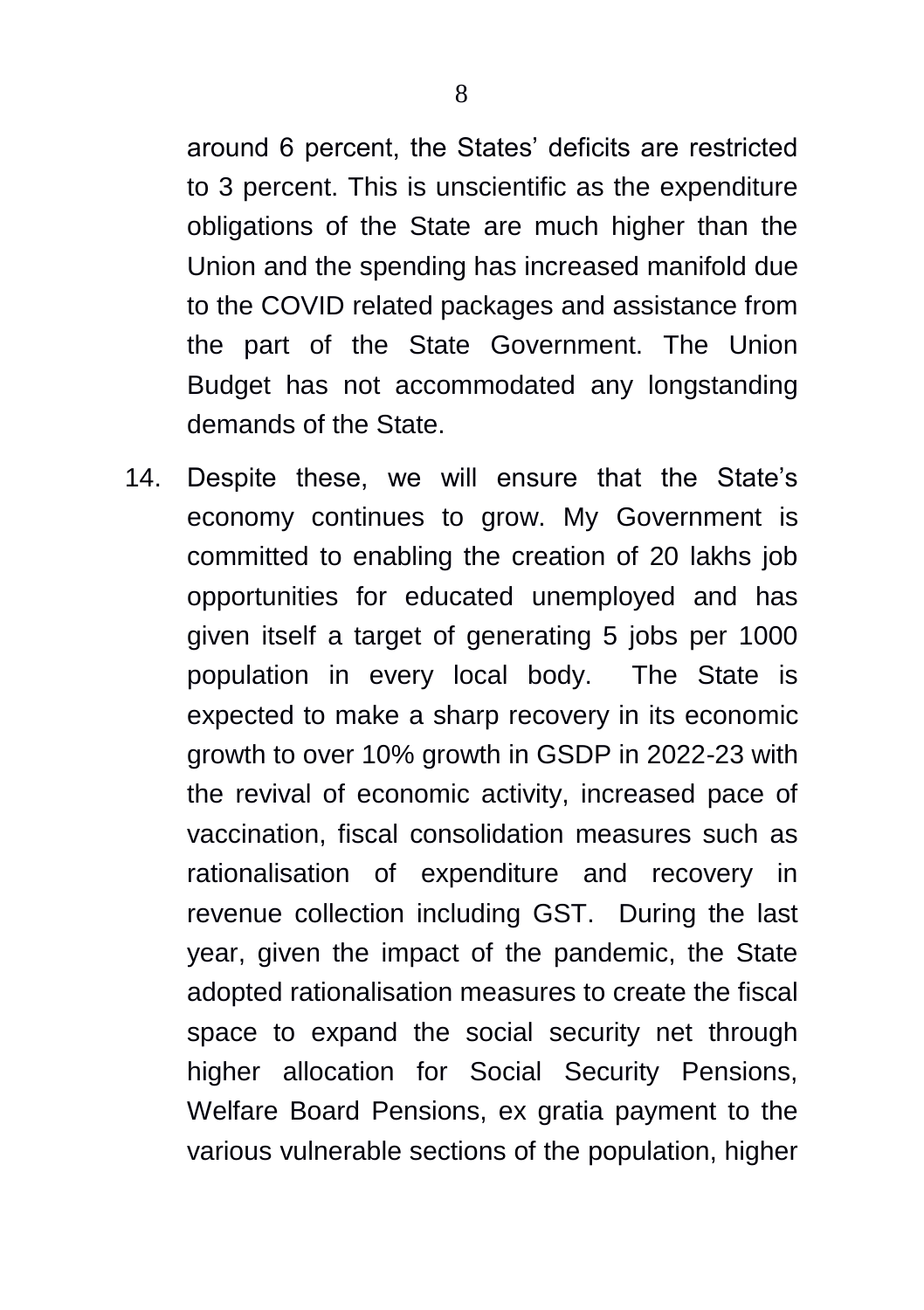around 6 percent, the States' deficits are restricted to 3 percent. This is unscientific as the expenditure obligations of the State are much higher than the Union and the spending has increased manifold due to the COVID related packages and assistance from the part of the State Government. The Union Budget has not accommodated any longstanding demands of the State.

14. Despite these, we will ensure that the State's economy continues to grow. My Government is committed to enabling the creation of 20 lakhs job opportunities for educated unemployed and has given itself a target of generating 5 jobs per 1000 population in every local body. The State is expected to make a sharp recovery in its economic growth to over 10% growth in GSDP in 2022-23 with the revival of economic activity, increased pace of vaccination, fiscal consolidation measures such as rationalisation of expenditure and recovery in revenue collection including GST. During the last year, given the impact of the pandemic, the State adopted rationalisation measures to create the fiscal space to expand the social security net through higher allocation for Social Security Pensions, Welfare Board Pensions, ex gratia payment to the various vulnerable sections of the population, higher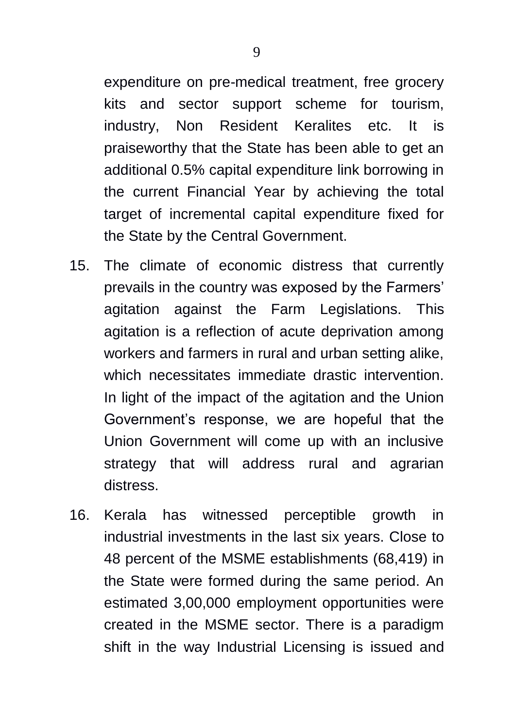expenditure on pre-medical treatment, free grocery kits and sector support scheme for tourism, industry, Non Resident Keralites etc. It is praiseworthy that the State has been able to get an additional 0.5% capital expenditure link borrowing in the current Financial Year by achieving the total target of incremental capital expenditure fixed for the State by the Central Government.

15. The climate of economic distress that currently prevails in the country was exposed by the Farmers' agitation against the Farm Legislations. This agitation is a reflection of acute deprivation among workers and farmers in rural and urban setting alike, which necessitates immediate drastic intervention. In light of the impact of the agitation and the Union Government's response, we are hopeful that the Union Government will come up with an inclusive strategy that will address rural and agrarian distress.

16. Kerala has witnessed perceptible growth in industrial investments in the last six years. Close to 48 percent of the MSME establishments (68,419) in the State were formed during the same period. An estimated 3,00,000 employment opportunities were created in the MSME sector. There is a paradigm shift in the way Industrial Licensing is issued and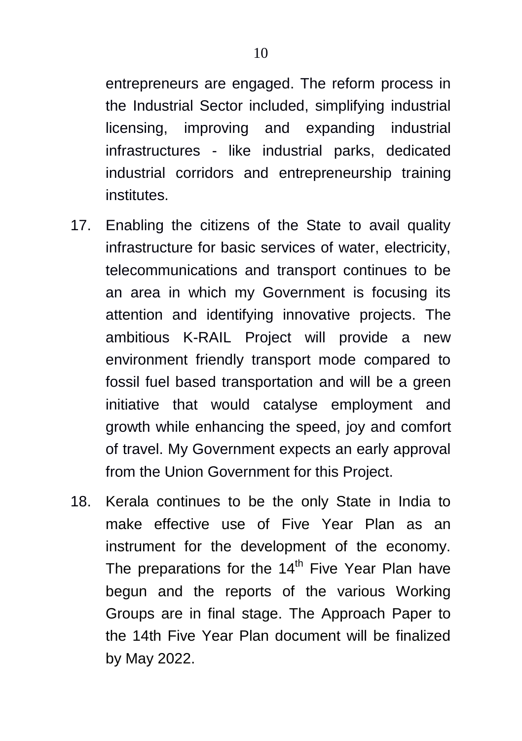entrepreneurs are engaged. The reform process in the Industrial Sector included, simplifying industrial licensing, improving and expanding industrial infrastructures - like industrial parks, dedicated industrial corridors and entrepreneurship training institutes.

17. Enabling the citizens of the State to avail quality infrastructure for basic services of water, electricity, telecommunications and transport continues to be an area in which my Government is focusing its attention and identifying innovative projects. The ambitious K-RAIL Project will provide a new environment friendly transport mode compared to fossil fuel based transportation and will be a green initiative that would catalyse employment and growth while enhancing the speed, joy and comfort of travel. My Government expects an early approval from the Union Government for this Project.

18. Kerala continues to be the only State in India to make effective use of Five Year Plan as an instrument for the development of the economy. The preparations for the 14th Five Year Plan have begun and the reports of the various Working Groups are in final stage. The Approach Paper to the 14th Five Year Plan document will be finalized by May 2022.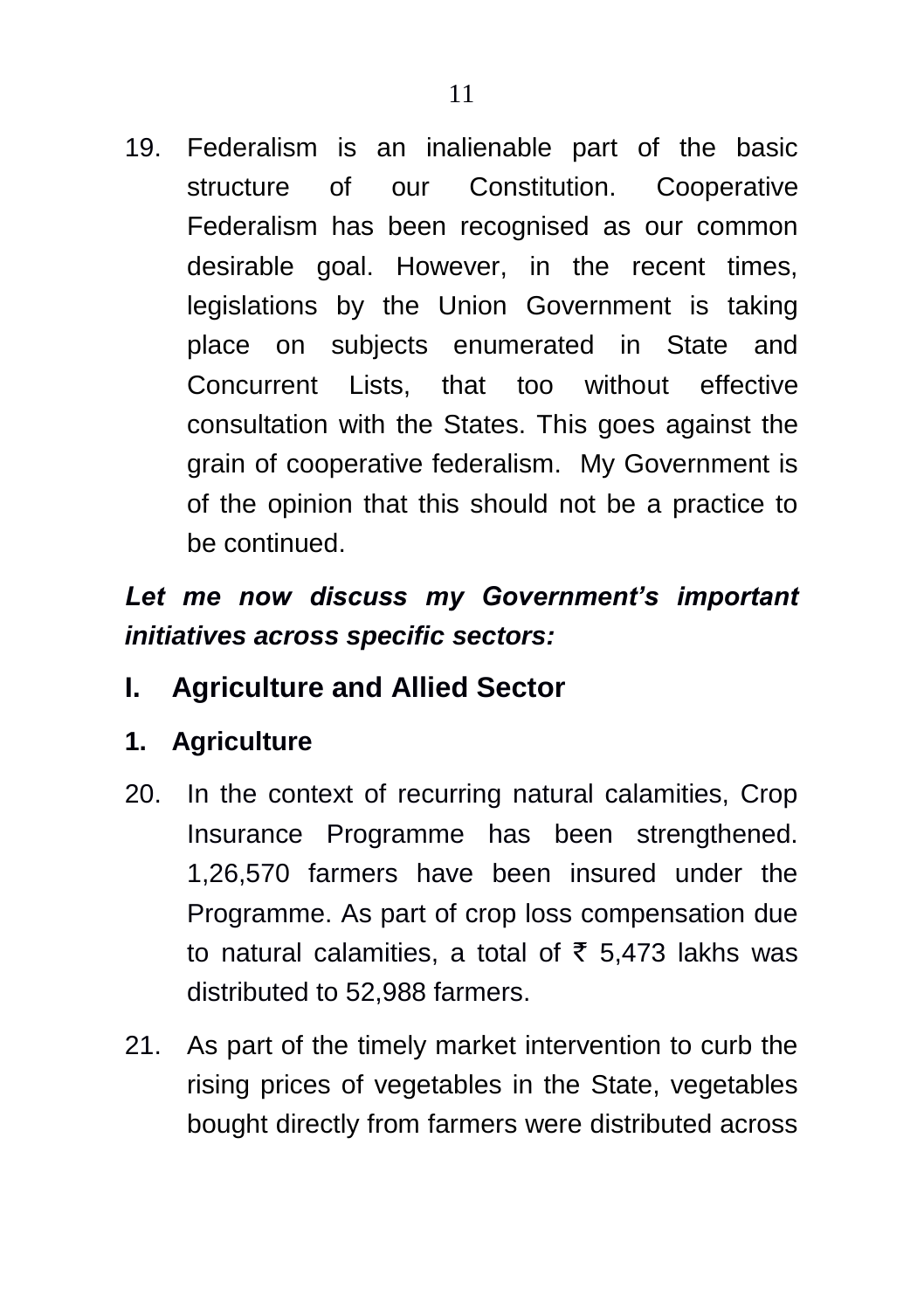19. Federalism is an inalienable part of the basic structure of our Constitution. Cooperative Federalism has been recognised as our common desirable goal. However, in the recent times, legislations by the Union Government is taking place on subjects enumerated in State and Concurrent Lists, that too without effective consultation with the States. This goes against the grain of cooperative federalism. My Government is of the opinion that this should not be a practice to be continued.

***Let me now discuss my Government's important initiatives across specific sectors:***

## I. Agriculture and Allied Sector

### 1. Agriculture

20. In the context of recurring natural calamities, Crop Insurance Programme has been strengthened. 1,26,570 farmers have been insured under the Programme. As part of crop loss compensation due to natural calamities, a total of ₹ 5,473 lakhs was distributed to 52,988 farmers.

21. As part of the timely market intervention to curb the rising prices of vegetables in the State, vegetables bought directly from farmers were distributed across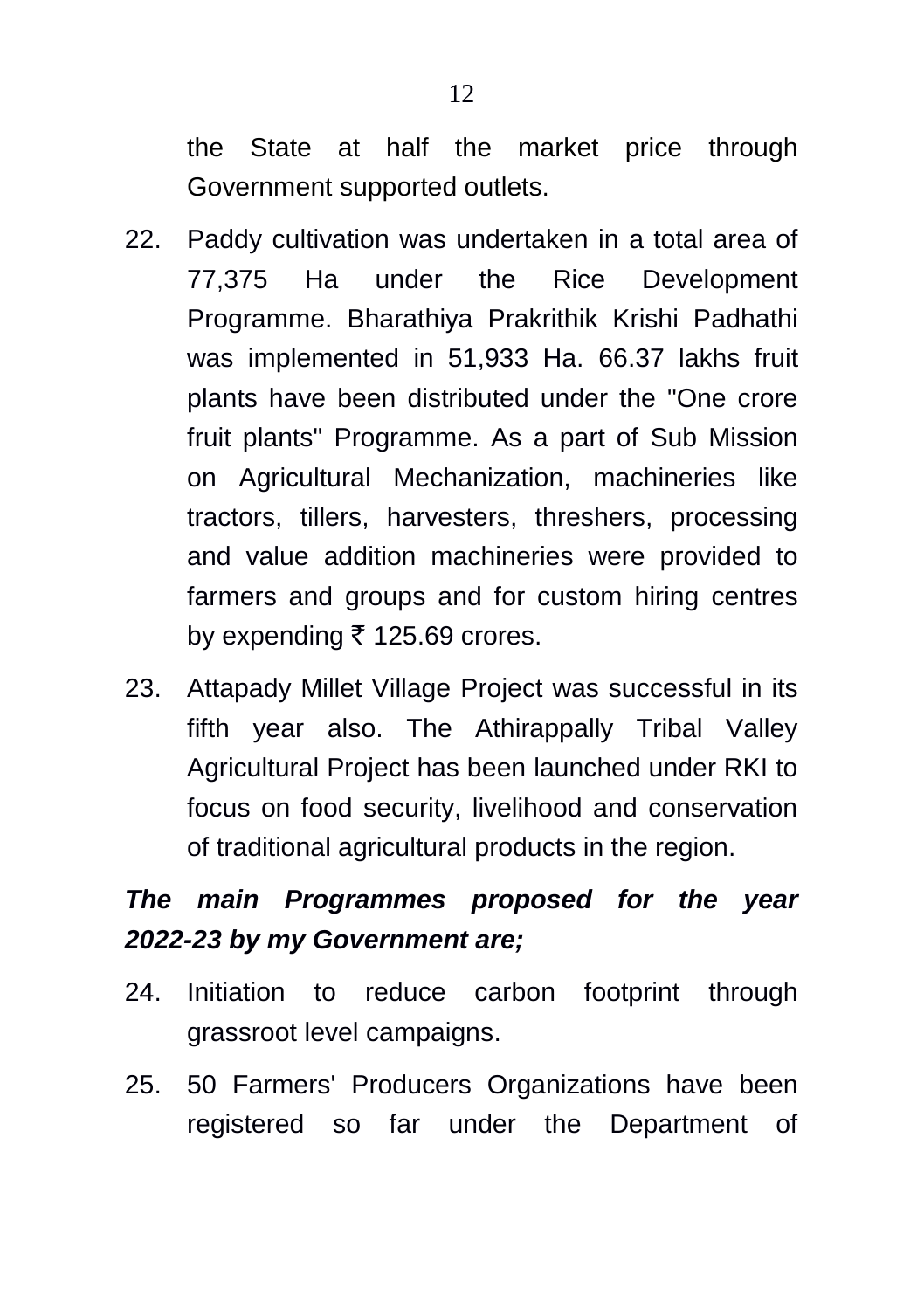the State at half the market price through Government supported outlets.

22. Paddy cultivation was undertaken in a total area of 77,375 Ha under the Rice Development Programme. Bharathiya Prakrithik Krishi Padhathi was implemented in 51,933 Ha. 66.37 lakhs fruit plants have been distributed under the "One crore fruit plants" Programme. As a part of Sub Mission on Agricultural Mechanization, machineries like tractors, tillers, harvesters, threshers, processing and value addition machineries were provided to farmers and groups and for custom hiring centres by expending ₹ 125.69 crores.

23. Attapady Millet Village Project was successful in its fifth year also. The Athirappally Tribal Valley Agricultural Project has been launched under RKI to focus on food security, livelihood and conservation of traditional agricultural products in the region.

***The main Programmes proposed for the year 2022-23 by my Government are;***

24. Initiation to reduce carbon footprint through grassroot level campaigns.

25. 50 Farmers' Producers Organizations have been registered so far under the Department of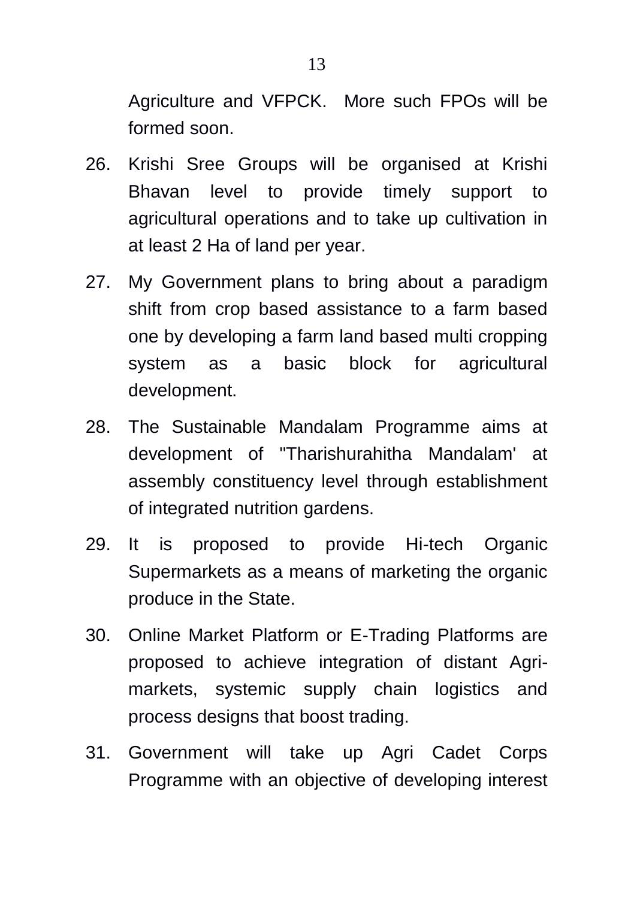Agriculture and VFPCK. More such FPOs will be formed soon.

26. Krishi Sree Groups will be organised at Krishi Bhavan level to provide timely support to agricultural operations and to take up cultivation in at least 2 Ha of land per year.

27. My Government plans to bring about a paradigm shift from crop based assistance to a farm based one by developing a farm land based multi cropping system as a basic block for agricultural development.

28. The Sustainable Mandalam Programme aims at development of "Tharishurahitha Mandalam' at assembly constituency level through establishment of integrated nutrition gardens.

29. It is proposed to provide Hi-tech Organic Supermarkets as a means of marketing the organic produce in the State.

30. Online Market Platform or E-Trading Platforms are proposed to achieve integration of distant Agri-markets, systemic supply chain logistics and process designs that boost trading.

31. Government will take up Agri Cadet Corps Programme with an objective of developing interest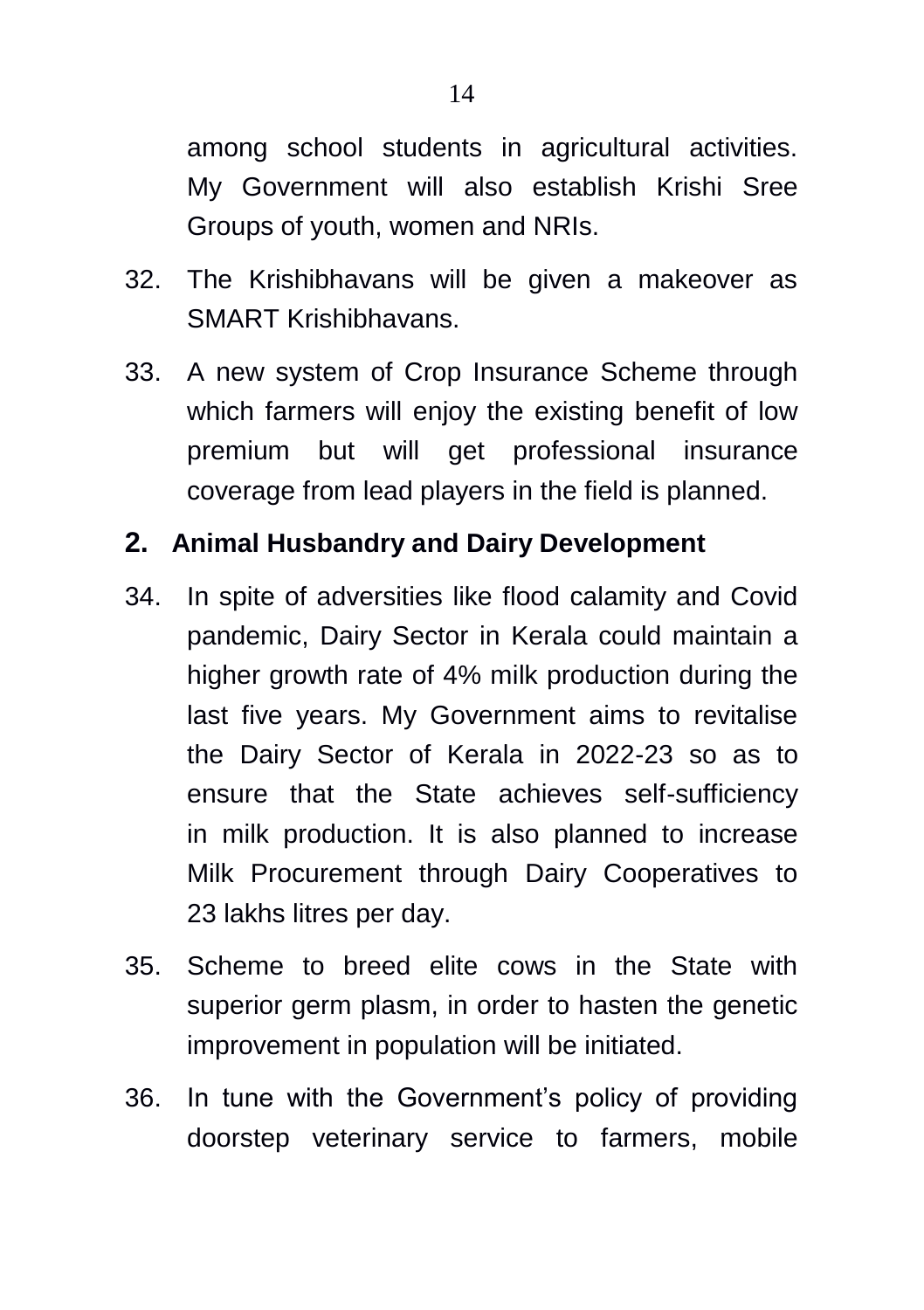among school students in agricultural activities. My Government will also establish Krishi Sree Groups of youth, women and NRIs.

32. The Krishibhavans will be given a makeover as SMART Krishibhavans.

33. A new system of Crop Insurance Scheme through which farmers will enjoy the existing benefit of low premium but will get professional insurance coverage from lead players in the field is planned.

## 2. Animal Husbandry and Dairy Development

34. In spite of adversities like flood calamity and Covid pandemic, Dairy Sector in Kerala could maintain a higher growth rate of 4% milk production during the last five years. My Government aims to revitalise the Dairy Sector of Kerala in 2022-23 so as to ensure that the State achieves self-sufficiency in milk production. It is also planned to increase Milk Procurement through Dairy Cooperatives to 23 lakhs litres per day.

35. Scheme to breed elite cows in the State with superior germ plasm, in order to hasten the genetic improvement in population will be initiated.

36. In tune with the Government's policy of providing doorstep veterinary service to farmers, mobile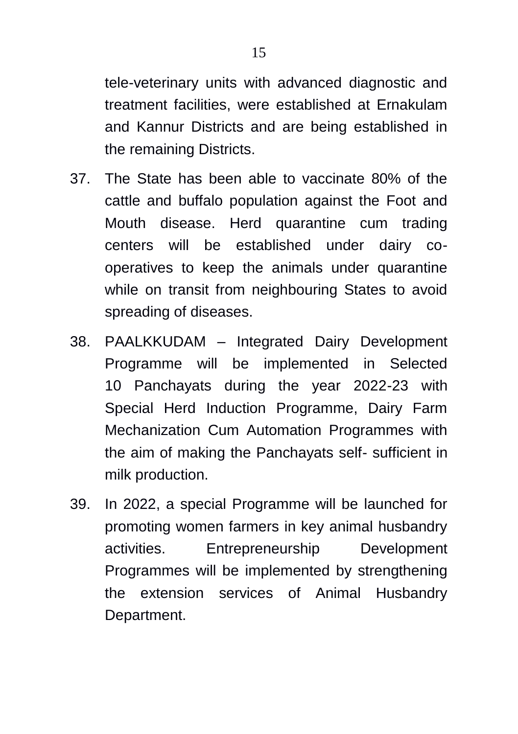tele-veterinary units with advanced diagnostic and treatment facilities, were established at Ernakulam and Kannur Districts and are being established in the remaining Districts.

37. The State has been able to vaccinate 80% of the cattle and buffalo population against the Foot and Mouth disease. Herd quarantine cum trading centers will be established under dairy co-operatives to keep the animals under quarantine while on transit from neighbouring States to avoid spreading of diseases.

38. PAALKKUDAM – Integrated Dairy Development Programme will be implemented in Selected 10 Panchayats during the year 2022-23 with Special Herd Induction Programme, Dairy Farm Mechanization Cum Automation Programmes with the aim of making the Panchayats self- sufficient in milk production.

39. In 2022, a special Programme will be launched for promoting women farmers in key animal husbandry activities. Entrepreneurship Development Programmes will be implemented by strengthening the extension services of Animal Husbandry Department.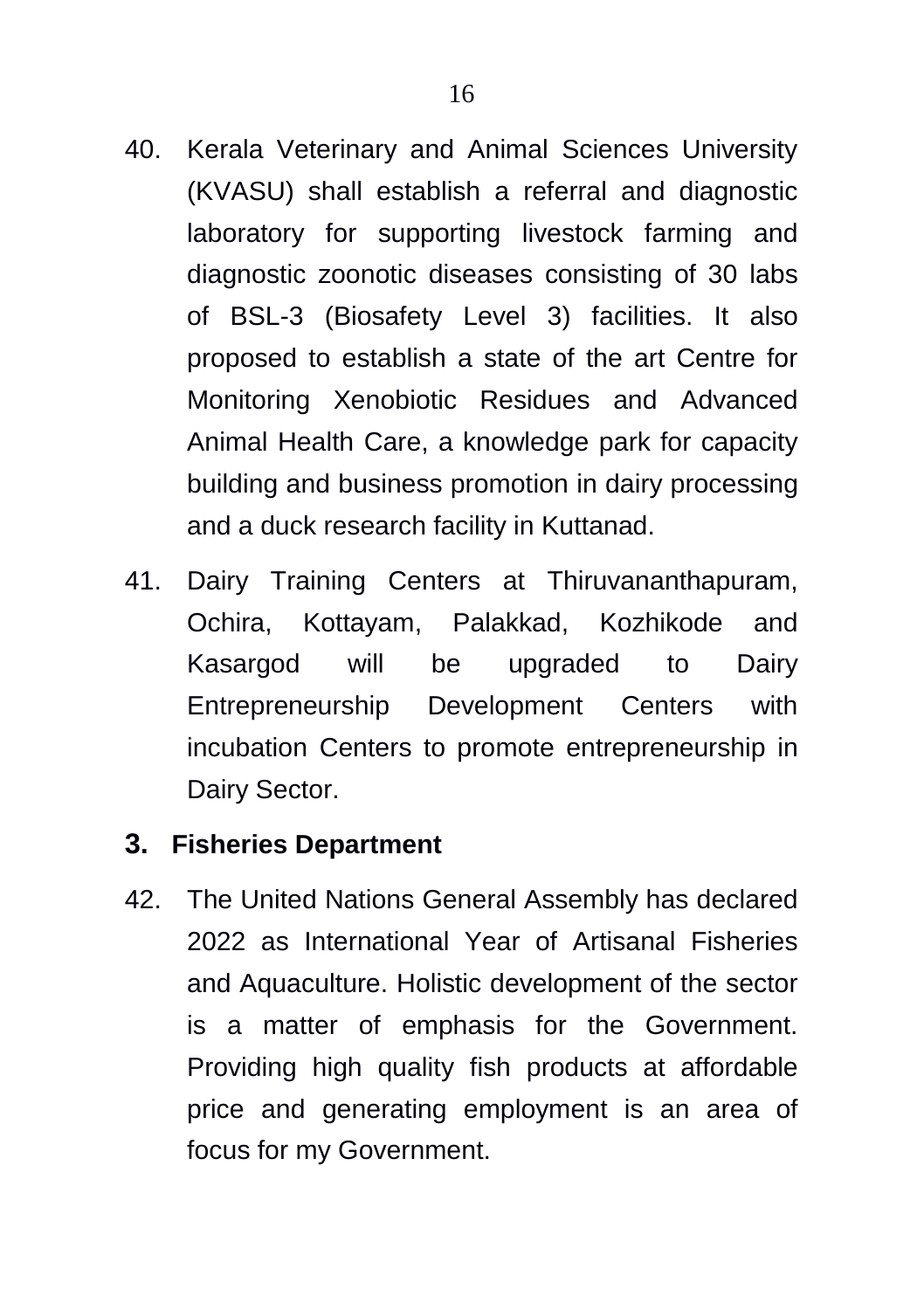40. Kerala Veterinary and Animal Sciences University (KVASU) shall establish a referral and diagnostic laboratory for supporting livestock farming and diagnostic zoonotic diseases consisting of 30 labs of BSL-3 (Biosafety Level 3) facilities. It also proposed to establish a state of the art Centre for Monitoring Xenobiotic Residues and Advanced Animal Health Care, a knowledge park for capacity building and business promotion in dairy processing and a duck research facility in Kuttanad.

41. Dairy Training Centers at Thiruvananthapuram, Ochira, Kottayam, Palakkad, Kozhikode and Kasargod will be upgraded to Dairy Entrepreneurship Development Centers with incubation Centers to promote entrepreneurship in Dairy Sector.

## 3. Fisheries Department

42. The United Nations General Assembly has declared 2022 as International Year of Artisanal Fisheries and Aquaculture. Holistic development of the sector is a matter of emphasis for the Government. Providing high quality fish products at affordable price and generating employment is an area of focus for my Government.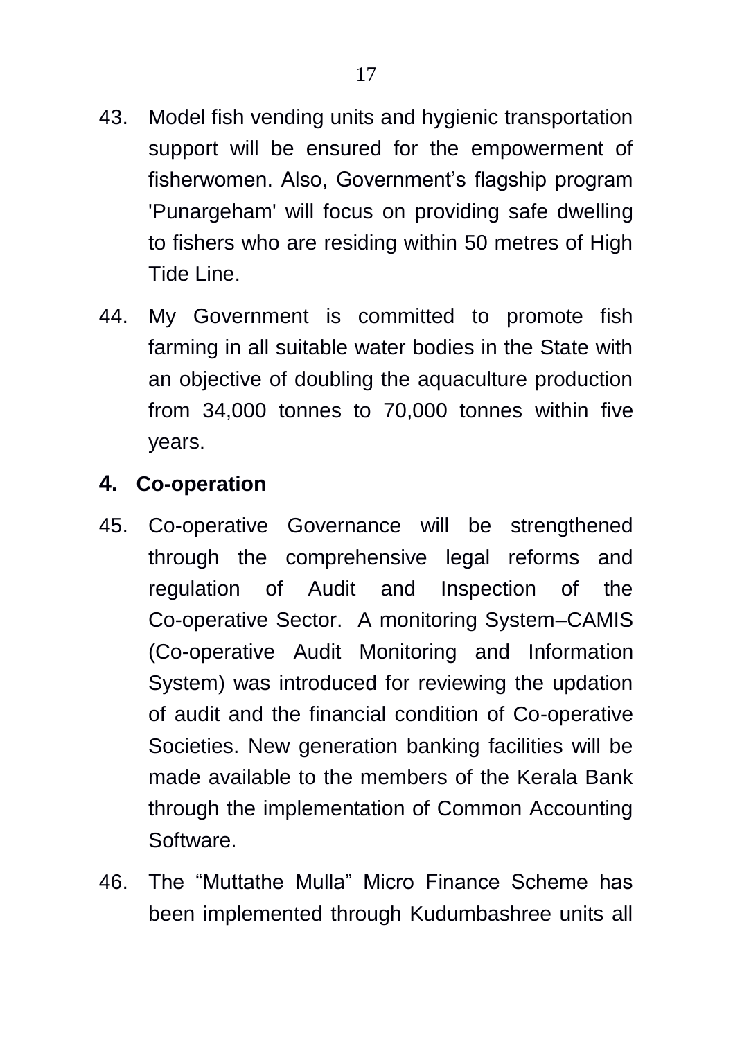43. Model fish vending units and hygienic transportation support will be ensured for the empowerment of fisherwomen. Also, Government's flagship program 'Punargeham' will focus on providing safe dwelling to fishers who are residing within 50 metres of High Tide Line.

44. My Government is committed to promote fish farming in all suitable water bodies in the State with an objective of doubling the aquaculture production from 34,000 tonnes to 70,000 tonnes within five years.

## 4. Co-operation

45. Co-operative Governance will be strengthened through the comprehensive legal reforms and regulation of Audit and Inspection of the Co-operative Sector. A monitoring System–CAMIS (Co-operative Audit Monitoring and Information System) was introduced for reviewing the updation of audit and the financial condition of Co-operative Societies. New generation banking facilities will be made available to the members of the Kerala Bank through the implementation of Common Accounting Software.

46. The "Muttathe Mulla" Micro Finance Scheme has been implemented through Kudumbashree units all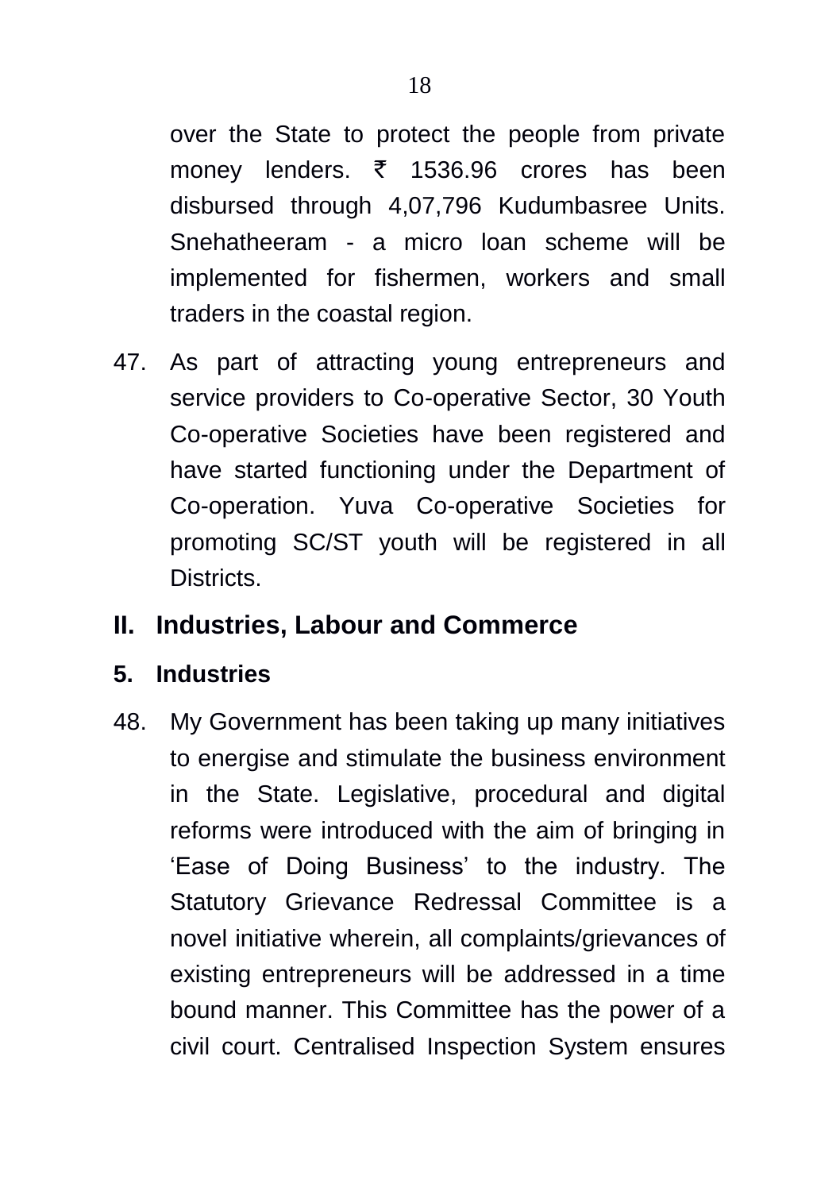over the State to protect the people from private money lenders. ₹ 1536.96 crores has been disbursed through 4,07,796 Kudumbasree Units. Snehatheeram - a micro loan scheme will be implemented for fishermen, workers and small traders in the coastal region.

47. As part of attracting young entrepreneurs and service providers to Co-operative Sector, 30 Youth Co-operative Societies have been registered and have started functioning under the Department of Co-operation. Yuva Co-operative Societies for promoting SC/ST youth will be registered in all Districts.

## II. Industries, Labour and Commerce

### 5. Industries

48. My Government has been taking up many initiatives to energise and stimulate the business environment in the State. Legislative, procedural and digital reforms were introduced with the aim of bringing in 'Ease of Doing Business' to the industry. The Statutory Grievance Redressal Committee is a novel initiative wherein, all complaints/grievances of existing entrepreneurs will be addressed in a time bound manner. This Committee has the power of a civil court. Centralised Inspection System ensures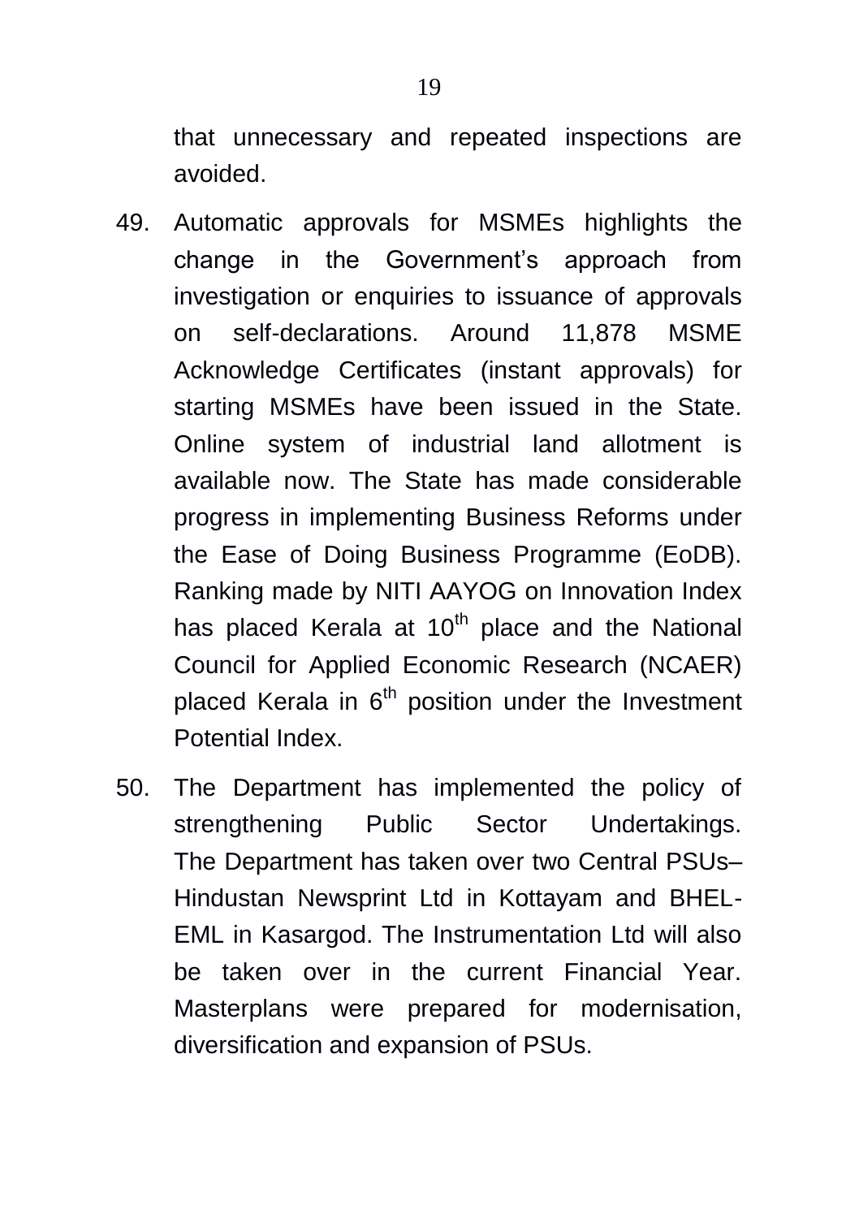that unnecessary and repeated inspections are avoided.

49. Automatic approvals for MSMEs highlights the change in the Government's approach from investigation or enquiries to issuance of approvals on self-declarations. Around 11,878 MSME Acknowledge Certificates (instant approvals) for starting MSMEs have been issued in the State. Online system of industrial land allotment is available now. The State has made considerable progress in implementing Business Reforms under the Ease of Doing Business Programme (EoDB). Ranking made by NITI AAYOG on Innovation Index has placed Kerala at 10th place and the National Council for Applied Economic Research (NCAER) placed Kerala in 6th position under the Investment Potential Index.

50. The Department has implemented the policy of strengthening Public Sector Undertakings. The Department has taken over two Central PSUs– Hindustan Newsprint Ltd in Kottayam and BHEL-EML in Kasargod. The Instrumentation Ltd will also be taken over in the current Financial Year. Masterplans were prepared for modernisation, diversification and expansion of PSUs.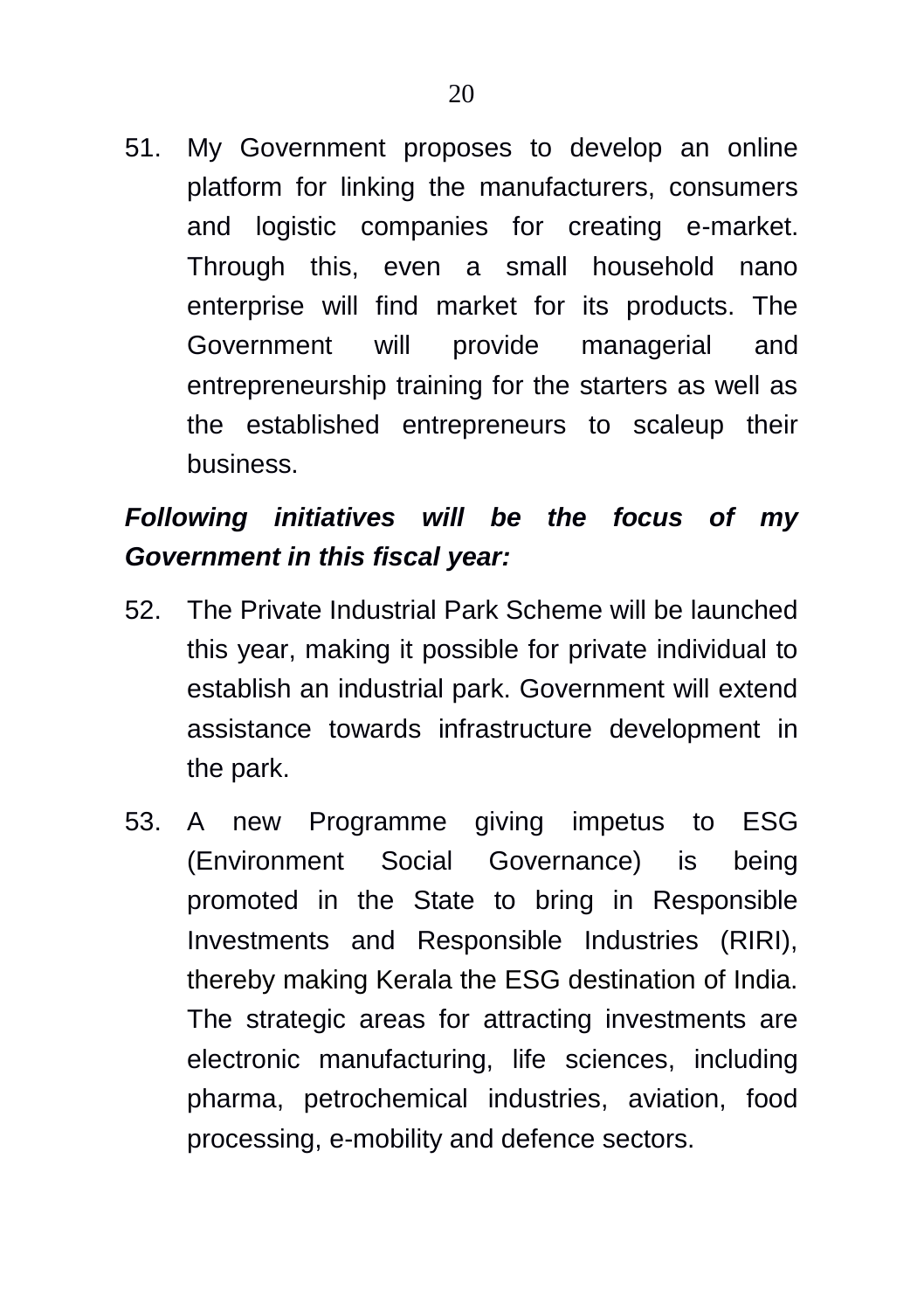51. My Government proposes to develop an online platform for linking the manufacturers, consumers and logistic companies for creating e-market. Through this, even a small household nano enterprise will find market for its products. The Government will provide managerial and entrepreneurship training for the starters as well as the established entrepreneurs to scaleup their business.

***Following initiatives will be the focus of my Government in this fiscal year:***

52. The Private Industrial Park Scheme will be launched this year, making it possible for private individual to establish an industrial park. Government will extend assistance towards infrastructure development in the park.

53. A new Programme giving impetus to ESG (Environment Social Governance) is being promoted in the State to bring in Responsible Investments and Responsible Industries (RIRI), thereby making Kerala the ESG destination of India. The strategic areas for attracting investments are electronic manufacturing, life sciences, including pharma, petrochemical industries, aviation, food processing, e-mobility and defence sectors.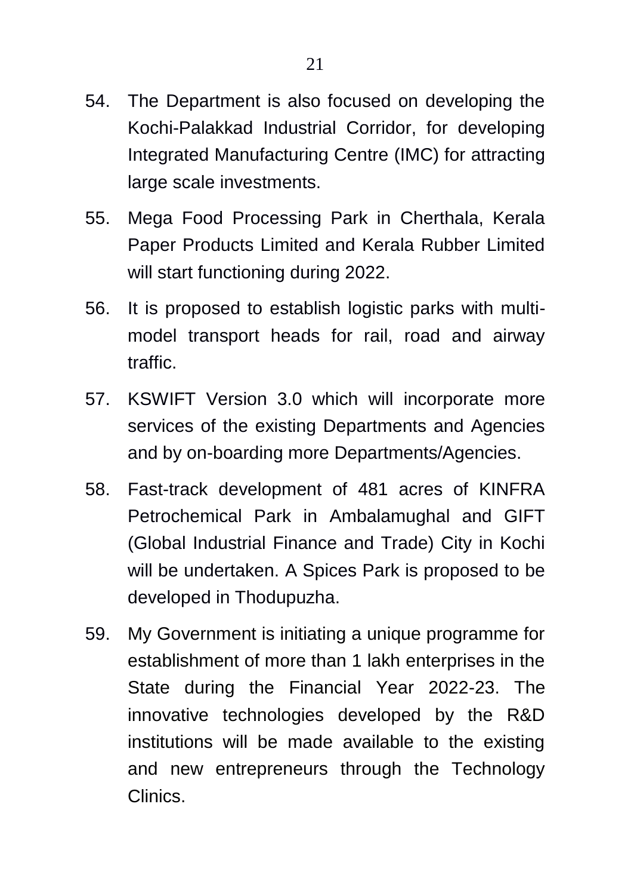54. The Department is also focused on developing the Kochi-Palakkad Industrial Corridor, for developing Integrated Manufacturing Centre (IMC) for attracting large scale investments.

55. Mega Food Processing Park in Cherthala, Kerala Paper Products Limited and Kerala Rubber Limited will start functioning during 2022.

56. It is proposed to establish logistic parks with multi-model transport heads for rail, road and airway traffic.

57. KSWIFT Version 3.0 which will incorporate more services of the existing Departments and Agencies and by on-boarding more Departments/Agencies.

58. Fast-track development of 481 acres of KINFRA Petrochemical Park in Ambalamughal and GIFT (Global Industrial Finance and Trade) City in Kochi will be undertaken. A Spices Park is proposed to be developed in Thodupuzha.

59. My Government is initiating a unique programme for establishment of more than 1 lakh enterprises in the State during the Financial Year 2022-23. The innovative technologies developed by the R&D institutions will be made available to the existing and new entrepreneurs through the Technology Clinics.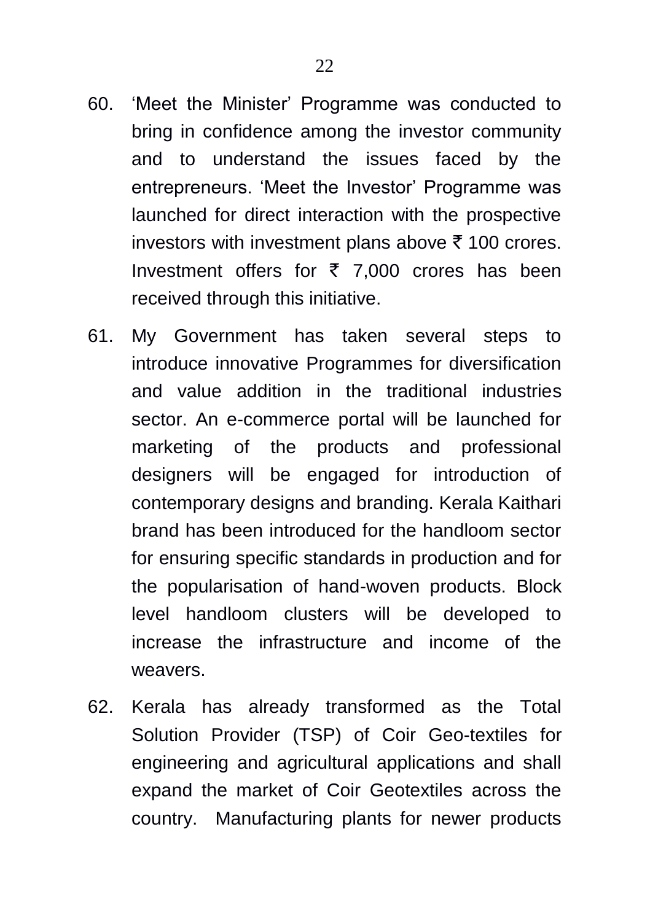60. 'Meet the Minister' Programme was conducted to bring in confidence among the investor community and to understand the issues faced by the entrepreneurs. 'Meet the Investor' Programme was launched for direct interaction with the prospective investors with investment plans above ₹ 100 crores. Investment offers for ₹ 7,000 crores has been received through this initiative.

61. My Government has taken several steps to introduce innovative Programmes for diversification and value addition in the traditional industries sector. An e-commerce portal will be launched for marketing of the products and professional designers will be engaged for introduction of contemporary designs and branding. Kerala Kaithari brand has been introduced for the handloom sector for ensuring specific standards in production and for the popularisation of hand-woven products. Block level handloom clusters will be developed to increase the infrastructure and income of the weavers.

62. Kerala has already transformed as the Total Solution Provider (TSP) of Coir Geo-textiles for engineering and agricultural applications and shall expand the market of Coir Geotextiles across the country. Manufacturing plants for newer products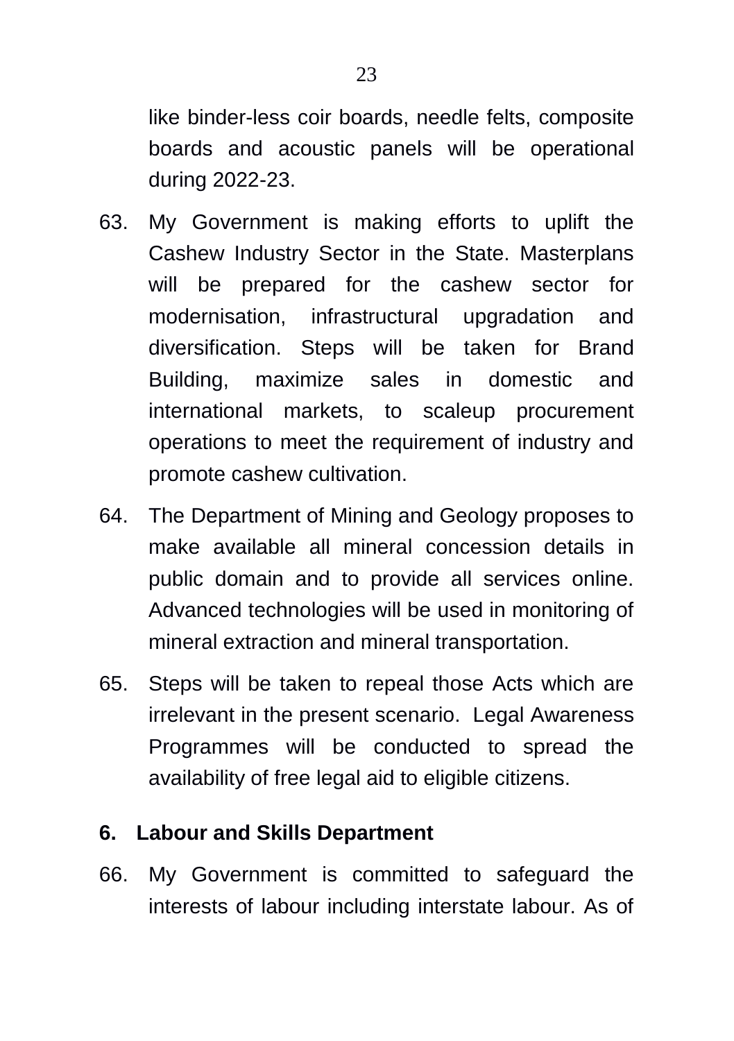like binder-less coir boards, needle felts, composite boards and acoustic panels will be operational during 2022-23.

63. My Government is making efforts to uplift the Cashew Industry Sector in the State. Masterplans will be prepared for the cashew sector for modernisation, infrastructural upgradation and diversification. Steps will be taken for Brand Building, maximize sales in domestic and international markets, to scaleup procurement operations to meet the requirement of industry and promote cashew cultivation.

64. The Department of Mining and Geology proposes to make available all mineral concession details in public domain and to provide all services online. Advanced technologies will be used in monitoring of mineral extraction and mineral transportation.

65. Steps will be taken to repeal those Acts which are irrelevant in the present scenario. Legal Awareness Programmes will be conducted to spread the availability of free legal aid to eligible citizens.

## 6. Labour and Skills Department

66. My Government is committed to safeguard the interests of labour including interstate labour. As of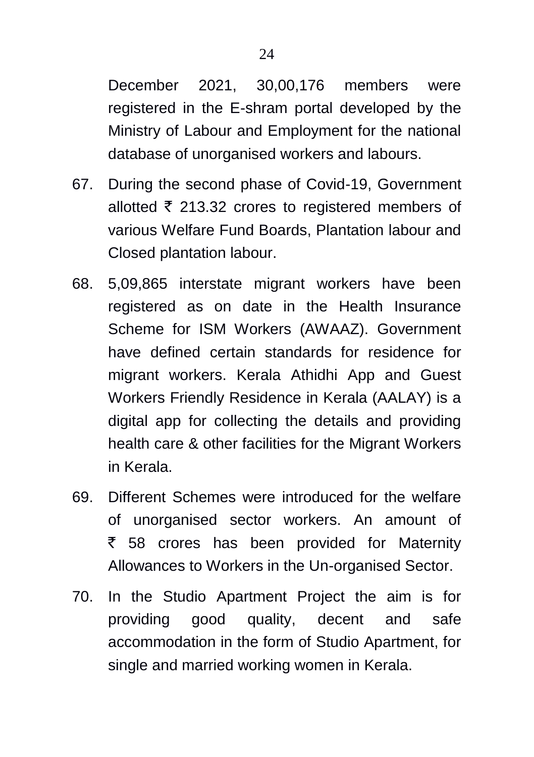December 2021, 30,00,176 members were registered in the E-shram portal developed by the Ministry of Labour and Employment for the national database of unorganised workers and labours.

67. During the second phase of Covid-19, Government allotted ₹ 213.32 crores to registered members of various Welfare Fund Boards, Plantation labour and Closed plantation labour.

68. 5,09,865 interstate migrant workers have been registered as on date in the Health Insurance Scheme for ISM Workers (AWAAZ). Government have defined certain standards for residence for migrant workers. Kerala Athidhi App and Guest Workers Friendly Residence in Kerala (AALAY) is a digital app for collecting the details and providing health care & other facilities for the Migrant Workers in Kerala.

69. Different Schemes were introduced for the welfare of unorganised sector workers. An amount of ₹ 58 crores has been provided for Maternity Allowances to Workers in the Un-organised Sector.

70. In the Studio Apartment Project the aim is for providing good quality, decent and safe accommodation in the form of Studio Apartment, for single and married working women in Kerala.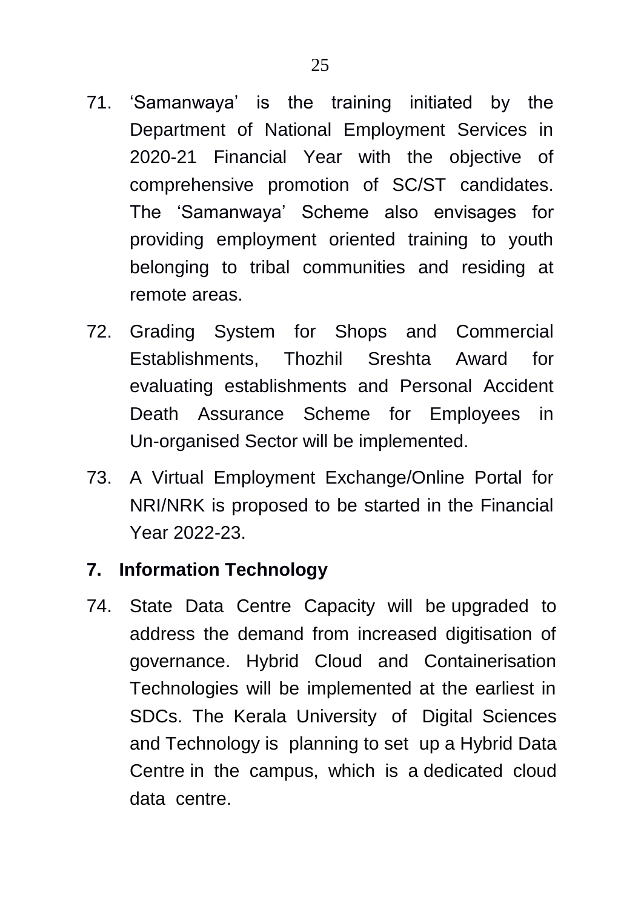71. 'Samanwaya' is the training initiated by the Department of National Employment Services in 2020-21 Financial Year with the objective of comprehensive promotion of SC/ST candidates. The 'Samanwaya' Scheme also envisages for providing employment oriented training to youth belonging to tribal communities and residing at remote areas.

72. Grading System for Shops and Commercial Establishments, Thozhil Sreshta Award for evaluating establishments and Personal Accident Death Assurance Scheme for Employees in Un-organised Sector will be implemented.

73. A Virtual Employment Exchange/Online Portal for NRI/NRK is proposed to be started in the Financial Year 2022-23.

## 7. Information Technology

74. State Data Centre Capacity will be upgraded to address the demand from increased digitisation of governance. Hybrid Cloud and Containerisation Technologies will be implemented at the earliest in SDCs. The Kerala University of Digital Sciences and Technology is planning to set up a Hybrid Data Centre in the campus, which is a dedicated cloud data centre.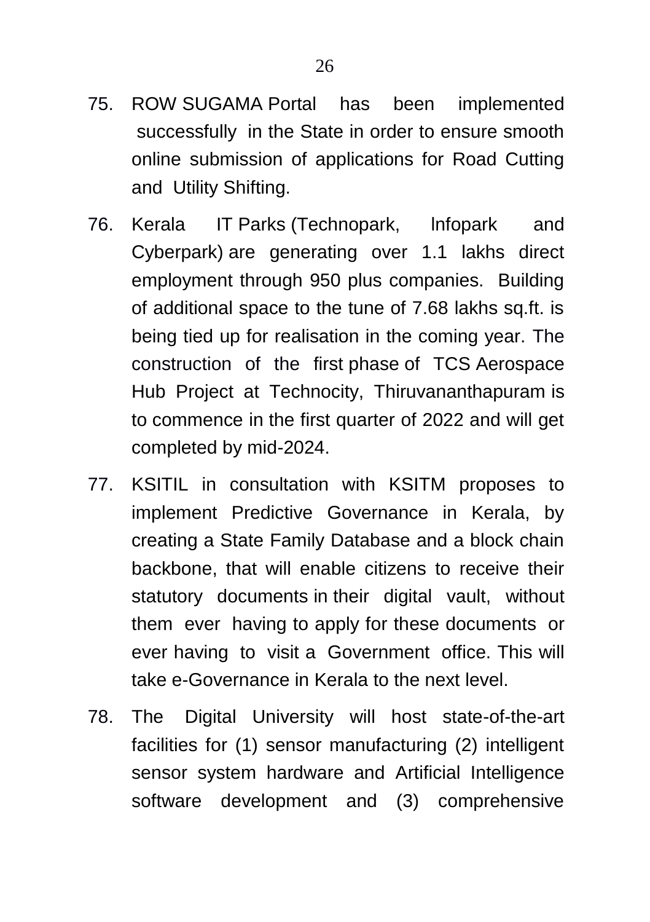75. ROW SUGAMA Portal has been implemented successfully in the State in order to ensure smooth online submission of applications for Road Cutting and Utility Shifting.

76. Kerala IT Parks (Technopark, Infopark and Cyberpark) are generating over 1.1 lakhs direct employment through 950 plus companies. Building of additional space to the tune of 7.68 lakhs sq.ft. is being tied up for realisation in the coming year. The construction of the first phase of TCS Aerospace Hub Project at Technocity, Thiruvananthapuram is to commence in the first quarter of 2022 and will get completed by mid-2024.

77. KSITIL in consultation with KSITM proposes to implement Predictive Governance in Kerala, by creating a State Family Database and a block chain backbone, that will enable citizens to receive their statutory documents in their digital vault, without them ever having to apply for these documents or ever having to visit a Government office. This will take e-Governance in Kerala to the next level.

78. The Digital University will host state-of-the-art facilities for (1) sensor manufacturing (2) intelligent sensor system hardware and Artificial Intelligence software development and (3) comprehensive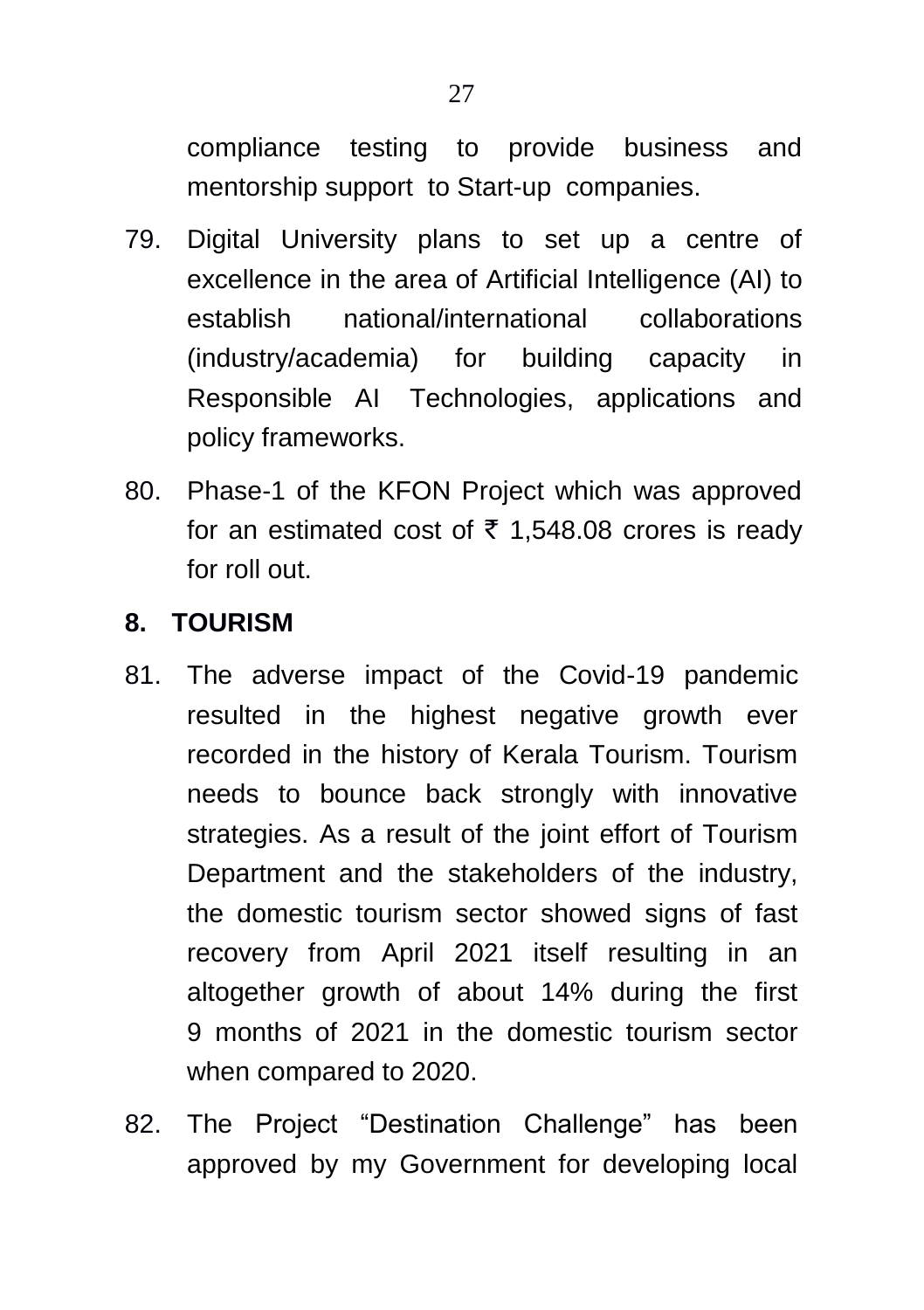compliance testing to provide business and mentorship support to Start-up companies.

79. Digital University plans to set up a centre of excellence in the area of Artificial Intelligence (AI) to establish national/international collaborations (industry/academia) for building capacity in Responsible AI Technologies, applications and policy frameworks.

80. Phase-1 of the KFON Project which was approved for an estimated cost of ₹ 1,548.08 crores is ready for roll out.

## 8. TOURISM

81. The adverse impact of the Covid-19 pandemic resulted in the highest negative growth ever recorded in the history of Kerala Tourism. Tourism needs to bounce back strongly with innovative strategies. As a result of the joint effort of Tourism Department and the stakeholders of the industry, the domestic tourism sector showed signs of fast recovery from April 2021 itself resulting in an altogether growth of about 14% during the first 9 months of 2021 in the domestic tourism sector when compared to 2020.

82. The Project "Destination Challenge" has been approved by my Government for developing local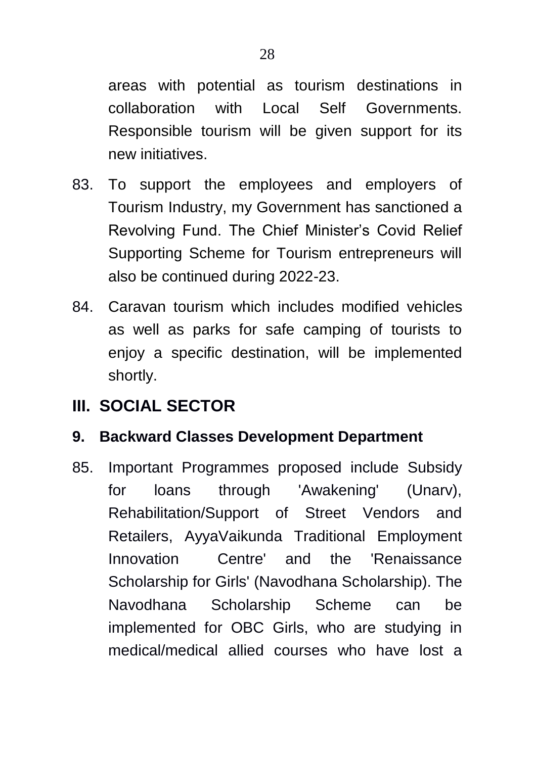areas with potential as tourism destinations in collaboration with Local Self Governments. Responsible tourism will be given support for its new initiatives.

83. To support the employees and employers of Tourism Industry, my Government has sanctioned a Revolving Fund. The Chief Minister's Covid Relief Supporting Scheme for Tourism entrepreneurs will also be continued during 2022-23.

84. Caravan tourism which includes modified vehicles as well as parks for safe camping of tourists to enjoy a specific destination, will be implemented shortly.

## III. SOCIAL SECTOR

### 9. Backward Classes Development Department

85. Important Programmes proposed include Subsidy for loans through 'Awakening' (Unarv), Rehabilitation/Support of Street Vendors and Retailers, AyyaVaikunda Traditional Employment Innovation Centre' and the 'Renaissance Scholarship for Girls' (Navodhana Scholarship). The Navodhana Scholarship Scheme can be implemented for OBC Girls, who are studying in medical/medical allied courses who have lost a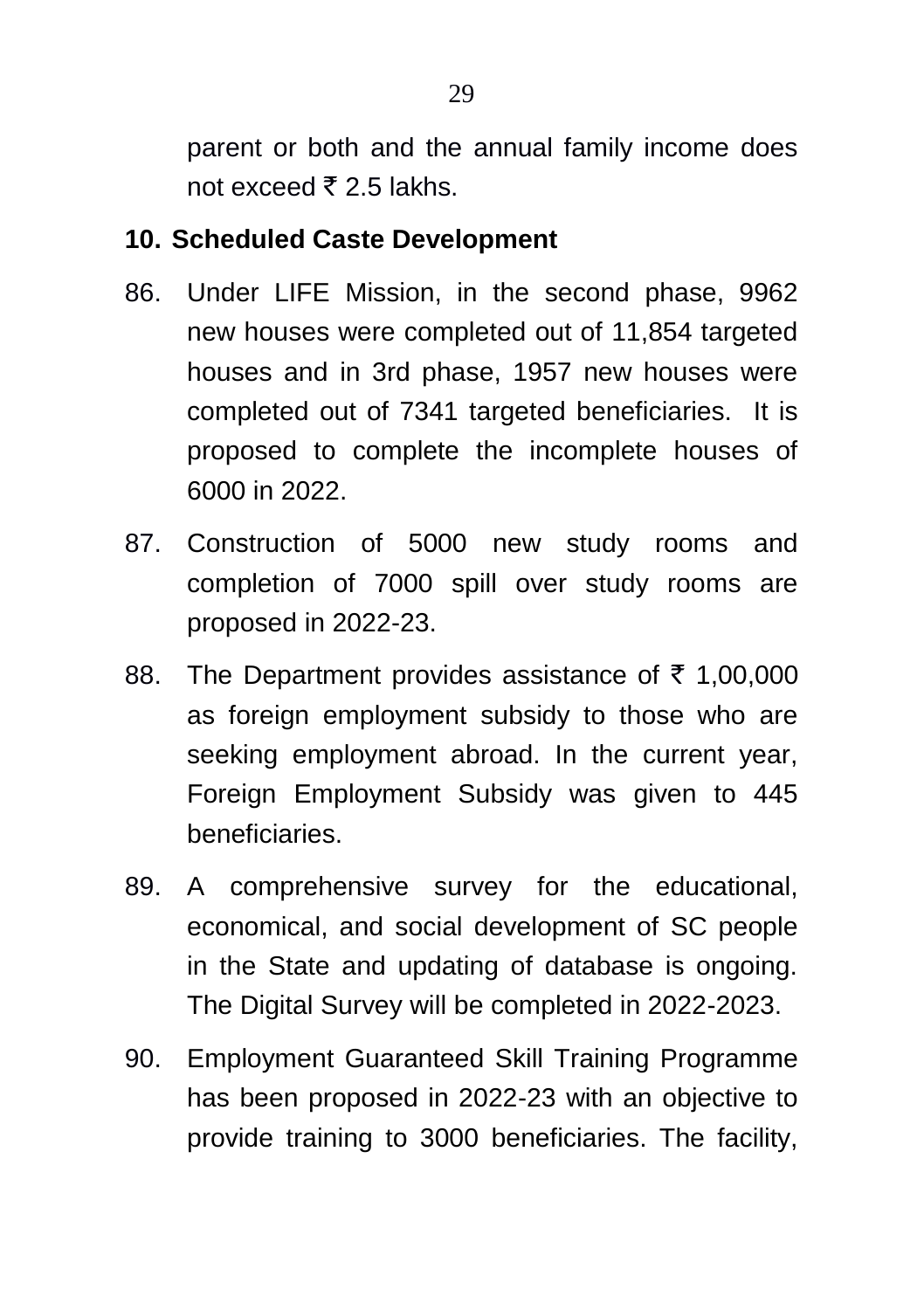parent or both and the annual family income does not exceed ₹ 2.5 lakhs.

## 10. Scheduled Caste Development

86. Under LIFE Mission, in the second phase, 9962 new houses were completed out of 11,854 targeted houses and in 3rd phase, 1957 new houses were completed out of 7341 targeted beneficiaries. It is proposed to complete the incomplete houses of 6000 in 2022.

87. Construction of 5000 new study rooms and completion of 7000 spill over study rooms are proposed in 2022-23.

88. The Department provides assistance of ₹ 1,00,000 as foreign employment subsidy to those who are seeking employment abroad. In the current year, Foreign Employment Subsidy was given to 445 beneficiaries.

89. A comprehensive survey for the educational, economical, and social development of SC people in the State and updating of database is ongoing. The Digital Survey will be completed in 2022-2023.

90. Employment Guaranteed Skill Training Programme has been proposed in 2022-23 with an objective to provide training to 3000 beneficiaries. The facility,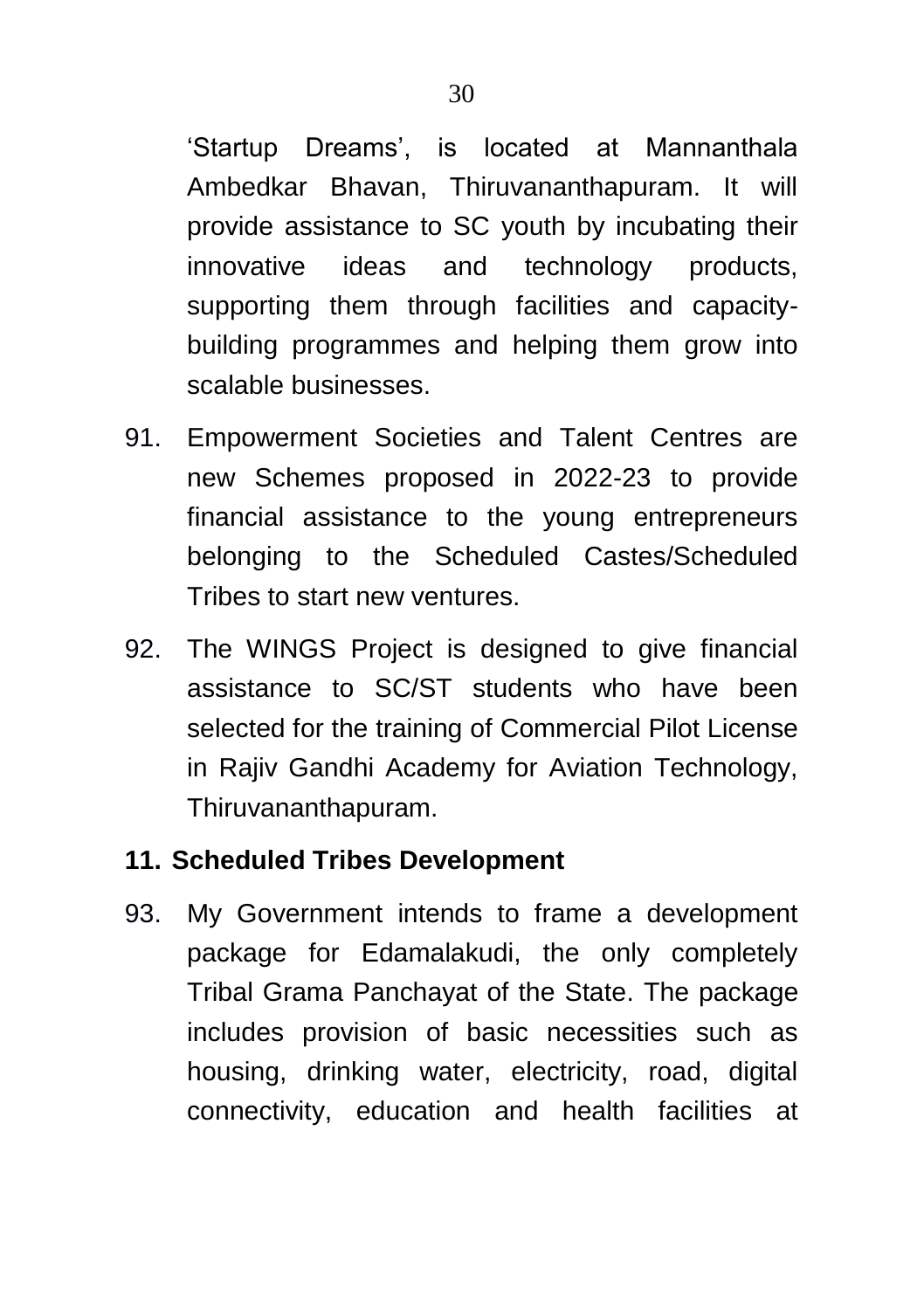'Startup Dreams', is located at Mannanthala Ambedkar Bhavan, Thiruvananthapuram. It will provide assistance to SC youth by incubating their innovative ideas and technology products, supporting them through facilities and capacity-building programmes and helping them grow into scalable businesses.

91. Empowerment Societies and Talent Centres are new Schemes proposed in 2022-23 to provide financial assistance to the young entrepreneurs belonging to the Scheduled Castes/Scheduled Tribes to start new ventures.

92. The WINGS Project is designed to give financial assistance to SC/ST students who have been selected for the training of Commercial Pilot License in Rajiv Gandhi Academy for Aviation Technology, Thiruvananthapuram.

## 11. Scheduled Tribes Development

93. My Government intends to frame a development package for Edamalakudi, the only completely Tribal Grama Panchayat of the State. The package includes provision of basic necessities such as housing, drinking water, electricity, road, digital connectivity, education and health facilities at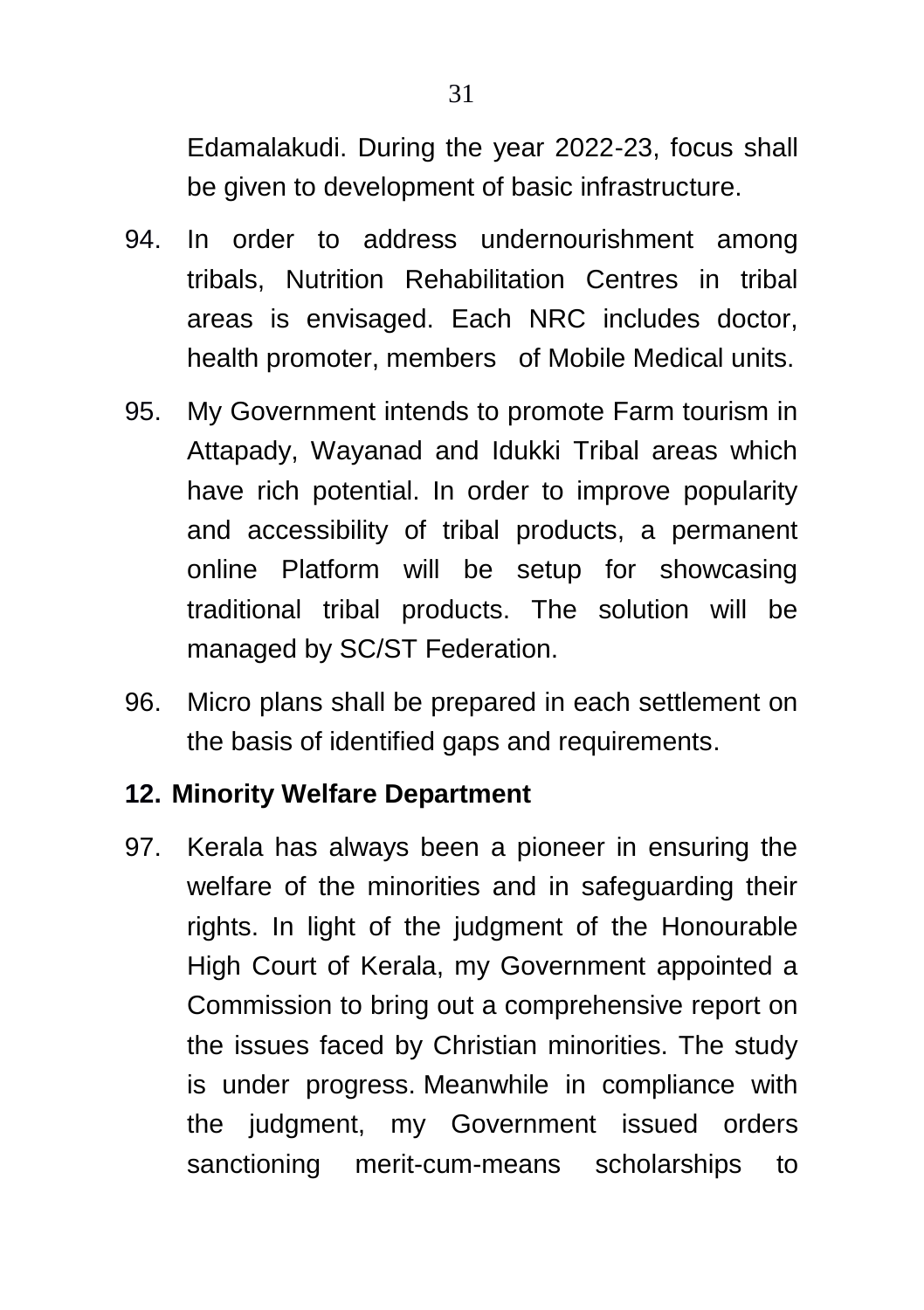Edamalakudi. During the year 2022-23, focus shall be given to development of basic infrastructure.

94. In order to address undernourishment among tribals, Nutrition Rehabilitation Centres in tribal areas is envisaged. Each NRC includes doctor, health promoter, members of Mobile Medical units.

95. My Government intends to promote Farm tourism in Attapady, Wayanad and Idukki Tribal areas which have rich potential. In order to improve popularity and accessibility of tribal products, a permanent online Platform will be setup for showcasing traditional tribal products. The solution will be managed by SC/ST Federation.

96. Micro plans shall be prepared in each settlement on the basis of identified gaps and requirements.

**12. Minority Welfare Department**

97. Kerala has always been a pioneer in ensuring the welfare of the minorities and in safeguarding their rights. In light of the judgment of the Honourable High Court of Kerala, my Government appointed a Commission to bring out a comprehensive report on the issues faced by Christian minorities. The study is under progress. Meanwhile in compliance with the judgment, my Government issued orders sanctioning merit-cum-means scholarships to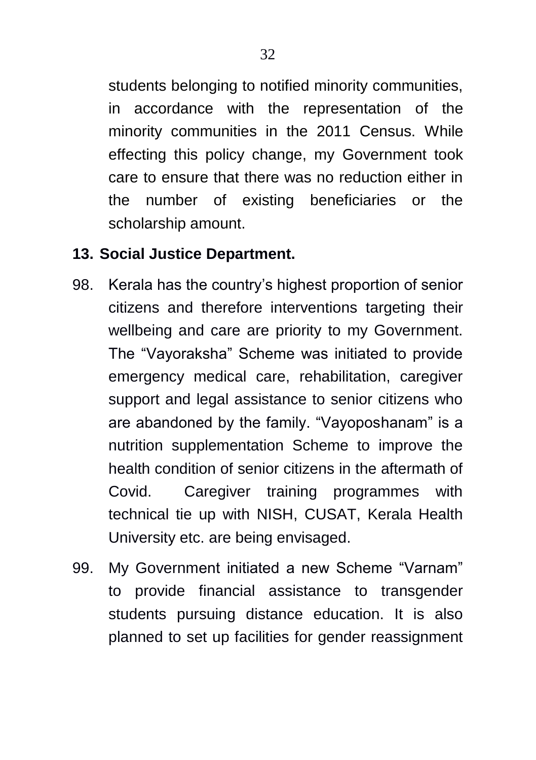students belonging to notified minority communities, in accordance with the representation of the minority communities in the 2011 Census. While effecting this policy change, my Government took care to ensure that there was no reduction either in the number of existing beneficiaries or the scholarship amount.

**13. Social Justice Department.**

98. Kerala has the country's highest proportion of senior citizens and therefore interventions targeting their wellbeing and care are priority to my Government. The "Vayoraksha" Scheme was initiated to provide emergency medical care, rehabilitation, caregiver support and legal assistance to senior citizens who are abandoned by the family. "Vayoposhanam" is a nutrition supplementation Scheme to improve the health condition of senior citizens in the aftermath of Covid. Caregiver training programmes with technical tie up with NISH, CUSAT, Kerala Health University etc. are being envisaged.

99. My Government initiated a new Scheme "Varnam" to provide financial assistance to transgender students pursuing distance education. It is also planned to set up facilities for gender reassignment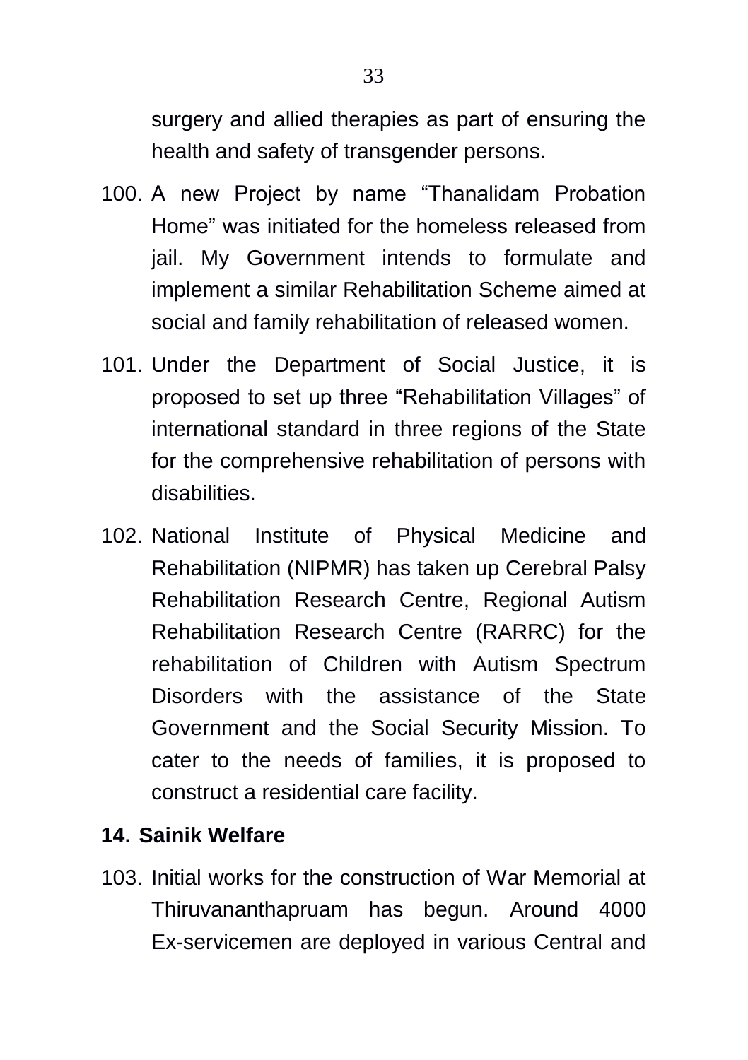surgery and allied therapies as part of ensuring the health and safety of transgender persons.

100. A new Project by name “Thanalidam Probation Home” was initiated for the homeless released from jail. My Government intends to formulate and implement a similar Rehabilitation Scheme aimed at social and family rehabilitation of released women.

101. Under the Department of Social Justice, it is proposed to set up three “Rehabilitation Villages” of international standard in three regions of the State for the comprehensive rehabilitation of persons with disabilities.

102. National Institute of Physical Medicine and Rehabilitation (NIPMR) has taken up Cerebral Palsy Rehabilitation Research Centre, Regional Autism Rehabilitation Research Centre (RARRC) for the rehabilitation of Children with Autism Spectrum Disorders with the assistance of the State Government and the Social Security Mission. To cater to the needs of families, it is proposed to construct a residential care facility.

## 14. Sainik Welfare

103. Initial works for the construction of War Memorial at Thiruvananthapruam has begun. Around 4000 Ex-servicemen are deployed in various Central and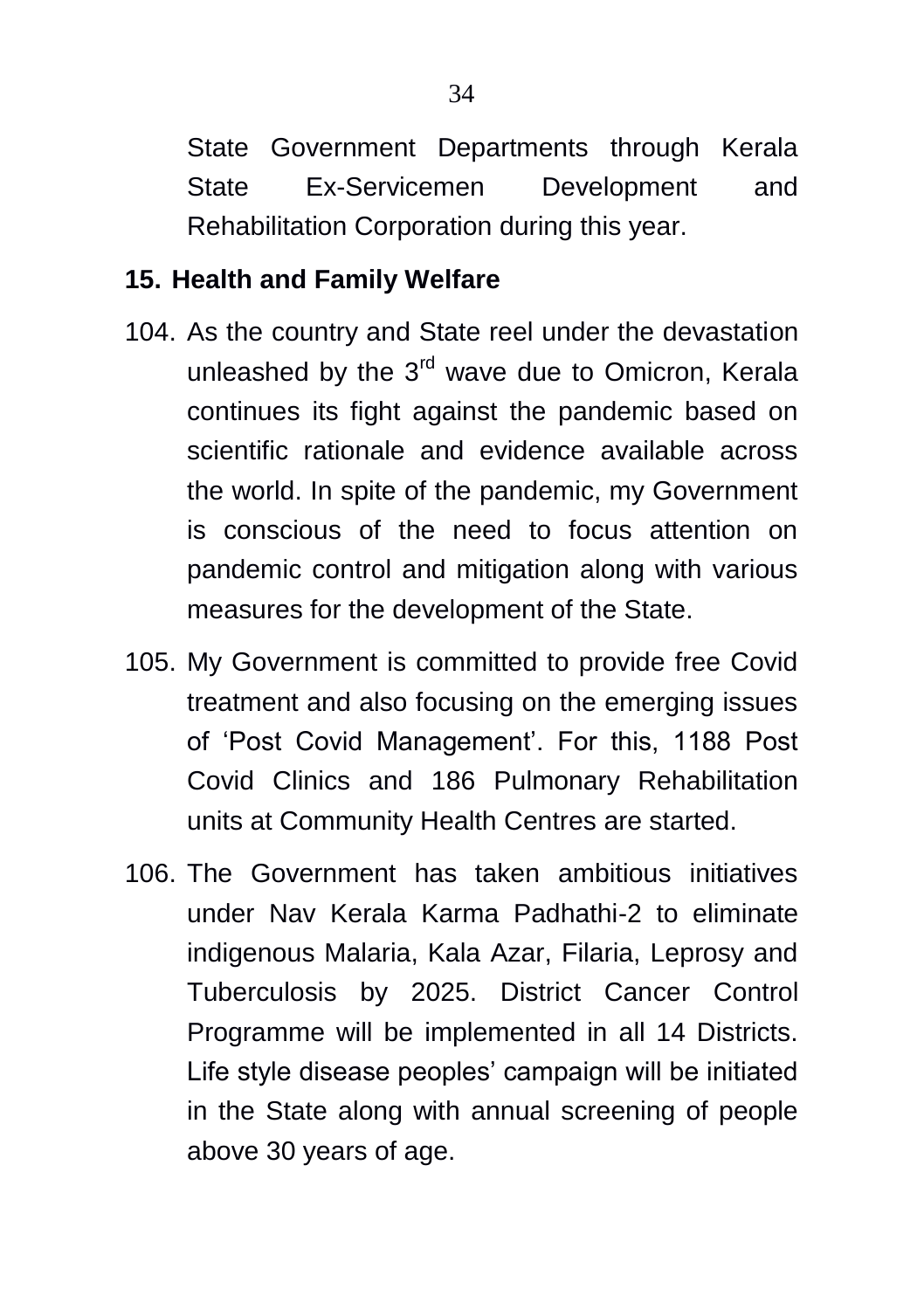State Government Departments through Kerala State Ex-Servicemen Development and Rehabilitation Corporation during this year.

## 15. Health and Family Welfare

104. As the country and State reel under the devastation unleashed by the 3rd wave due to Omicron, Kerala continues its fight against the pandemic based on scientific rationale and evidence available across the world. In spite of the pandemic, my Government is conscious of the need to focus attention on pandemic control and mitigation along with various measures for the development of the State.

105. My Government is committed to provide free Covid treatment and also focusing on the emerging issues of 'Post Covid Management'. For this, 1188 Post Covid Clinics and 186 Pulmonary Rehabilitation units at Community Health Centres are started.

106. The Government has taken ambitious initiatives under Nav Kerala Karma Padhathi-2 to eliminate indigenous Malaria, Kala Azar, Filaria, Leprosy and Tuberculosis by 2025. District Cancer Control Programme will be implemented in all 14 Districts. Life style disease peoples' campaign will be initiated in the State along with annual screening of people above 30 years of age.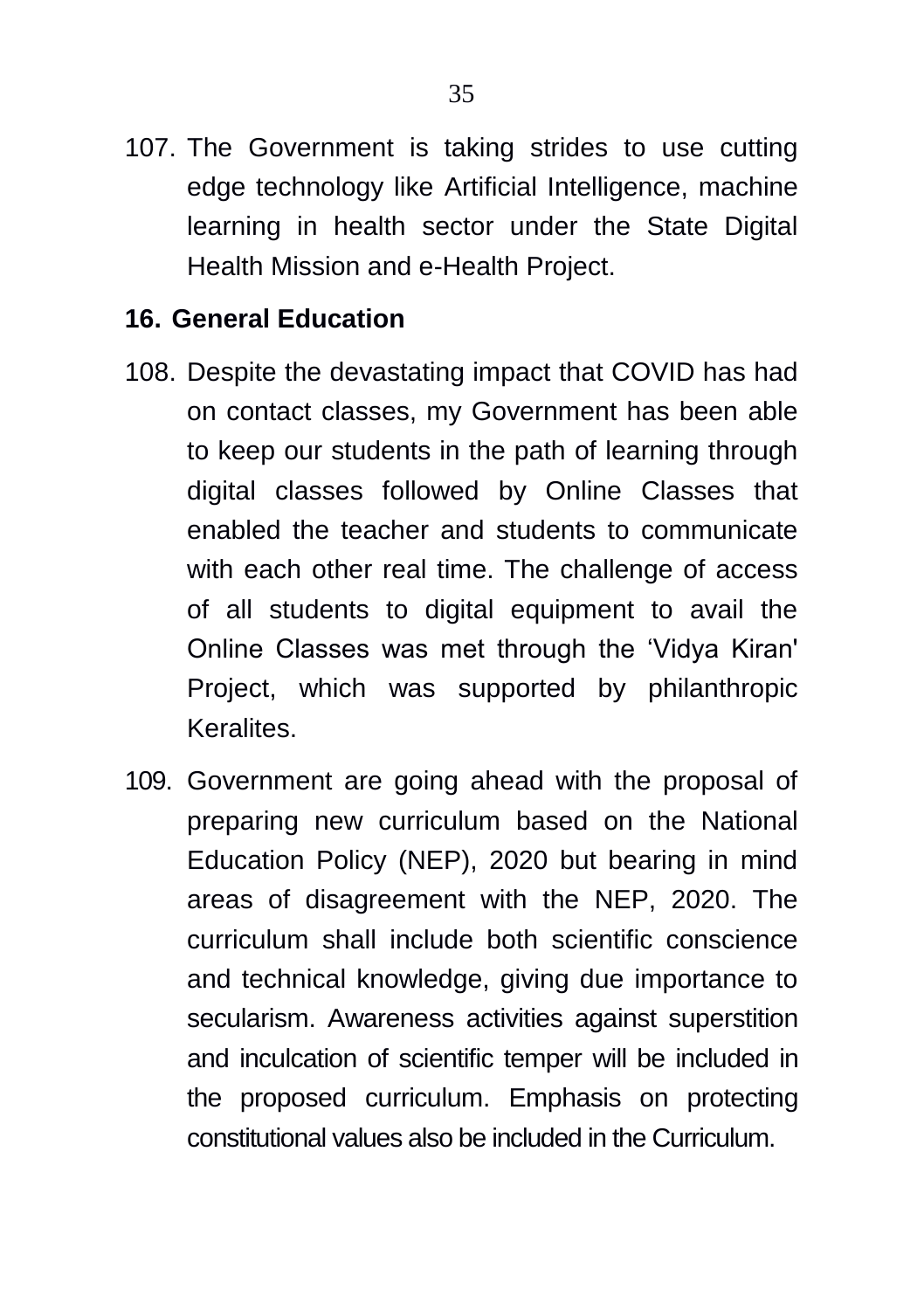107. The Government is taking strides to use cutting edge technology like Artificial Intelligence, machine learning in health sector under the State Digital Health Mission and e-Health Project.

## 16. General Education

108. Despite the devastating impact that COVID has had on contact classes, my Government has been able to keep our students in the path of learning through digital classes followed by Online Classes that enabled the teacher and students to communicate with each other real time. The challenge of access of all students to digital equipment to avail the Online Classes was met through the 'Vidya Kiran' Project, which was supported by philanthropic Keralites.

109. Government are going ahead with the proposal of preparing new curriculum based on the National Education Policy (NEP), 2020 but bearing in mind areas of disagreement with the NEP, 2020. The curriculum shall include both scientific conscience and technical knowledge, giving due importance to secularism. Awareness activities against superstition and inculcation of scientific temper will be included in the proposed curriculum. Emphasis on protecting constitutional values also be included in the Curriculum.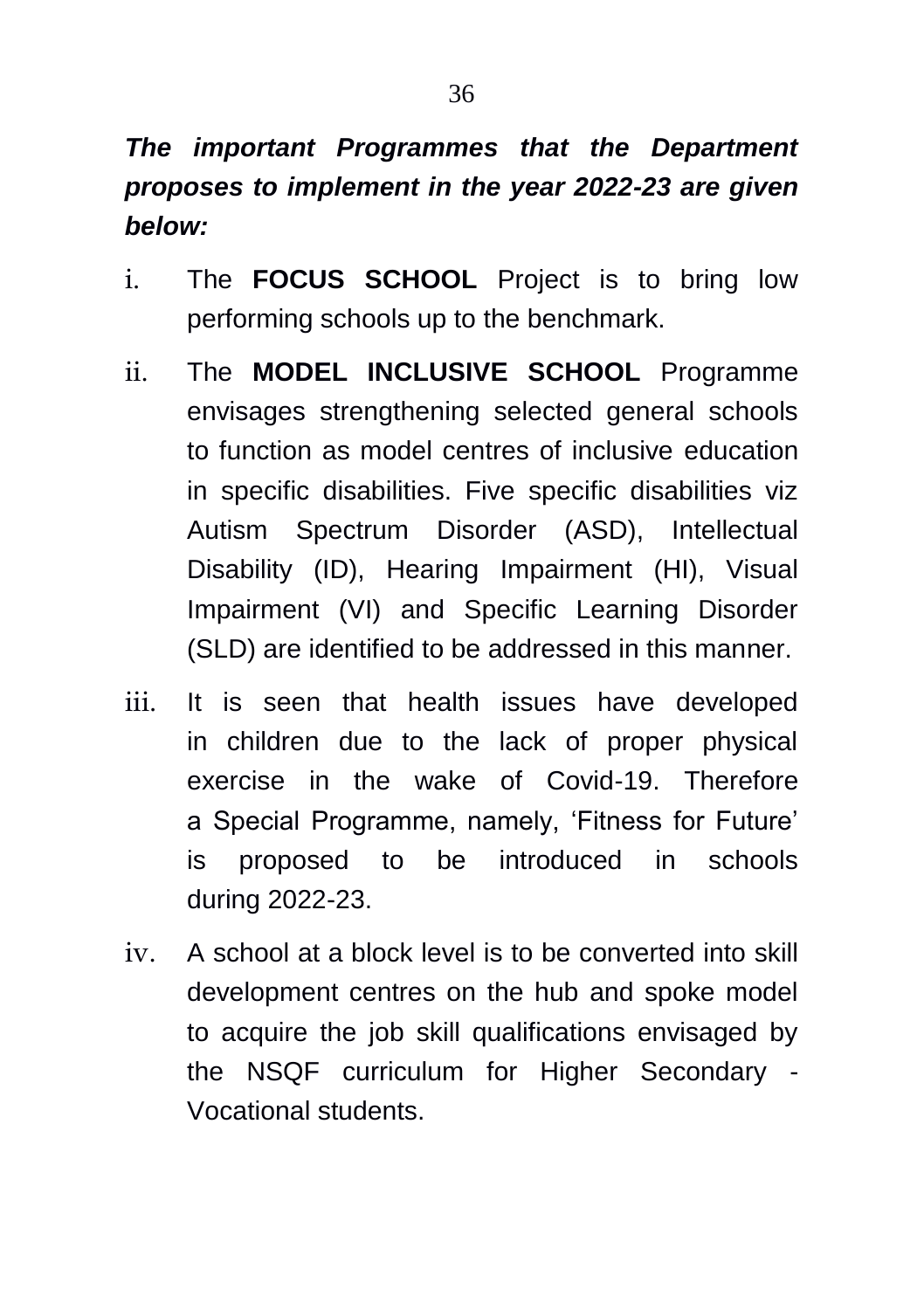***The important Programmes that the Department proposes to implement in the year 2022-23 are given below:***

i. The **FOCUS SCHOOL** Project is to bring low performing schools up to the benchmark.

ii. The **MODEL INCLUSIVE SCHOOL** Programme envisages strengthening selected general schools to function as model centres of inclusive education in specific disabilities. Five specific disabilities viz Autism Spectrum Disorder (ASD), Intellectual Disability (ID), Hearing Impairment (HI), Visual Impairment (VI) and Specific Learning Disorder (SLD) are identified to be addressed in this manner.

iii. It is seen that health issues have developed in children due to the lack of proper physical exercise in the wake of Covid-19. Therefore a Special Programme, namely, 'Fitness for Future' is proposed to be introduced in schools during 2022-23.

iv. A school at a block level is to be converted into skill development centres on the hub and spoke model to acquire the job skill qualifications envisaged by the NSQF curriculum for Higher Secondary - Vocational students.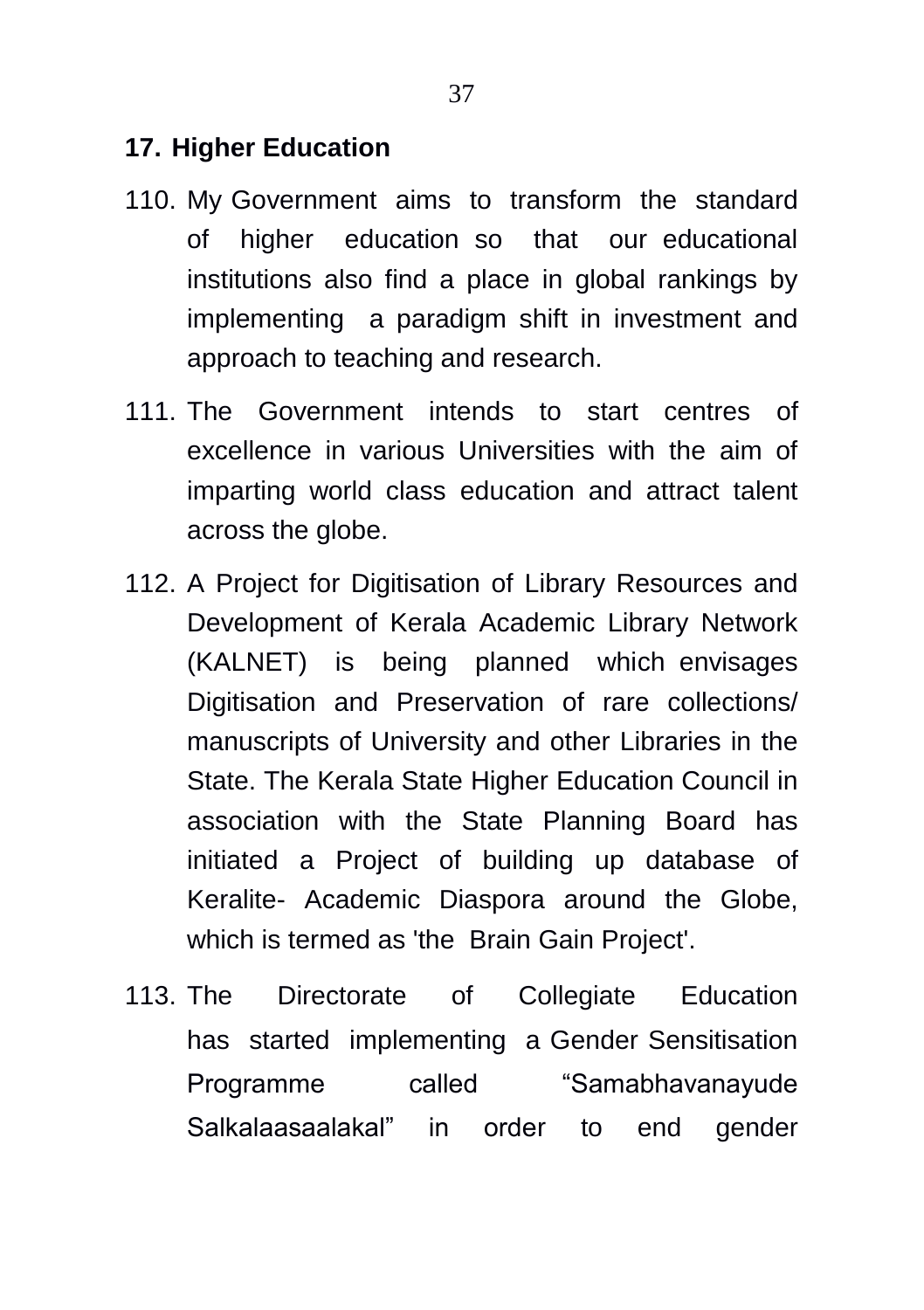## 17. Higher Education

110. My Government aims to transform the standard of higher education so that our educational institutions also find a place in global rankings by implementing a paradigm shift in investment and approach to teaching and research.

111. The Government intends to start centres of excellence in various Universities with the aim of imparting world class education and attract talent across the globe.

112. A Project for Digitisation of Library Resources and Development of Kerala Academic Library Network (KALNET) is being planned which envisages Digitisation and Preservation of rare collections/ manuscripts of University and other Libraries in the State. The Kerala State Higher Education Council in association with the State Planning Board has initiated a Project of building up database of Keralite- Academic Diaspora around the Globe, which is termed as 'the Brain Gain Project'.

113. The Directorate of Collegiate Education has started implementing a Gender Sensitisation Programme called "Samabhavanayude Salkalaasaalakal" in order to end gender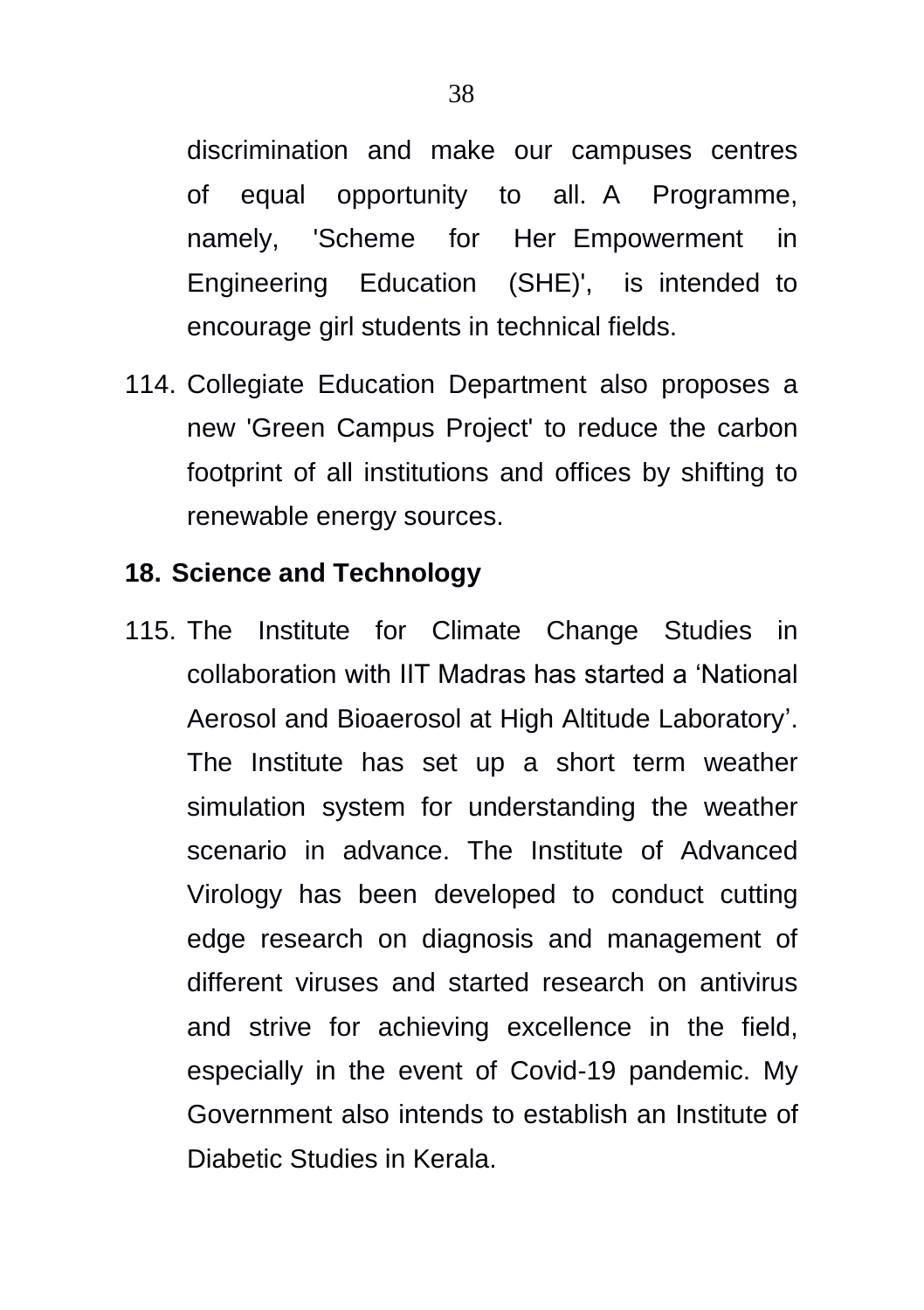discrimination and make our campuses centres of equal opportunity to all. A Programme, namely, 'Scheme for Her Empowerment in Engineering Education (SHE)', is intended to encourage girl students in technical fields.

114. Collegiate Education Department also proposes a new 'Green Campus Project' to reduce the carbon footprint of all institutions and offices by shifting to renewable energy sources.

## 18. Science and Technology

115. The Institute for Climate Change Studies in collaboration with IIT Madras has started a 'National Aerosol and Bioaerosol at High Altitude Laboratory'. The Institute has set up a short term weather simulation system for understanding the weather scenario in advance. The Institute of Advanced Virology has been developed to conduct cutting edge research on diagnosis and management of different viruses and started research on antivirus and strive for achieving excellence in the field, especially in the event of Covid-19 pandemic. My Government also intends to establish an Institute of Diabetic Studies in Kerala.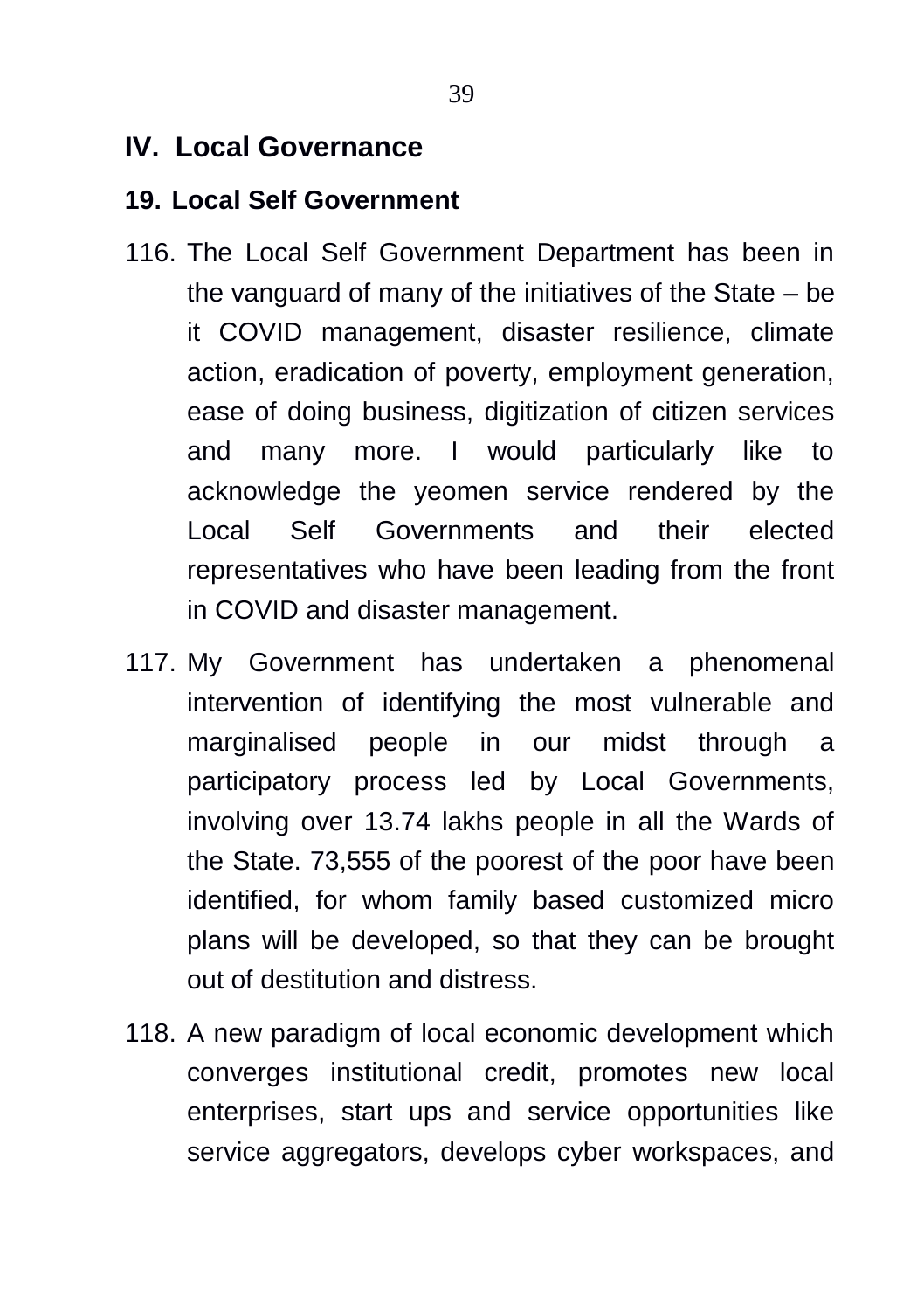## IV. Local Governance

### 19. Local Self Government

116. The Local Self Government Department has been in the vanguard of many of the initiatives of the State – be it COVID management, disaster resilience, climate action, eradication of poverty, employment generation, ease of doing business, digitization of citizen services and many more. I would particularly like to acknowledge the yeomen service rendered by the Local Self Governments and their elected representatives who have been leading from the front in COVID and disaster management.

117. My Government has undertaken a phenomenal intervention of identifying the most vulnerable and marginalised people in our midst through a participatory process led by Local Governments, involving over 13.74 lakhs people in all the Wards of the State. 73,555 of the poorest of the poor have been identified, for whom family based customized micro plans will be developed, so that they can be brought out of destitution and distress.

118. A new paradigm of local economic development which converges institutional credit, promotes new local enterprises, start ups and service opportunities like service aggregators, develops cyber workspaces, and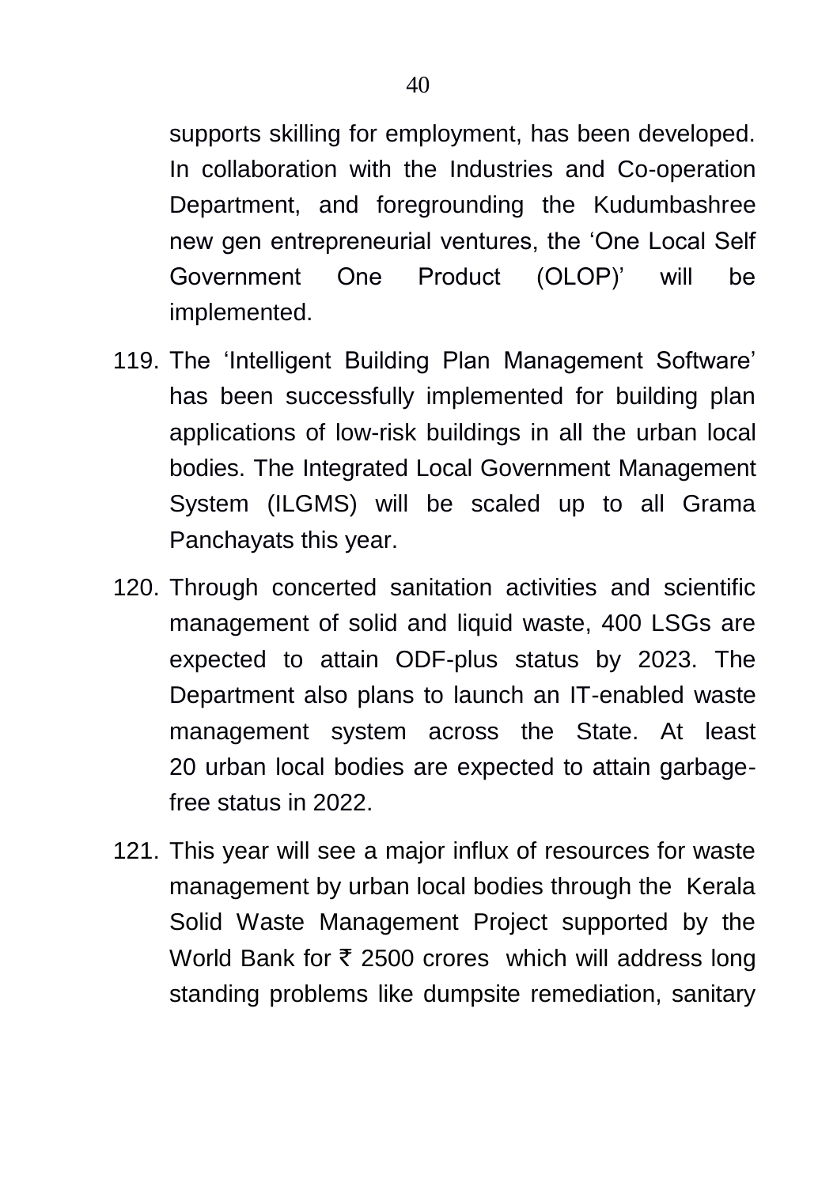supports skilling for employment, has been developed. In collaboration with the Industries and Co-operation Department, and foregrounding the Kudumbashree new gen entrepreneurial ventures, the 'One Local Self Government One Product (OLOP)' will be implemented.

119. The 'Intelligent Building Plan Management Software' has been successfully implemented for building plan applications of low-risk buildings in all the urban local bodies. The Integrated Local Government Management System (ILGMS) will be scaled up to all Grama Panchayats this year.

120. Through concerted sanitation activities and scientific management of solid and liquid waste, 400 LSGs are expected to attain ODF-plus status by 2023. The Department also plans to launch an IT-enabled waste management system across the State. At least 20 urban local bodies are expected to attain garbage-free status in 2022.

121. This year will see a major influx of resources for waste management by urban local bodies through the Kerala Solid Waste Management Project supported by the World Bank for ₹ 2500 crores which will address long standing problems like dumpsite remediation, sanitary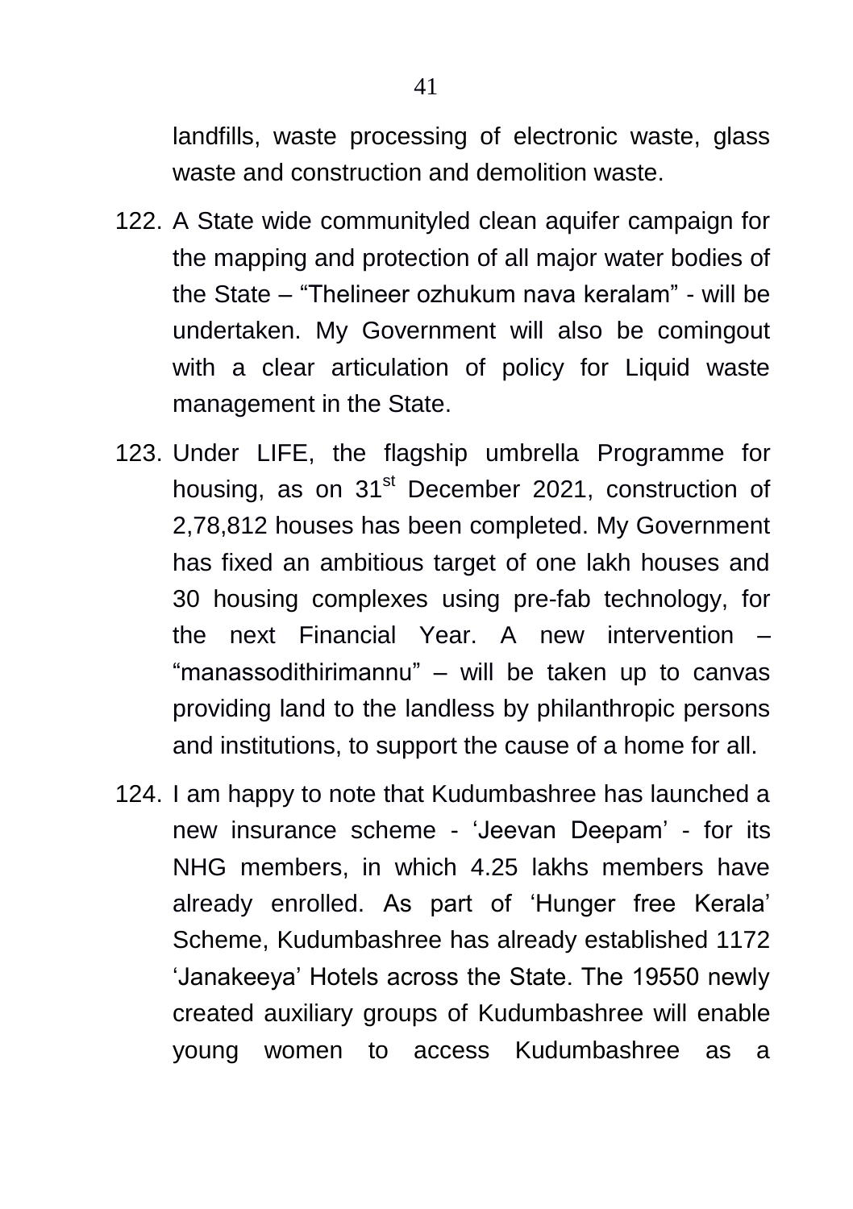landfills, waste processing of electronic waste, glass waste and construction and demolition waste.

122. A State wide communityled clean aquifer campaign for the mapping and protection of all major water bodies of the State – “Thelineer ozhukum nava keralam” - will be undertaken. My Government will also be comingout with a clear articulation of policy for Liquid waste management in the State.

123. Under LIFE, the flagship umbrella Programme for housing, as on 31st December 2021, construction of 2,78,812 houses has been completed. My Government has fixed an ambitious target of one lakh houses and 30 housing complexes using pre-fab technology, for the next Financial Year. A new intervention – “manassodithirimannu” – will be taken up to canvas providing land to the landless by philanthropic persons and institutions, to support the cause of a home for all.

124. I am happy to note that Kudumbashree has launched a new insurance scheme - ‘Jeevan Deepam’ - for its NHG members, in which 4.25 lakhs members have already enrolled. As part of ‘Hunger free Kerala’ Scheme, Kudumbashree has already established 1172 ‘Janakeeya’ Hotels across the State. The 19550 newly created auxiliary groups of Kudumbashree will enable young women to access Kudumbashree as a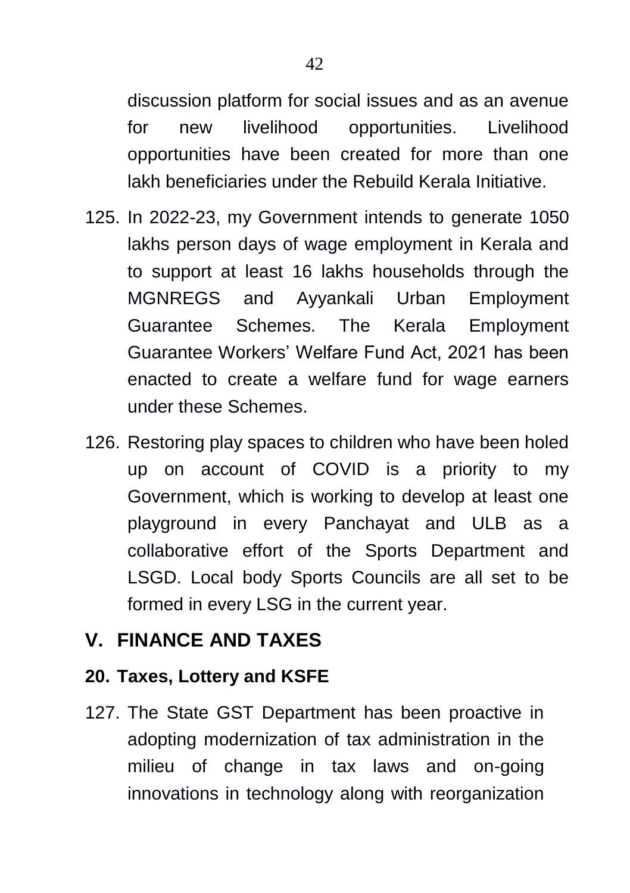discussion platform for social issues and as an avenue for new livelihood opportunities. Livelihood opportunities have been created for more than one lakh beneficiaries under the Rebuild Kerala Initiative.

125. In 2022-23, my Government intends to generate 1050 lakhs person days of wage employment in Kerala and to support at least 16 lakhs households through the MGNREGS and Ayyankali Urban Employment Guarantee Schemes. The Kerala Employment Guarantee Workers' Welfare Fund Act, 2021 has been enacted to create a welfare fund for wage earners under these Schemes.

126. Restoring play spaces to children who have been holed up on account of COVID is a priority to my Government, which is working to develop at least one playground in every Panchayat and ULB as a collaborative effort of the Sports Department and LSGD. Local body Sports Councils are all set to be formed in every LSG in the current year.

## V. FINANCE AND TAXES

### 20. Taxes, Lottery and KSFE

127. The State GST Department has been proactive in adopting modernization of tax administration in the milieu of change in tax laws and on-going innovations in technology along with reorganization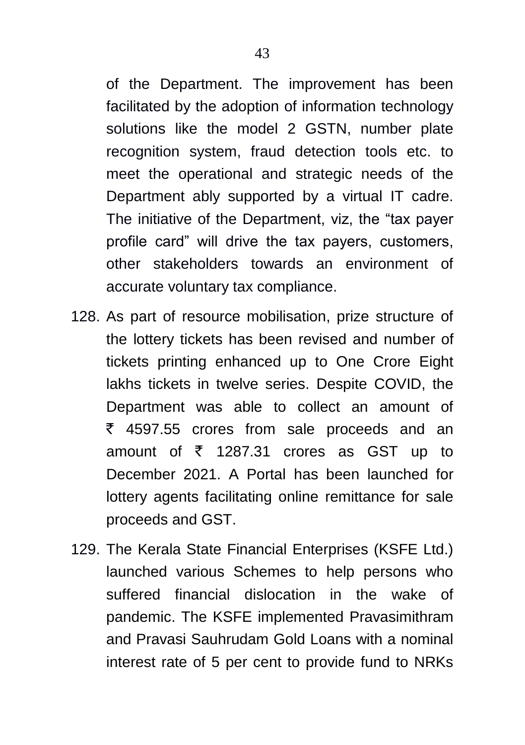of the Department. The improvement has been facilitated by the adoption of information technology solutions like the model 2 GSTN, number plate recognition system, fraud detection tools etc. to meet the operational and strategic needs of the Department ably supported by a virtual IT cadre. The initiative of the Department, viz, the “tax payer profile card” will drive the tax payers, customers, other stakeholders towards an environment of accurate voluntary tax compliance.

128. As part of resource mobilisation, prize structure of the lottery tickets has been revised and number of tickets printing enhanced up to One Crore Eight lakhs tickets in twelve series. Despite COVID, the Department was able to collect an amount of ₹ 4597.55 crores from sale proceeds and an amount of ₹ 1287.31 crores as GST up to December 2021. A Portal has been launched for lottery agents facilitating online remittance for sale proceeds and GST.

129. The Kerala State Financial Enterprises (KSFE Ltd.) launched various Schemes to help persons who suffered financial dislocation in the wake of pandemic. The KSFE implemented Pravasimithram and Pravasi Sauhrudam Gold Loans with a nominal interest rate of 5 per cent to provide fund to NRKs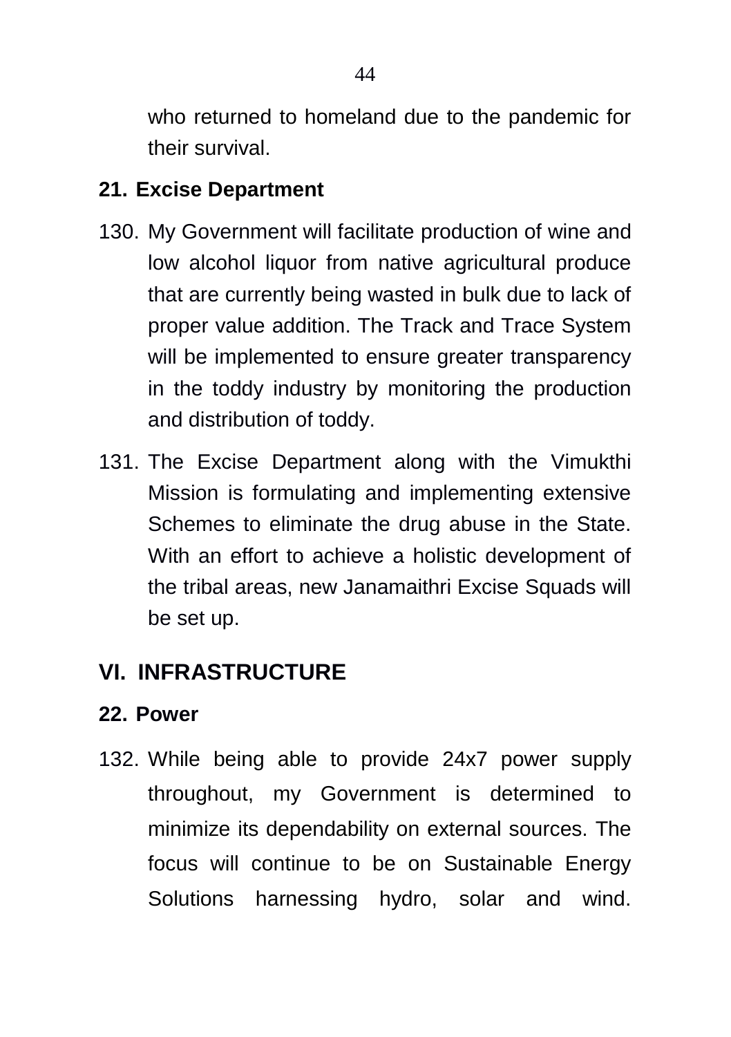who returned to homeland due to the pandemic for their survival.

### 21. Excise Department

130. My Government will facilitate production of wine and low alcohol liquor from native agricultural produce that are currently being wasted in bulk due to lack of proper value addition. The Track and Trace System will be implemented to ensure greater transparency in the toddy industry by monitoring the production and distribution of toddy.

131. The Excise Department along with the Vimukthi Mission is formulating and implementing extensive Schemes to eliminate the drug abuse in the State. With an effort to achieve a holistic development of the tribal areas, new Janamaithri Excise Squads will be set up.

## VI. INFRASTRUCTURE

### 22. Power

132. While being able to provide 24x7 power supply throughout, my Government is determined to minimize its dependability on external sources. The focus will continue to be on Sustainable Energy Solutions harnessing hydro, solar and wind.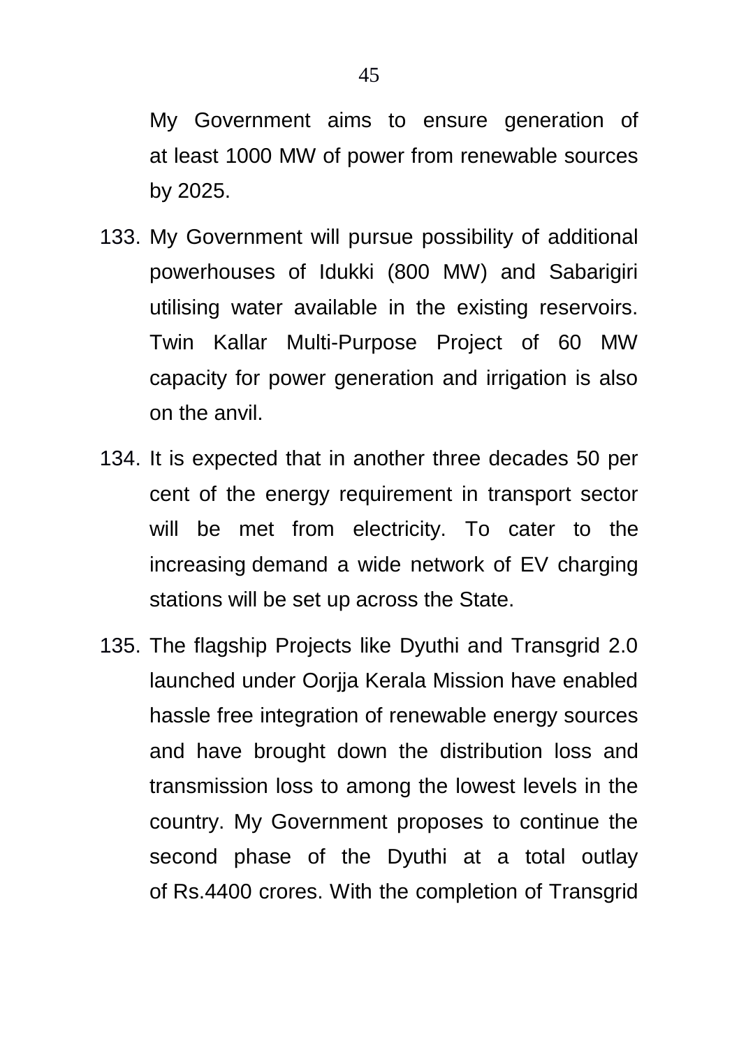My Government aims to ensure generation of at least 1000 MW of power from renewable sources by 2025.

133. My Government will pursue possibility of additional powerhouses of Idukki (800 MW) and Sabarigiri utilising water available in the existing reservoirs. Twin Kallar Multi-Purpose Project of 60 MW capacity for power generation and irrigation is also on the anvil.

134. It is expected that in another three decades 50 per cent of the energy requirement in transport sector will be met from electricity. To cater to the increasing demand a wide network of EV charging stations will be set up across the State.

135. The flagship Projects like Dyuthi and Transgrid 2.0 launched under Oorjja Kerala Mission have enabled hassle free integration of renewable energy sources and have brought down the distribution loss and transmission loss to among the lowest levels in the country. My Government proposes to continue the second phase of the Dyuthi at a total outlay of Rs.4400 crores. With the completion of Transgrid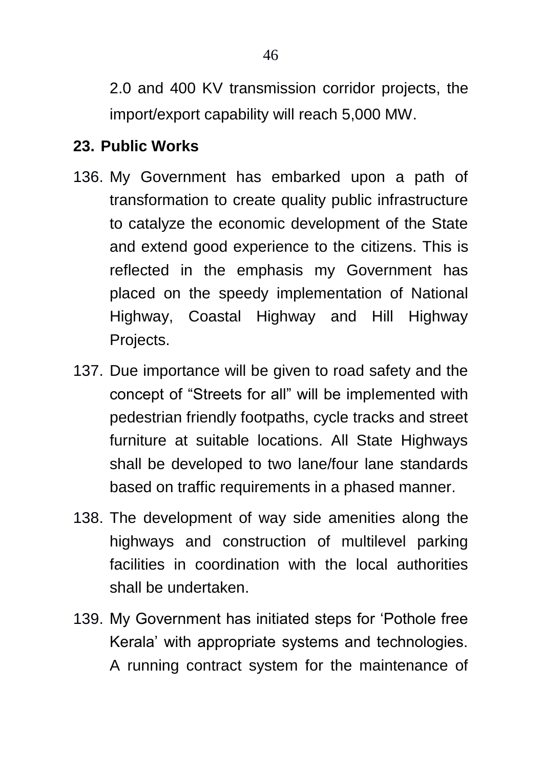2.0 and 400 KV transmission corridor projects, the import/export capability will reach 5,000 MW.

## 23. Public Works

136. My Government has embarked upon a path of transformation to create quality public infrastructure to catalyze the economic development of the State and extend good experience to the citizens. This is reflected in the emphasis my Government has placed on the speedy implementation of National Highway, Coastal Highway and Hill Highway Projects.

137. Due importance will be given to road safety and the concept of “Streets for all” will be implemented with pedestrian friendly footpaths, cycle tracks and street furniture at suitable locations. All State Highways shall be developed to two lane/four lane standards based on traffic requirements in a phased manner.

138. The development of way side amenities along the highways and construction of multilevel parking facilities in coordination with the local authorities shall be undertaken.

139. My Government has initiated steps for ‘Pothole free Kerala’ with appropriate systems and technologies. A running contract system for the maintenance of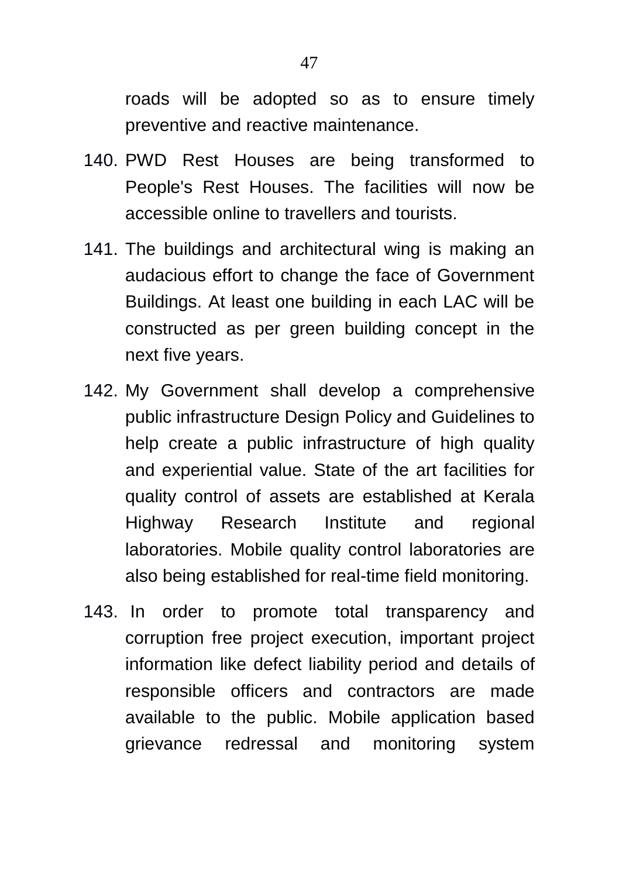roads will be adopted so as to ensure timely preventive and reactive maintenance.

140. PWD Rest Houses are being transformed to People's Rest Houses. The facilities will now be accessible online to travellers and tourists.

141. The buildings and architectural wing is making an audacious effort to change the face of Government Buildings. At least one building in each LAC will be constructed as per green building concept in the next five years.

142. My Government shall develop a comprehensive public infrastructure Design Policy and Guidelines to help create a public infrastructure of high quality and experiential value. State of the art facilities for quality control of assets are established at Kerala Highway Research Institute and regional laboratories. Mobile quality control laboratories are also being established for real-time field monitoring.

143. In order to promote total transparency and corruption free project execution, important project information like defect liability period and details of responsible officers and contractors are made available to the public. Mobile application based grievance redressal and monitoring system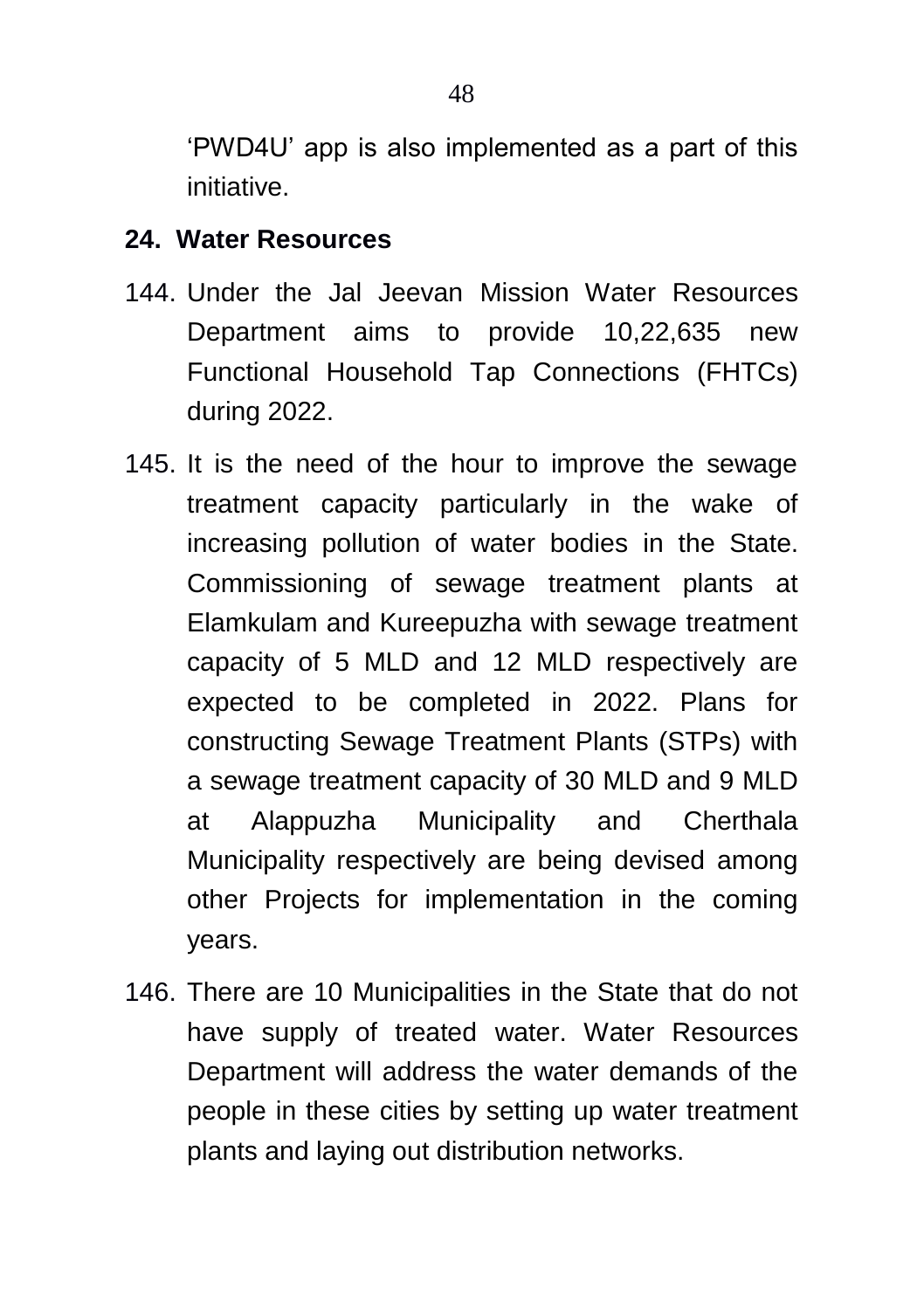'PWD4U' app is also implemented as a part of this initiative.

## 24. Water Resources

144. Under the Jal Jeevan Mission Water Resources Department aims to provide 10,22,635 new Functional Household Tap Connections (FHTCs) during 2022.

145. It is the need of the hour to improve the sewage treatment capacity particularly in the wake of increasing pollution of water bodies in the State. Commissioning of sewage treatment plants at Elamkulam and Kureepuzha with sewage treatment capacity of 5 MLD and 12 MLD respectively are expected to be completed in 2022. Plans for constructing Sewage Treatment Plants (STPs) with a sewage treatment capacity of 30 MLD and 9 MLD at Alappuzha Municipality and Cherthala Municipality respectively are being devised among other Projects for implementation in the coming years.

146. There are 10 Municipalities in the State that do not have supply of treated water. Water Resources Department will address the water demands of the people in these cities by setting up water treatment plants and laying out distribution networks.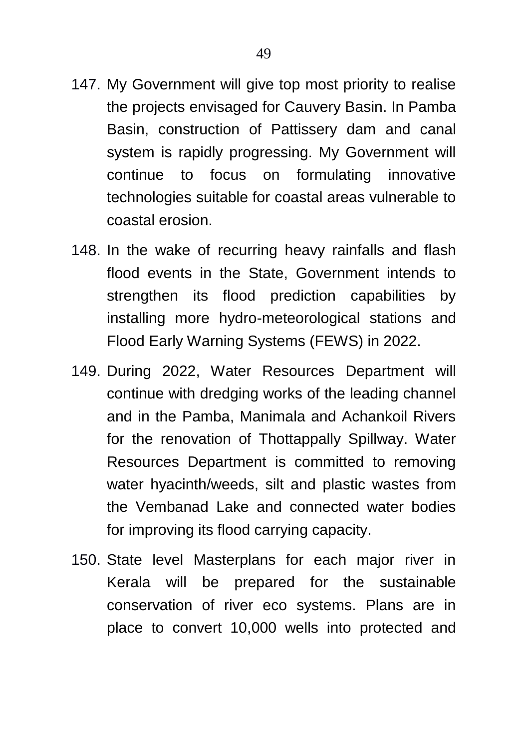147. My Government will give top most priority to realise the projects envisaged for Cauvery Basin. In Pamba Basin, construction of Pattissery dam and canal system is rapidly progressing. My Government will continue to focus on formulating innovative technologies suitable for coastal areas vulnerable to coastal erosion.

148. In the wake of recurring heavy rainfalls and flash flood events in the State, Government intends to strengthen its flood prediction capabilities by installing more hydro-meteorological stations and Flood Early Warning Systems (FEWS) in 2022.

149. During 2022, Water Resources Department will continue with dredging works of the leading channel and in the Pamba, Manimala and Achankoil Rivers for the renovation of Thottappally Spillway. Water Resources Department is committed to removing water hyacinth/weeds, silt and plastic wastes from the Vembanad Lake and connected water bodies for improving its flood carrying capacity.

150. State level Masterplans for each major river in Kerala will be prepared for the sustainable conservation of river eco systems. Plans are in place to convert 10,000 wells into protected and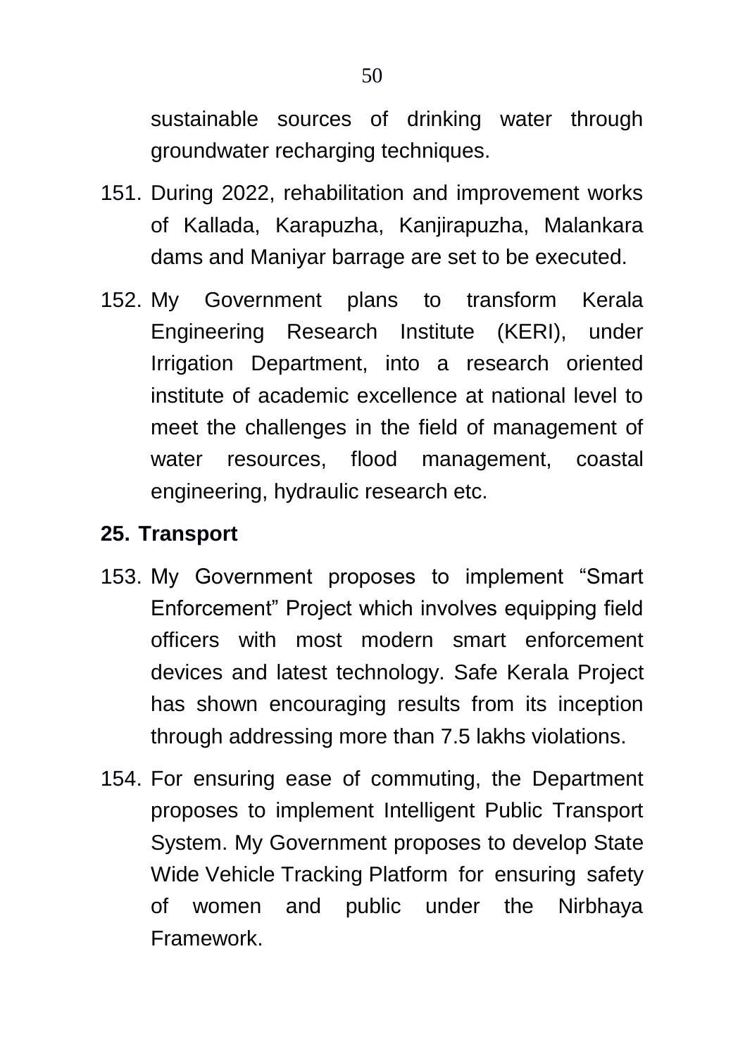sustainable sources of drinking water through groundwater recharging techniques.

151. During 2022, rehabilitation and improvement works of Kallada, Karapuzha, Kanjirapuzha, Malankara dams and Maniyar barrage are set to be executed.

152. My Government plans to transform Kerala Engineering Research Institute (KERI), under Irrigation Department, into a research oriented institute of academic excellence at national level to meet the challenges in the field of management of water resources, flood management, coastal engineering, hydraulic research etc.

## 25. Transport

153. My Government proposes to implement "Smart Enforcement" Project which involves equipping field officers with most modern smart enforcement devices and latest technology. Safe Kerala Project has shown encouraging results from its inception through addressing more than 7.5 lakhs violations.

154. For ensuring ease of commuting, the Department proposes to implement Intelligent Public Transport System. My Government proposes to develop State Wide Vehicle Tracking Platform for ensuring safety of women and public under the Nirbhaya Framework.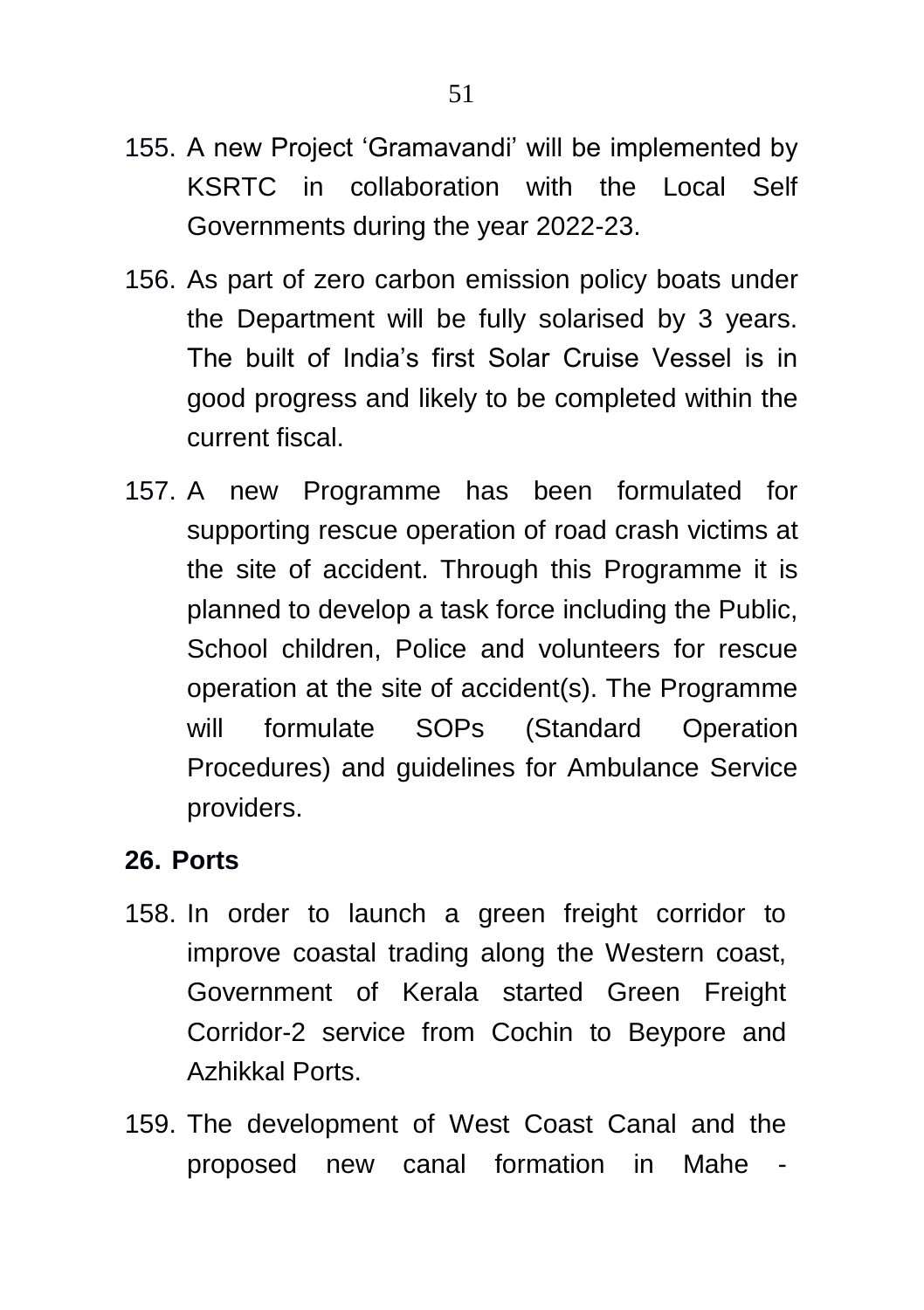155. A new Project ‘Gramavandi’ will be implemented by KSRTC in collaboration with the Local Self Governments during the year 2022-23.

156. As part of zero carbon emission policy boats under the Department will be fully solarised by 3 years. The built of India’s first Solar Cruise Vessel is in good progress and likely to be completed within the current fiscal.

157. A new Programme has been formulated for supporting rescue operation of road crash victims at the site of accident. Through this Programme it is planned to develop a task force including the Public, School children, Police and volunteers for rescue operation at the site of accident(s). The Programme will formulate SOPs (Standard Operation Procedures) and guidelines for Ambulance Service providers.

## 26. Ports

158. In order to launch a green freight corridor to improve coastal trading along the Western coast, Government of Kerala started Green Freight Corridor-2 service from Cochin to Beypore and Azhikkal Ports.

159. The development of West Coast Canal and the proposed new canal formation in Mahe -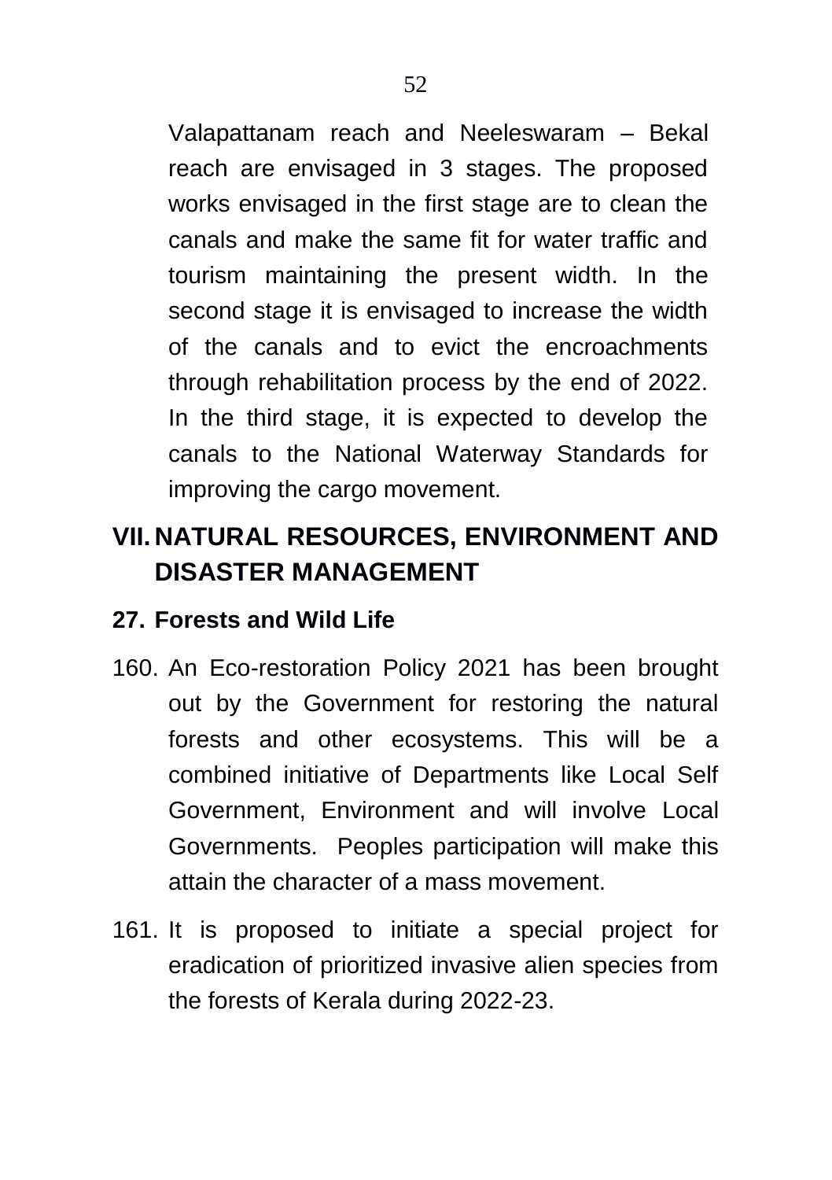Valapattanam reach and Neeleswaram – Bekal reach are envisaged in 3 stages. The proposed works envisaged in the first stage are to clean the canals and make the same fit for water traffic and tourism maintaining the present width. In the second stage it is envisaged to increase the width of the canals and to evict the encroachments through rehabilitation process by the end of 2022. In the third stage, it is expected to develop the canals to the National Waterway Standards for improving the cargo movement.

## VII. NATURAL RESOURCES, ENVIRONMENT AND DISASTER MANAGEMENT

### 27. Forests and Wild Life

160. An Eco-restoration Policy 2021 has been brought out by the Government for restoring the natural forests and other ecosystems. This will be a combined initiative of Departments like Local Self Government, Environment and will involve Local Governments. Peoples participation will make this attain the character of a mass movement.

161. It is proposed to initiate a special project for eradication of prioritized invasive alien species from the forests of Kerala during 2022-23.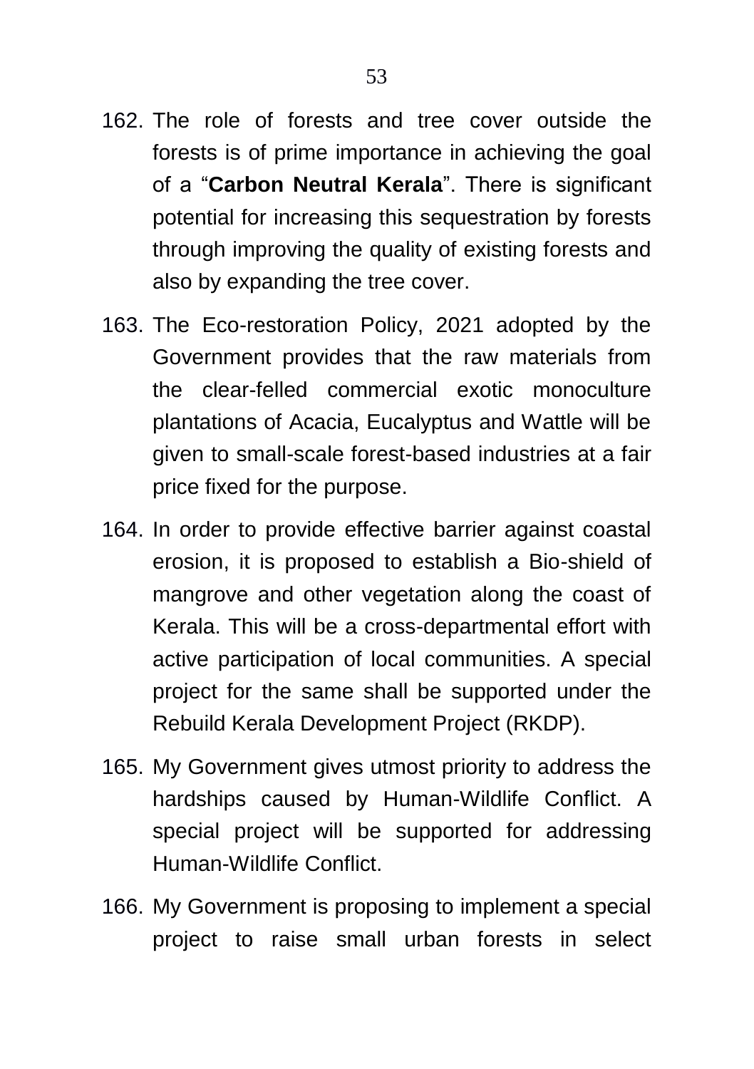162. The role of forests and tree cover outside the forests is of prime importance in achieving the goal of a "**Carbon Neutral Kerala**". There is significant potential for increasing this sequestration by forests through improving the quality of existing forests and also by expanding the tree cover.

163. The Eco-restoration Policy, 2021 adopted by the Government provides that the raw materials from the clear-felled commercial exotic monoculture plantations of Acacia, Eucalyptus and Wattle will be given to small-scale forest-based industries at a fair price fixed for the purpose.

164. In order to provide effective barrier against coastal erosion, it is proposed to establish a Bio-shield of mangrove and other vegetation along the coast of Kerala. This will be a cross-departmental effort with active participation of local communities. A special project for the same shall be supported under the Rebuild Kerala Development Project (RKDP).

165. My Government gives utmost priority to address the hardships caused by Human-Wildlife Conflict. A special project will be supported for addressing Human-Wildlife Conflict.

166. My Government is proposing to implement a special project to raise small urban forests in select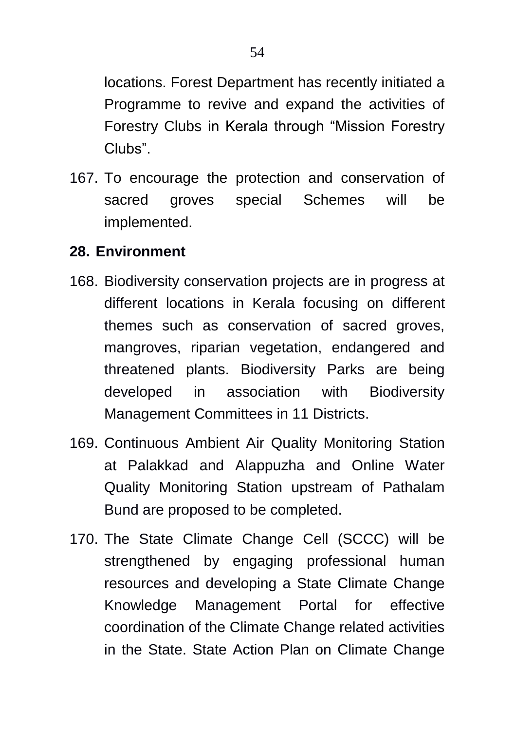locations. Forest Department has recently initiated a Programme to revive and expand the activities of Forestry Clubs in Kerala through “Mission Forestry Clubs”.

167. To encourage the protection and conservation of sacred groves special Schemes will be implemented.

## 28. Environment

168. Biodiversity conservation projects are in progress at different locations in Kerala focusing on different themes such as conservation of sacred groves, mangroves, riparian vegetation, endangered and threatened plants. Biodiversity Parks are being developed in association with Biodiversity Management Committees in 11 Districts.

169. Continuous Ambient Air Quality Monitoring Station at Palakkad and Alappuzha and Online Water Quality Monitoring Station upstream of Pathalam Bund are proposed to be completed.

170. The State Climate Change Cell (SCCC) will be strengthened by engaging professional human resources and developing a State Climate Change Knowledge Management Portal for effective coordination of the Climate Change related activities in the State. State Action Plan on Climate Change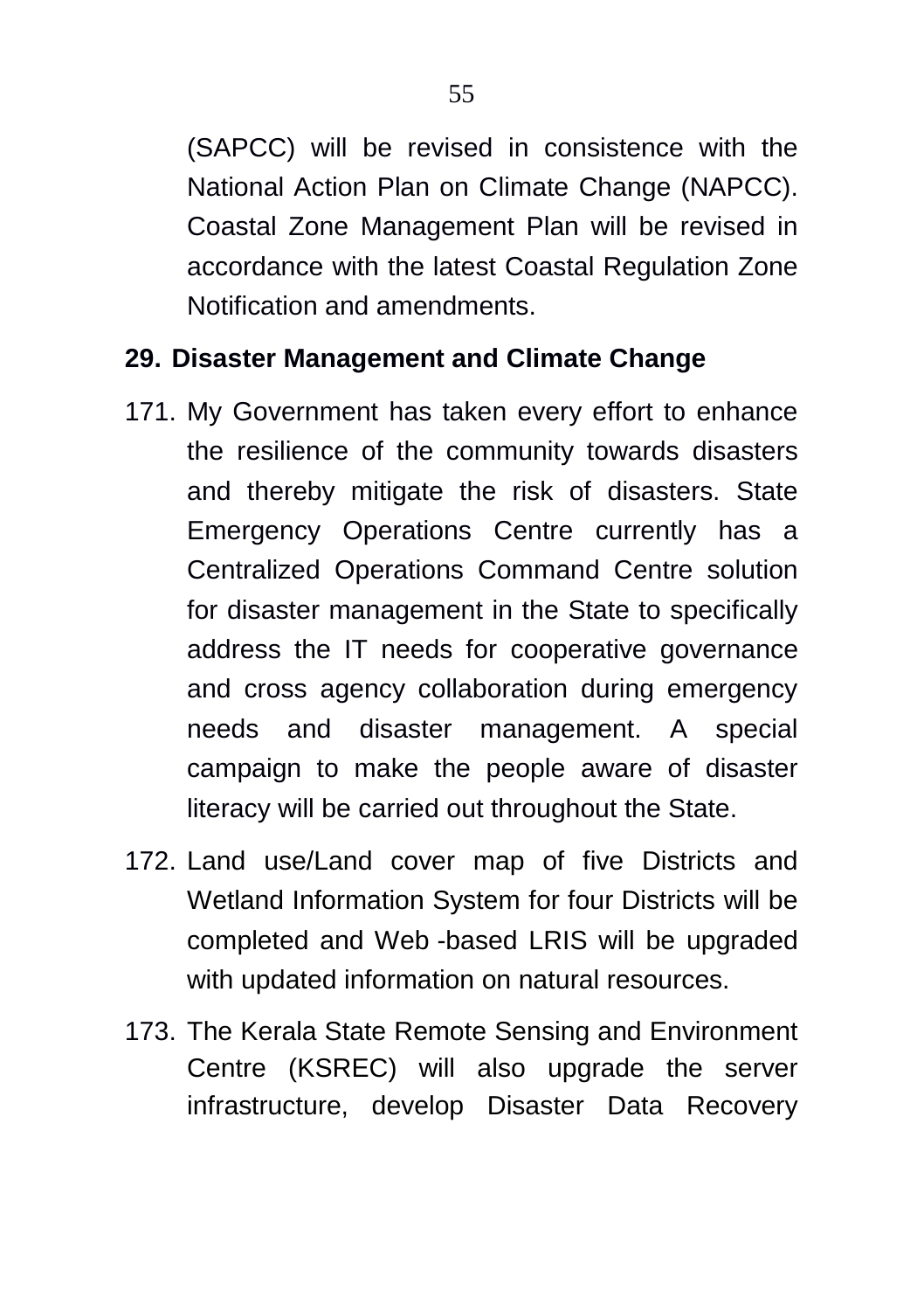(SAPCC) will be revised in consistence with the National Action Plan on Climate Change (NAPCC). Coastal Zone Management Plan will be revised in accordance with the latest Coastal Regulation Zone Notification and amendments.

## 29. Disaster Management and Climate Change

171. My Government has taken every effort to enhance the resilience of the community towards disasters and thereby mitigate the risk of disasters. State Emergency Operations Centre currently has a Centralized Operations Command Centre solution for disaster management in the State to specifically address the IT needs for cooperative governance and cross agency collaboration during emergency needs and disaster management. A special campaign to make the people aware of disaster literacy will be carried out throughout the State.

172. Land use/Land cover map of five Districts and Wetland Information System for four Districts will be completed and Web -based LRIS will be upgraded with updated information on natural resources.

173. The Kerala State Remote Sensing and Environment Centre (KSREC) will also upgrade the server infrastructure, develop Disaster Data Recovery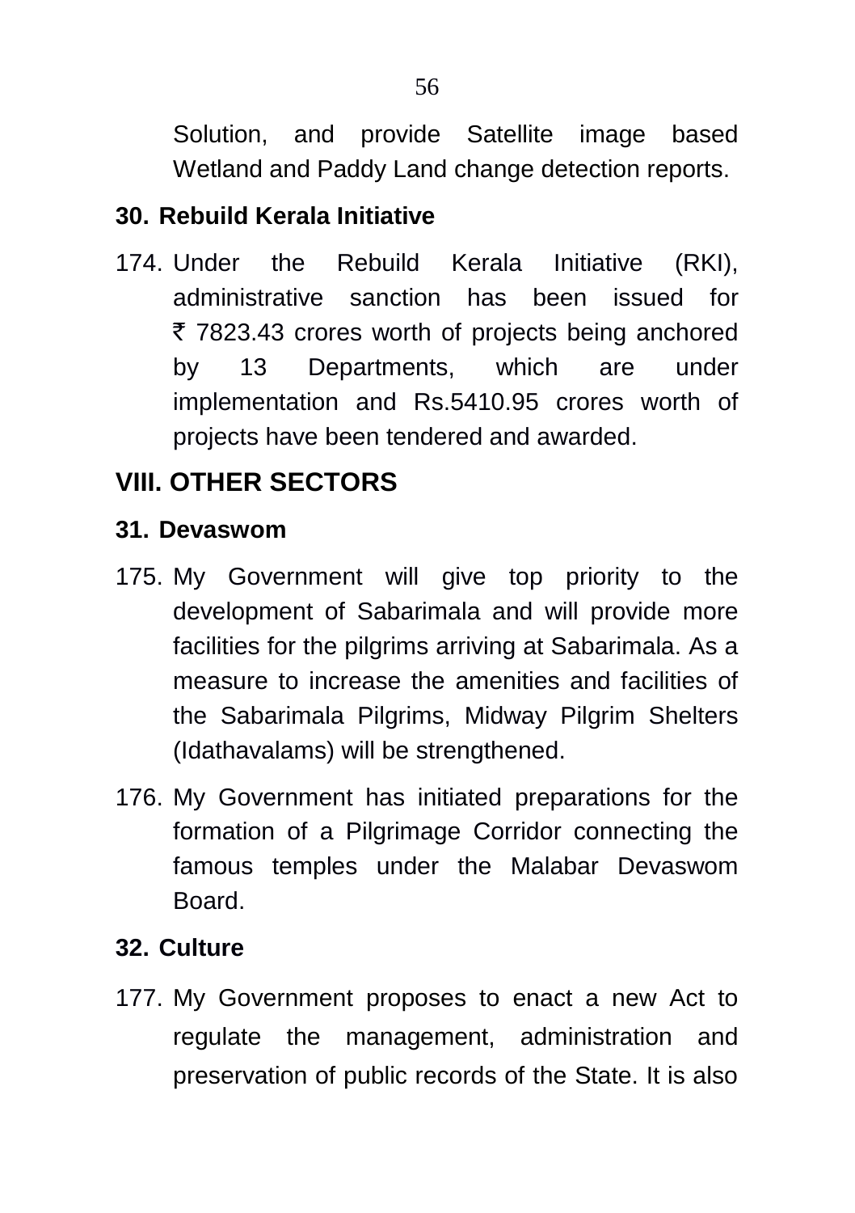Solution, and provide Satellite image based Wetland and Paddy Land change detection reports.

### 30. Rebuild Kerala Initiative

174. Under the Rebuild Kerala Initiative (RKI), administrative sanction has been issued for ₹ 7823.43 crores worth of projects being anchored by 13 Departments, which are under implementation and Rs.5410.95 crores worth of projects have been tendered and awarded.

## VIII. OTHER SECTORS

### 31. Devaswom

175. My Government will give top priority to the development of Sabarimala and will provide more facilities for the pilgrims arriving at Sabarimala. As a measure to increase the amenities and facilities of the Sabarimala Pilgrims, Midway Pilgrim Shelters (Idathavalams) will be strengthened.

176. My Government has initiated preparations for the formation of a Pilgrimage Corridor connecting the famous temples under the Malabar Devaswom Board.

### 32. Culture

177. My Government proposes to enact a new Act to regulate the management, administration and preservation of public records of the State. It is also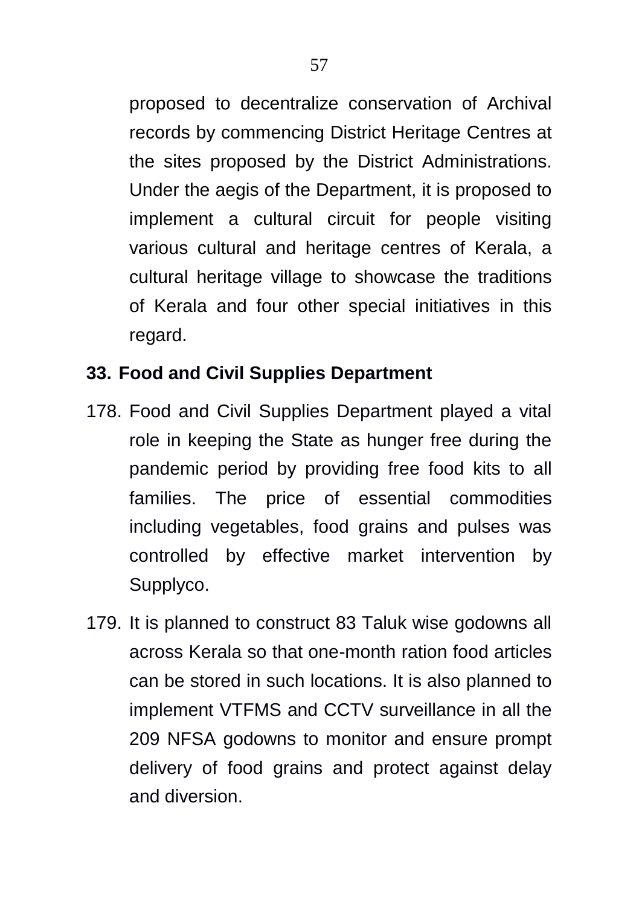proposed to decentralize conservation of Archival records by commencing District Heritage Centres at the sites proposed by the District Administrations. Under the aegis of the Department, it is proposed to implement a cultural circuit for people visiting various cultural and heritage centres of Kerala, a cultural heritage village to showcase the traditions of Kerala and four other special initiatives in this regard.

## 33. Food and Civil Supplies Department

178. Food and Civil Supplies Department played a vital role in keeping the State as hunger free during the pandemic period by providing free food kits to all families. The price of essential commodities including vegetables, food grains and pulses was controlled by effective market intervention by Supplyco.

179. It is planned to construct 83 Taluk wise godowns all across Kerala so that one-month ration food articles can be stored in such locations. It is also planned to implement VTFMS and CCTV surveillance in all the 209 NFSA godowns to monitor and ensure prompt delivery of food grains and protect against delay and diversion.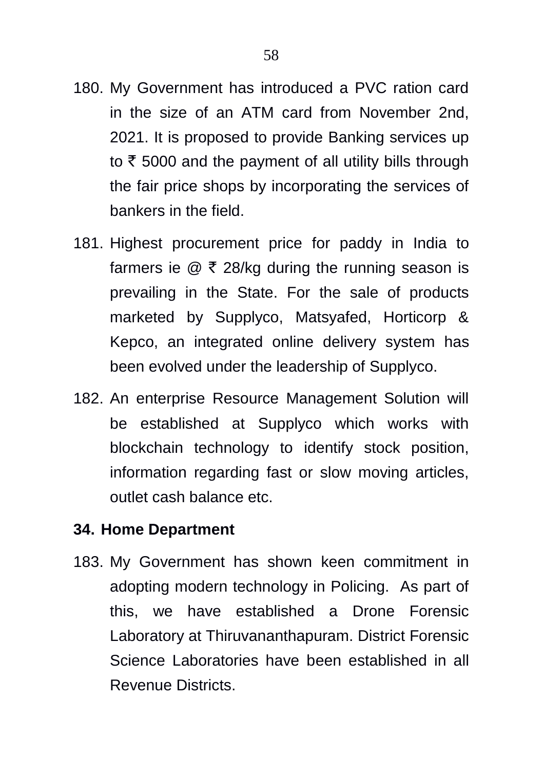180. My Government has introduced a PVC ration card in the size of an ATM card from November 2nd, 2021. It is proposed to provide Banking services up to ₹ 5000 and the payment of all utility bills through the fair price shops by incorporating the services of bankers in the field.

181. Highest procurement price for paddy in India to farmers ie @ ₹ 28/kg during the running season is prevailing in the State. For the sale of products marketed by Supplyco, Matsyafed, Horticorp & Kepco, an integrated online delivery system has been evolved under the leadership of Supplyco.

182. An enterprise Resource Management Solution will be established at Supplyco which works with blockchain technology to identify stock position, information regarding fast or slow moving articles, outlet cash balance etc.

**34. Home Department**

183. My Government has shown keen commitment in adopting modern technology in Policing. As part of this, we have established a Drone Forensic Laboratory at Thiruvananthapuram. District Forensic Science Laboratories have been established in all Revenue Districts.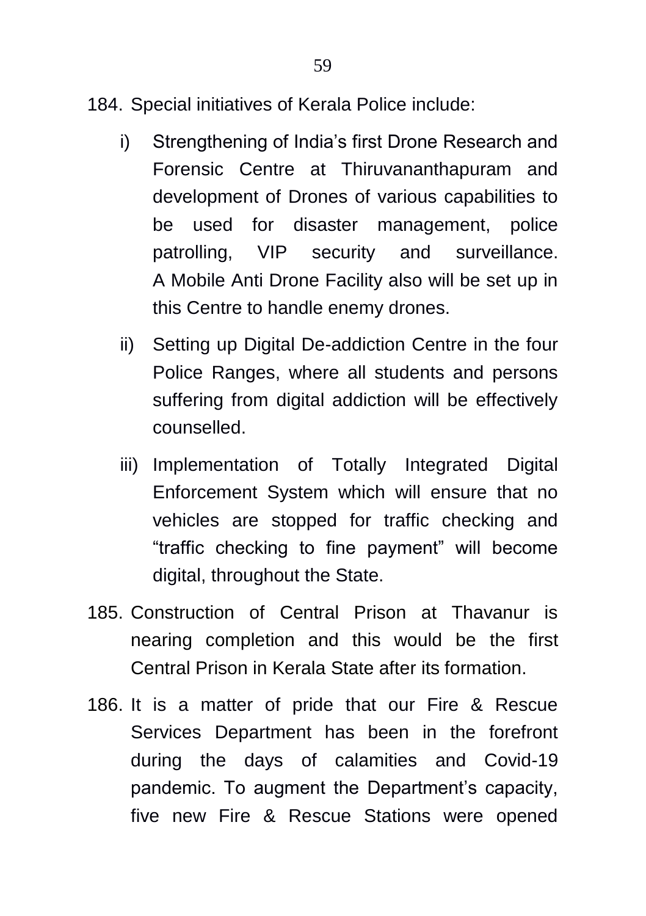184. Special initiatives of Kerala Police include:

i) Strengthening of India's first Drone Research and Forensic Centre at Thiruvananthapuram and development of Drones of various capabilities to be used for disaster management, police patrolling, VIP security and surveillance. A Mobile Anti Drone Facility also will be set up in this Centre to handle enemy drones.

ii) Setting up Digital De-addiction Centre in the four Police Ranges, where all students and persons suffering from digital addiction will be effectively counselled.

iii) Implementation of Totally Integrated Digital Enforcement System which will ensure that no vehicles are stopped for traffic checking and "traffic checking to fine payment" will become digital, throughout the State.

185. Construction of Central Prison at Thavanur is nearing completion and this would be the first Central Prison in Kerala State after its formation.

186. It is a matter of pride that our Fire & Rescue Services Department has been in the forefront during the days of calamities and Covid-19 pandemic. To augment the Department's capacity, five new Fire & Rescue Stations were opened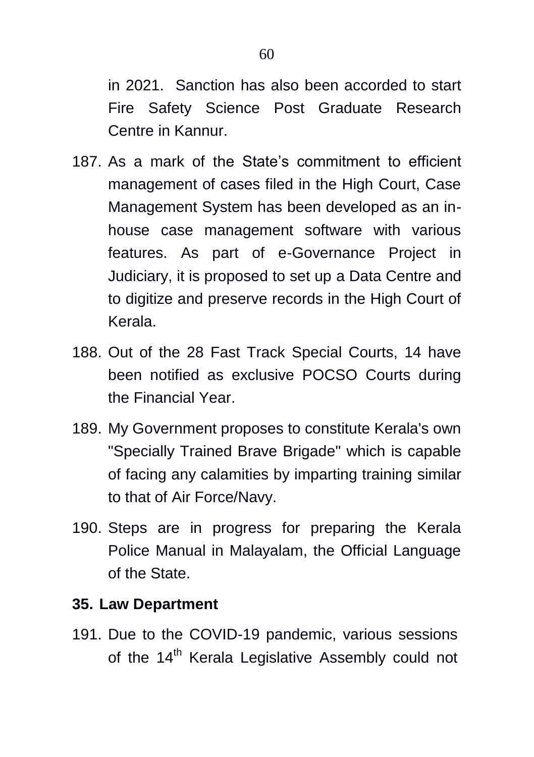in 2021. Sanction has also been accorded to start Fire Safety Science Post Graduate Research Centre in Kannur.

187. As a mark of the State's commitment to efficient management of cases filed in the High Court, Case Management System has been developed as an in-house case management software with various features. As part of e-Governance Project in Judiciary, it is proposed to set up a Data Centre and to digitize and preserve records in the High Court of Kerala.

188. Out of the 28 Fast Track Special Courts, 14 have been notified as exclusive POCSO Courts during the Financial Year.

189. My Government proposes to constitute Kerala's own "Specially Trained Brave Brigade" which is capable of facing any calamities by imparting training similar to that of Air Force/Navy.

190. Steps are in progress for preparing the Kerala Police Manual in Malayalam, the Official Language of the State.

## 35. Law Department

191. Due to the COVID-19 pandemic, various sessions of the 14th Kerala Legislative Assembly could not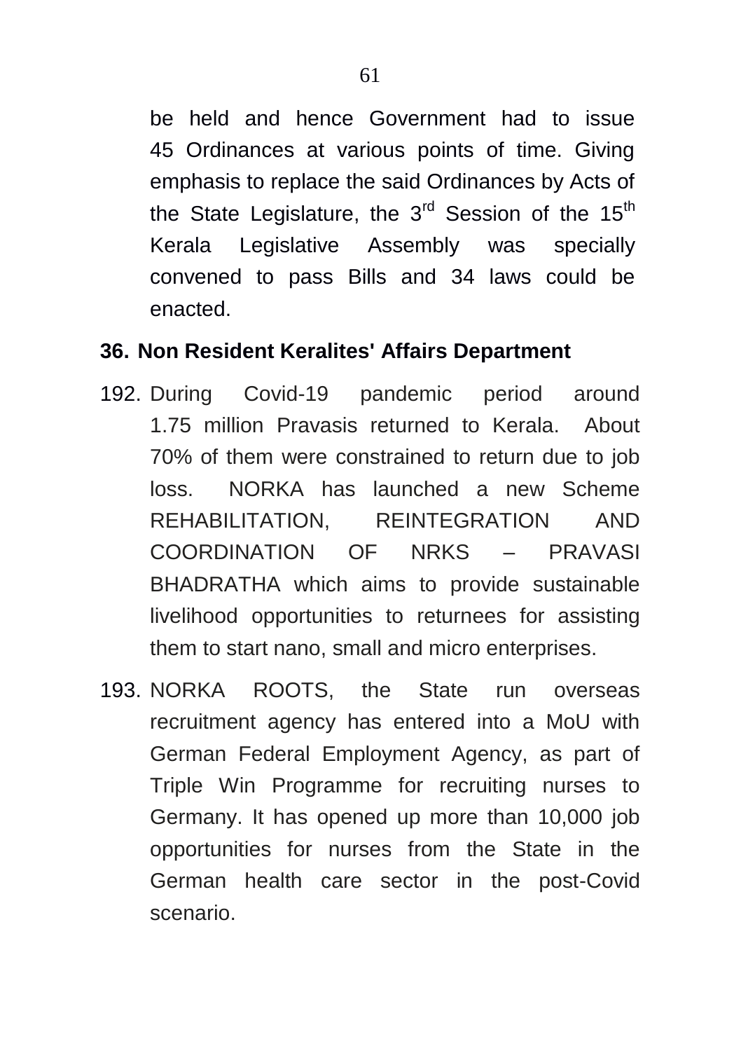be held and hence Government had to issue 45 Ordinances at various points of time. Giving emphasis to replace the said Ordinances by Acts of the State Legislature, the 3rd Session of the 15th Kerala Legislative Assembly was specially convened to pass Bills and 34 laws could be enacted.

## 36. Non Resident Keralites' Affairs Department

192. During Covid-19 pandemic period around 1.75 million Pravasis returned to Kerala. About 70% of them were constrained to return due to job loss. NORKA has launched a new Scheme REHABILITATION, REINTEGRATION AND COORDINATION OF NRKS – PRAVASI BHADRATHA which aims to provide sustainable livelihood opportunities to returnees for assisting them to start nano, small and micro enterprises.

193. NORKA ROOTS, the State run overseas recruitment agency has entered into a MoU with German Federal Employment Agency, as part of Triple Win Programme for recruiting nurses to Germany. It has opened up more than 10,000 job opportunities for nurses from the State in the German health care sector in the post-Covid scenario.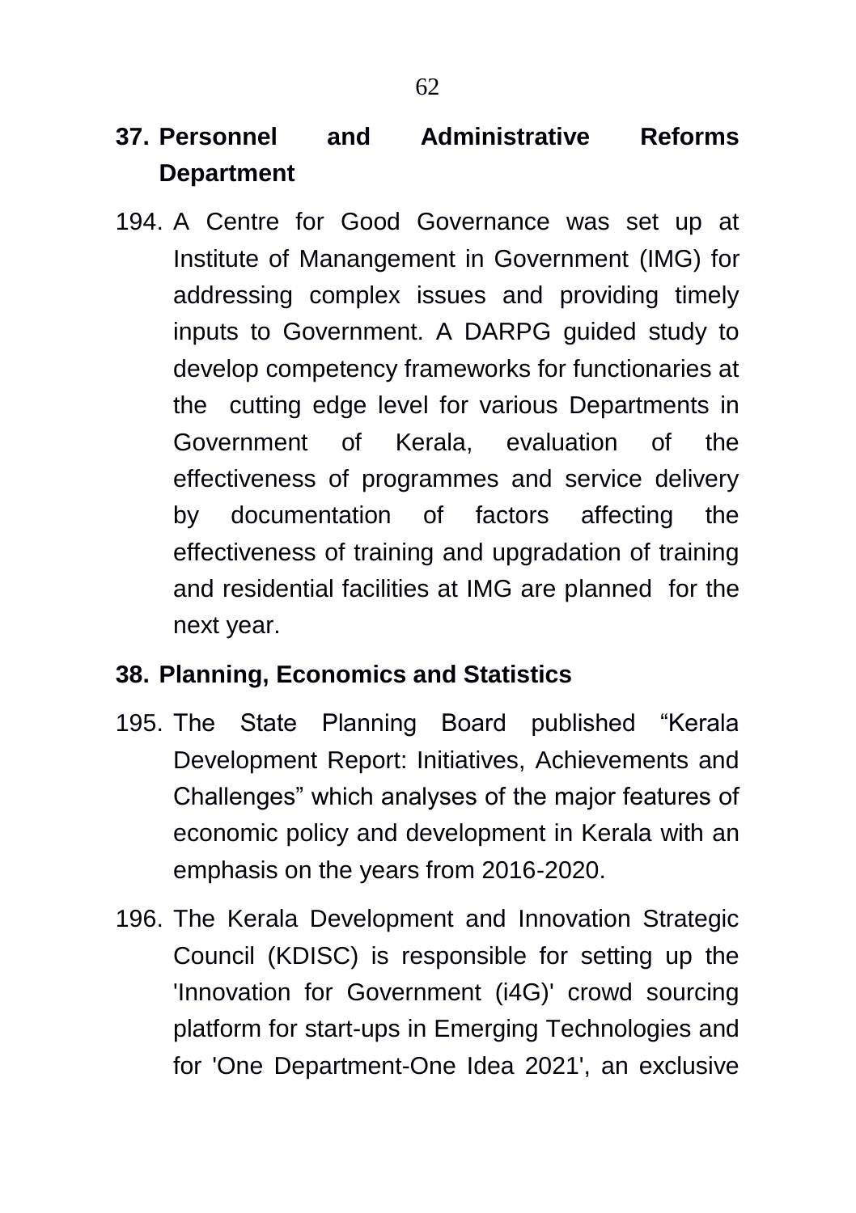## 37. Personnel and Administrative Reforms Department

194. A Centre for Good Governance was set up at Institute of Manangement in Government (IMG) for addressing complex issues and providing timely inputs to Government. A DARPG guided study to develop competency frameworks for functionaries at the cutting edge level for various Departments in Government of Kerala, evaluation of the effectiveness of programmes and service delivery by documentation of factors affecting the effectiveness of training and upgradation of training and residential facilities at IMG are planned for the next year.

## 38. Planning, Economics and Statistics

195. The State Planning Board published "Kerala Development Report: Initiatives, Achievements and Challenges" which analyses of the major features of economic policy and development in Kerala with an emphasis on the years from 2016-2020.

196. The Kerala Development and Innovation Strategic Council (KDISC) is responsible for setting up the 'Innovation for Government (i4G)' crowd sourcing platform for start-ups in Emerging Technologies and for 'One Department-One Idea 2021', an exclusive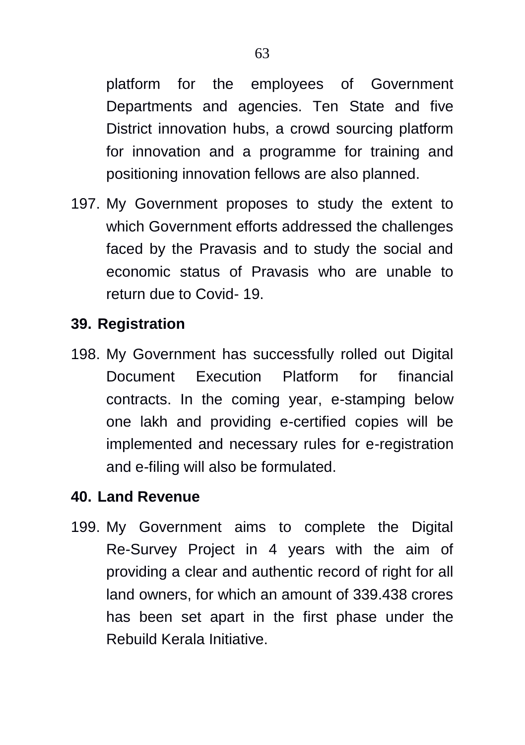platform for the employees of Government Departments and agencies. Ten State and five District innovation hubs, a crowd sourcing platform for innovation and a programme for training and positioning innovation fellows are also planned.

197. My Government proposes to study the extent to which Government efforts addressed the challenges faced by the Pravasis and to study the social and economic status of Pravasis who are unable to return due to Covid- 19.

## 39. Registration

198. My Government has successfully rolled out Digital Document Execution Platform for financial contracts. In the coming year, e-stamping below one lakh and providing e-certified copies will be implemented and necessary rules for e-registration and e-filing will also be formulated.

## 40. Land Revenue

199. My Government aims to complete the Digital Re-Survey Project in 4 years with the aim of providing a clear and authentic record of right for all land owners, for which an amount of 339.438 crores has been set apart in the first phase under the Rebuild Kerala Initiative.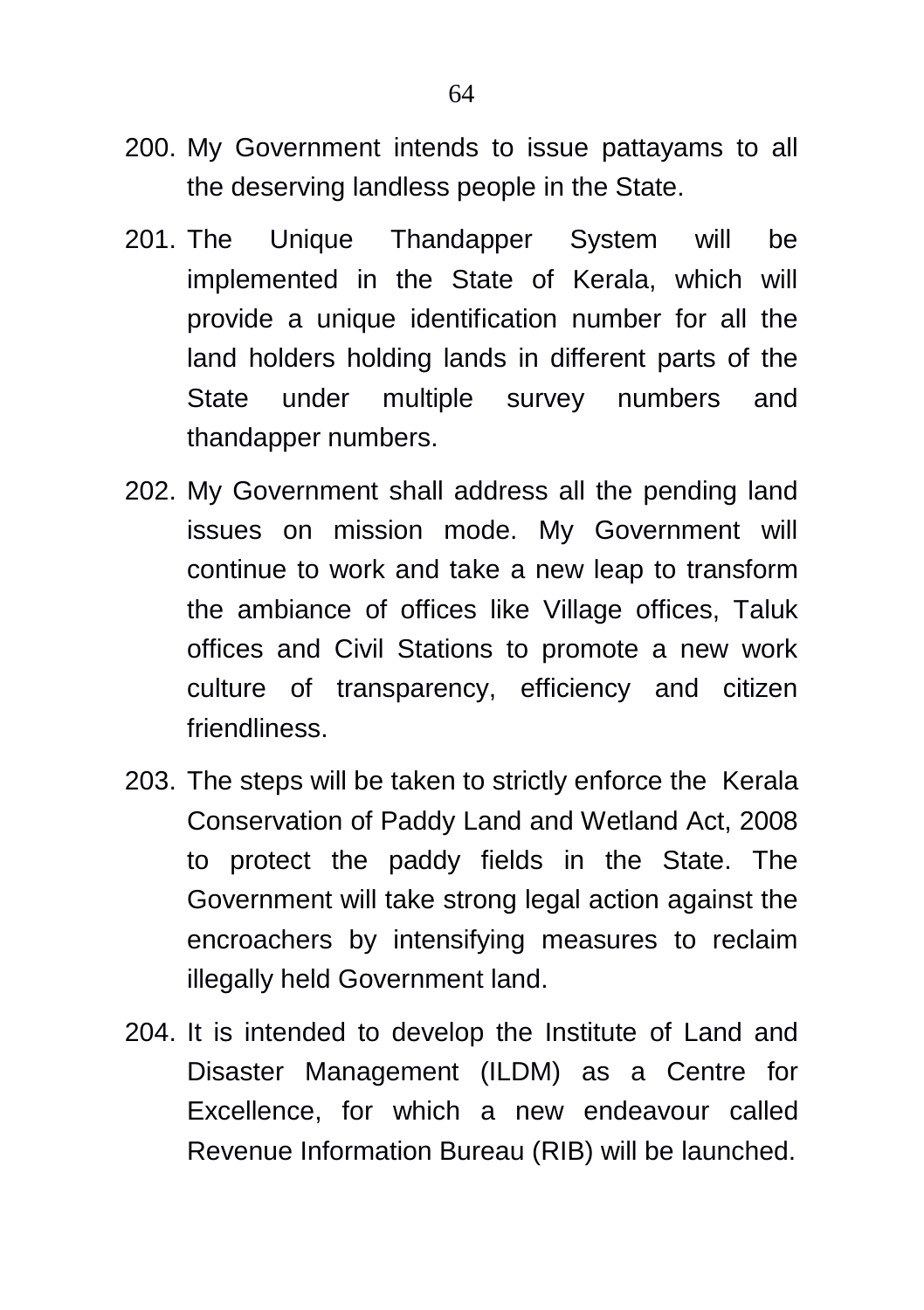200. My Government intends to issue pattayams to all the deserving landless people in the State.

201. The Unique Thandapper System will be implemented in the State of Kerala, which will provide a unique identification number for all the land holders holding lands in different parts of the State under multiple survey numbers and thandapper numbers.

202. My Government shall address all the pending land issues on mission mode. My Government will continue to work and take a new leap to transform the ambiance of offices like Village offices, Taluk offices and Civil Stations to promote a new work culture of transparency, efficiency and citizen friendliness.

203. The steps will be taken to strictly enforce the Kerala Conservation of Paddy Land and Wetland Act, 2008 to protect the paddy fields in the State. The Government will take strong legal action against the encroachers by intensifying measures to reclaim illegally held Government land.

204. It is intended to develop the Institute of Land and Disaster Management (ILDM) as a Centre for Excellence, for which a new endeavour called Revenue Information Bureau (RIB) will be launched.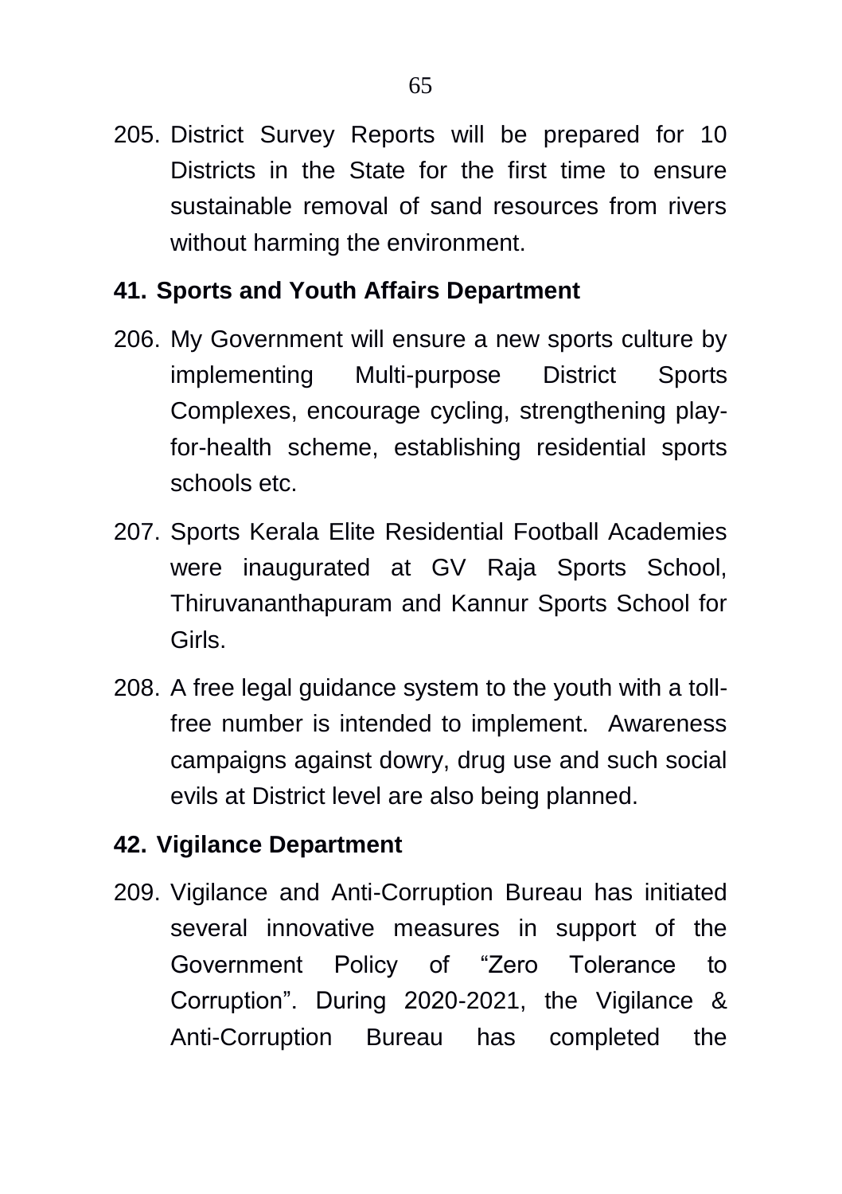205. District Survey Reports will be prepared for 10 Districts in the State for the first time to ensure sustainable removal of sand resources from rivers without harming the environment.

## 41. Sports and Youth Affairs Department

206. My Government will ensure a new sports culture by implementing Multi-purpose District Sports Complexes, encourage cycling, strengthening play-for-health scheme, establishing residential sports schools etc.

207. Sports Kerala Elite Residential Football Academies were inaugurated at GV Raja Sports School, Thiruvananthapuram and Kannur Sports School for Girls.

208. A free legal guidance system to the youth with a toll-free number is intended to implement. Awareness campaigns against dowry, drug use and such social evils at District level are also being planned.

## 42. Vigilance Department

209. Vigilance and Anti-Corruption Bureau has initiated several innovative measures in support of the Government Policy of “Zero Tolerance to Corruption”. During 2020-2021, the Vigilance & Anti-Corruption Bureau has completed the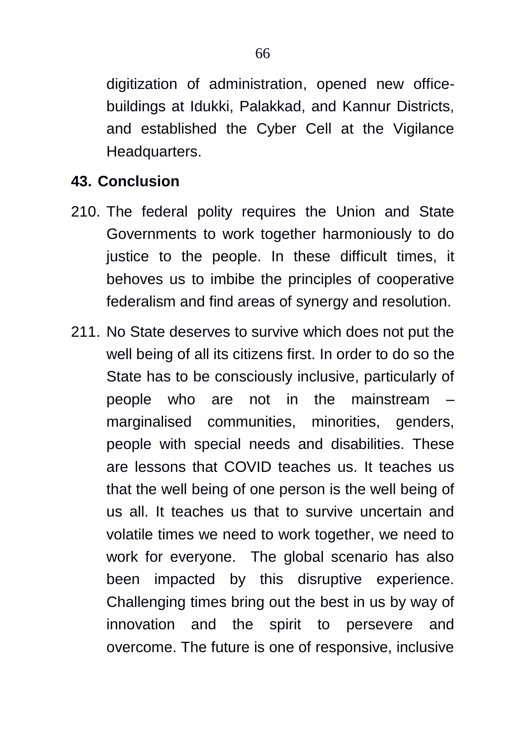digitization of administration, opened new office-buildings at Idukki, Palakkad, and Kannur Districts, and established the Cyber Cell at the Vigilance Headquarters.

## 43. Conclusion

210. The federal polity requires the Union and State Governments to work together harmoniously to do justice to the people. In these difficult times, it behoves us to imbibe the principles of cooperative federalism and find areas of synergy and resolution.

211. No State deserves to survive which does not put the well being of all its citizens first. In order to do so the State has to be consciously inclusive, particularly of people who are not in the mainstream – marginalised communities, minorities, genders, people with special needs and disabilities. These are lessons that COVID teaches us. It teaches us that the well being of one person is the well being of us all. It teaches us that to survive uncertain and volatile times we need to work together, we need to work for everyone. The global scenario has also been impacted by this disruptive experience. Challenging times bring out the best in us by way of innovation and the spirit to persevere and overcome. The future is one of responsive, inclusive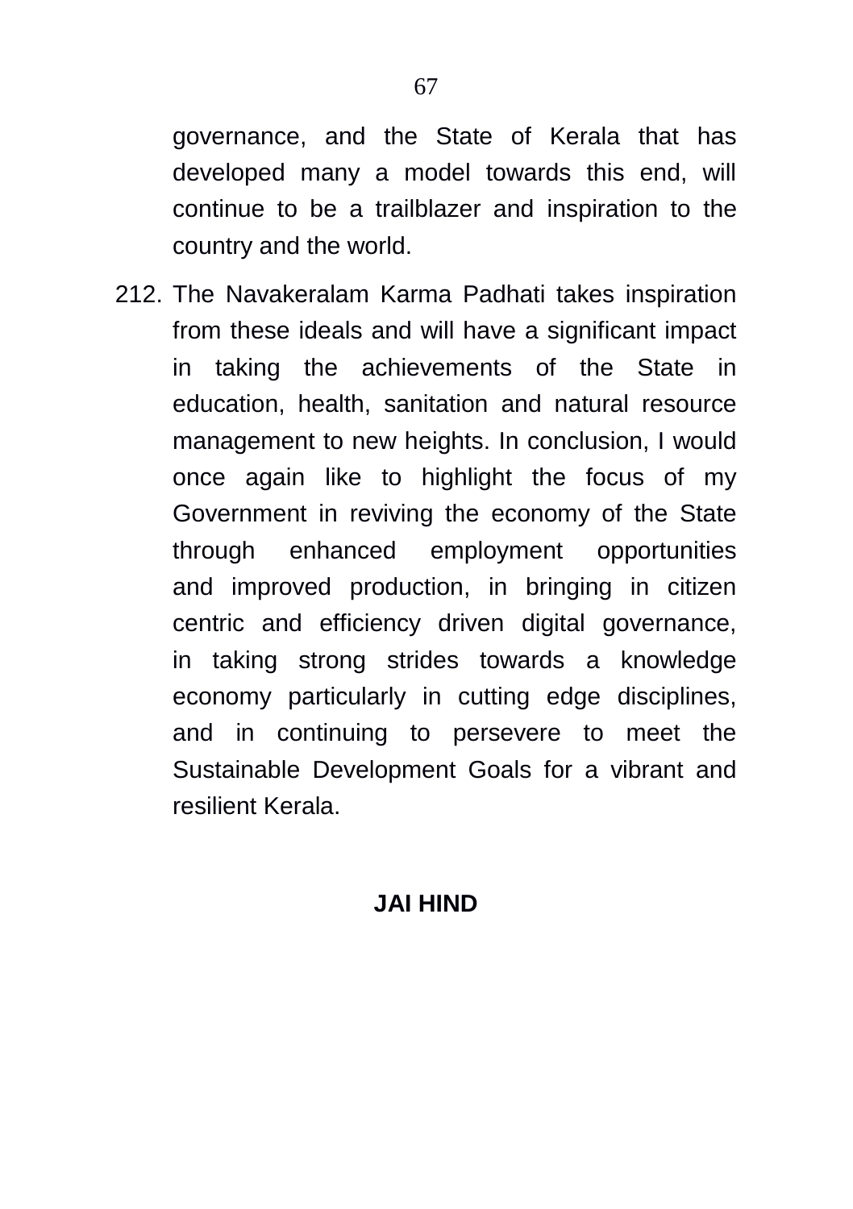governance, and the State of Kerala that has developed many a model towards this end, will continue to be a trailblazer and inspiration to the country and the world.

212. The Navakeralam Karma Padhati takes inspiration from these ideals and will have a significant impact in taking the achievements of the State in education, health, sanitation and natural resource management to new heights. In conclusion, I would once again like to highlight the focus of my Government in reviving the economy of the State through enhanced employment opportunities and improved production, in bringing in citizen centric and efficiency driven digital governance, in taking strong strides towards a knowledge economy particularly in cutting edge disciplines, and in continuing to persevere to meet the Sustainable Development Goals for a vibrant and resilient Kerala.

**JAI HIND**